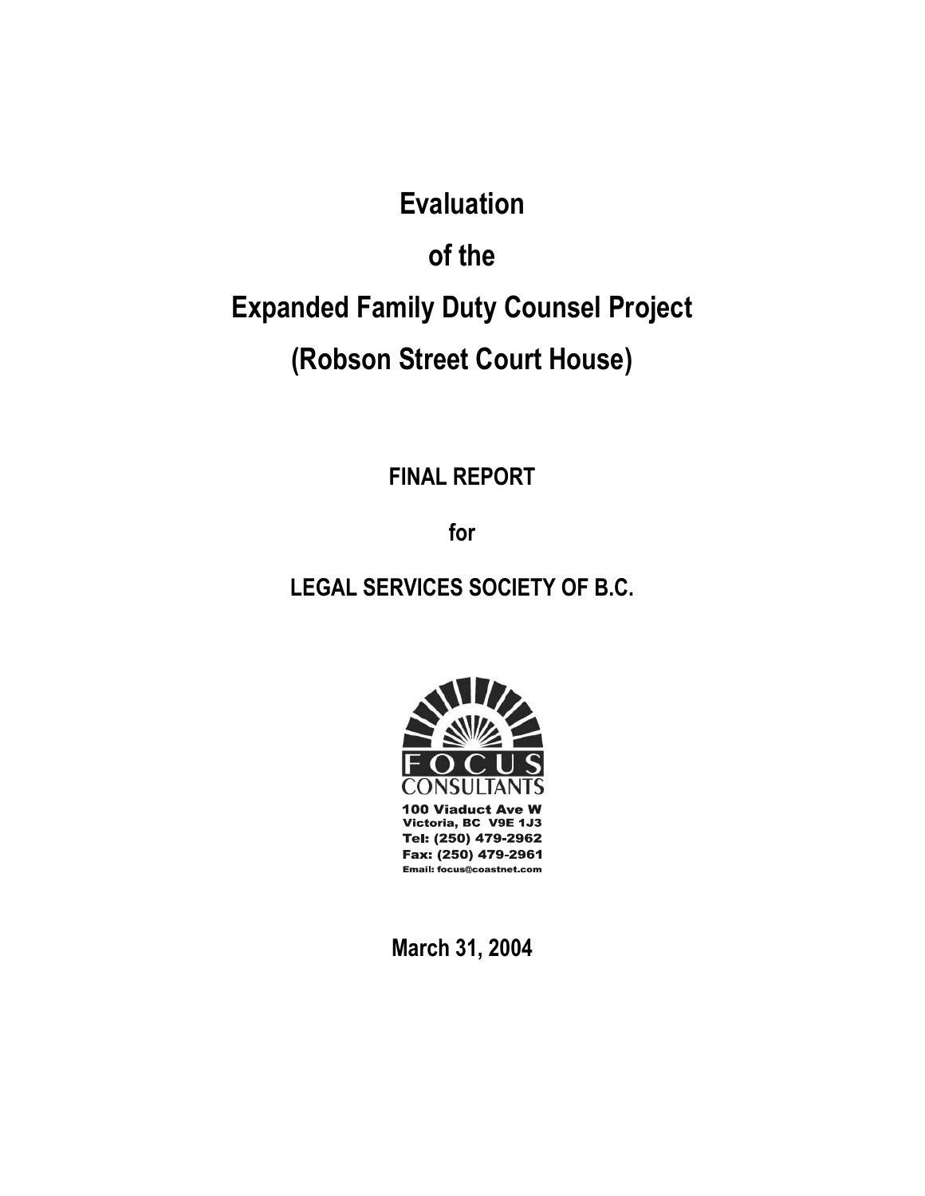# Evaluation

# of the

# Expanded Family Duty Counsel Project

# (Robson Street Court House)

**FINAL REPORT**

**for**

**LEGAL SERVICES SOCIETY OF B.C.**

FOCUS CONSULTANTS

100 Viaduct Ave W
Victoria, BC V9E 1J3
Tel: (250) 479-2962
Fax: (250) 479-2961
Email: focus@coastnet.com

**March 31, 2004**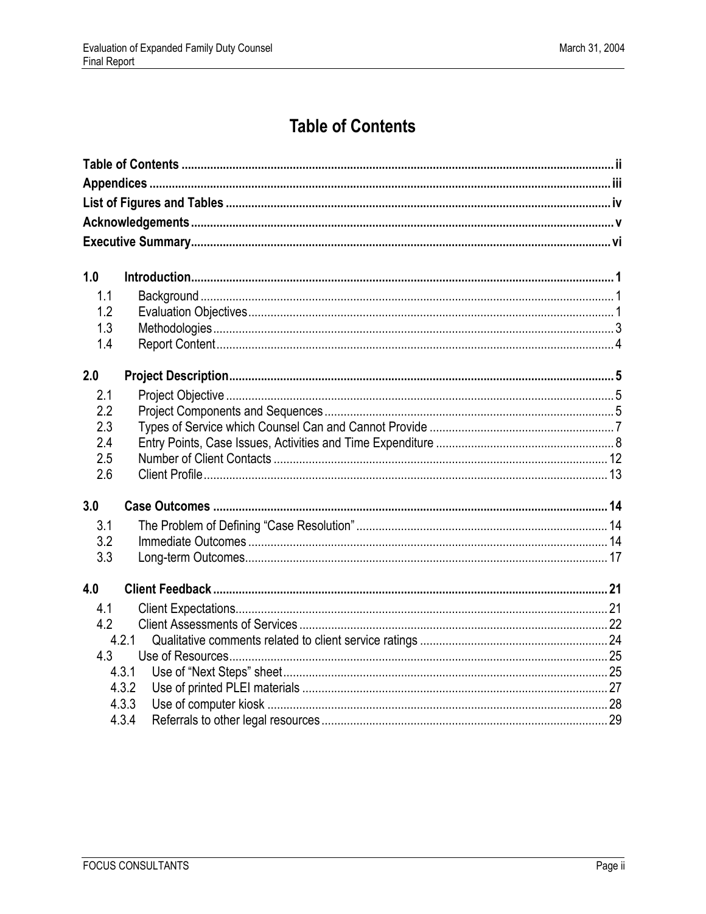# Table of Contents

| | |
|---|---|
| **Table of Contents** | **ii** |
| **Appendices** | **iii** |
| **List of Figures and Tables** | **iv** |
| **Acknowledgements** | **v** |
| **Executive Summary** | **vi** |

| | | |
|---|---|---|
| **1.0** | **Introduction** | **1** |
| 1.1 | Background | 1 |
| 1.2 | Evaluation Objectives | 1 |
| 1.3 | Methodologies | 3 |
| 1.4 | Report Content | 4 |
| **2.0** | **Project Description** | **5** |
| 2.1 | Project Objective | 5 |
| 2.2 | Project Components and Sequences | 5 |
| 2.3 | Types of Service which Counsel Can and Cannot Provide | 7 |
| 2.4 | Entry Points, Case Issues, Activities and Time Expenditure | 8 |
| 2.5 | Number of Client Contacts | 12 |
| 2.6 | Client Profile | 13 |
| **3.0** | **Case Outcomes** | **14** |
| 3.1 | The Problem of Defining "Case Resolution" | 14 |
| 3.2 | Immediate Outcomes | 14 |
| 3.3 | Long-term Outcomes | 17 |
| **4.0** | **Client Feedback** | **21** |
| 4.1 | Client Expectations | 21 |
| 4.2 | Client Assessments of Services | 22 |
| 4.2.1 | Qualitative comments related to client service ratings | 24 |
| 4.3 | Use of Resources | 25 |
| 4.3.1 | Use of "Next Steps" sheet | 25 |
| 4.3.2 | Use of printed PLEI materials | 27 |
| 4.3.3 | Use of computer kiosk | 28 |
| 4.3.4 | Referrals to other legal resources | 29 |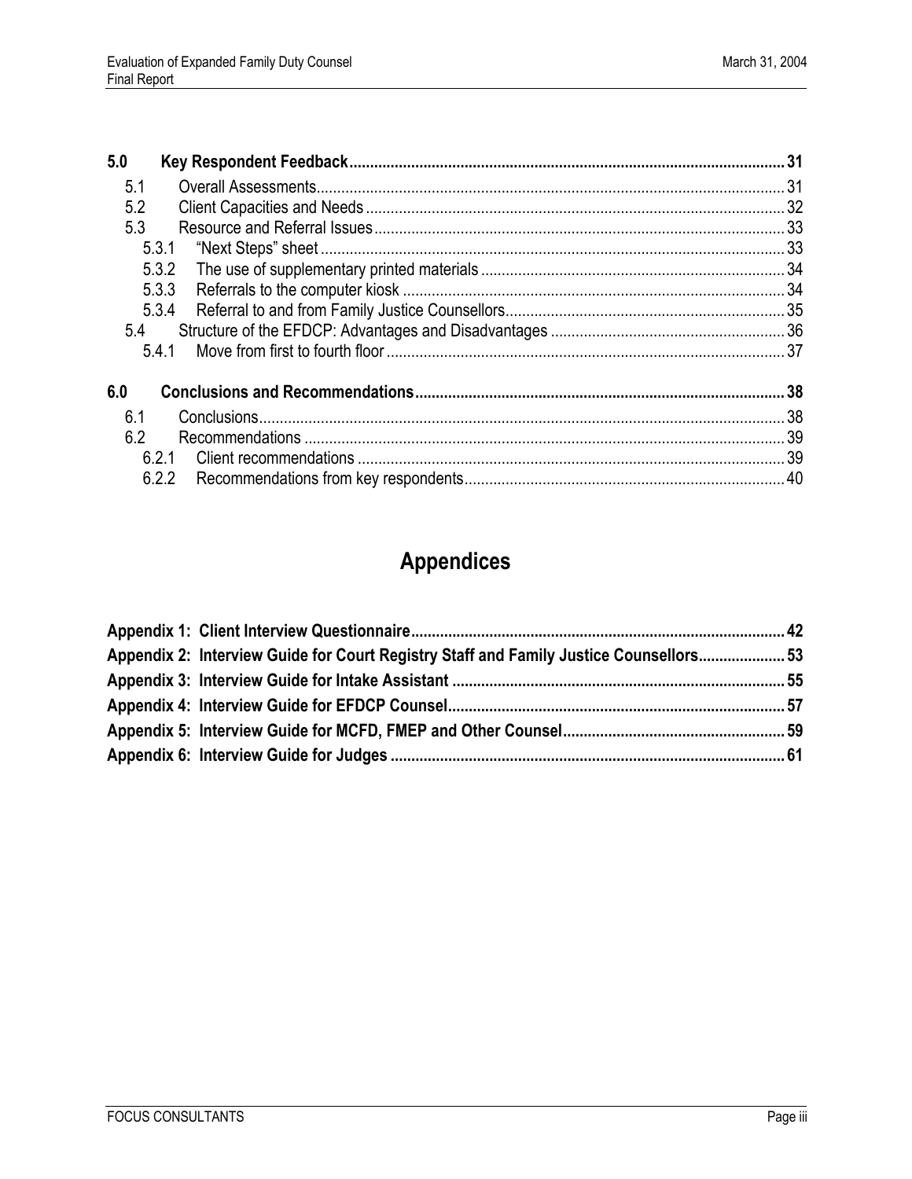**5.0 Key Respondent Feedback ........................................................................................................ 31**

5.1 Overall Assessments ............................................................................................................... 31
5.2 Client Capacities and Needs .................................................................................................... 32
5.3 Resource and Referral Issues .................................................................................................. 33
5.3.1 "Next Steps" sheet ................................................................................................................ 33
5.3.2 The use of supplementary printed materials .......................................................................... 34
5.3.3 Referrals to the computer kiosk ............................................................................................ 34
5.3.4 Referral to and from Family Justice Counsellors .................................................................... 35
5.4 Structure of the EFDCP: Advantages and Disadvantages ......................................................... 36
5.4.1 Move from first to fourth floor ................................................................................................ 37

**6.0 Conclusions and Recommendations ......................................................................................... 38**

6.1 Conclusions ............................................................................................................................ 38
6.2 Recommendations .................................................................................................................. 39
6.2.1 Client recommendations ....................................................................................................... 39
6.2.2 Recommendations from key respondents .............................................................................. 40

# Appendices

**Appendix 1: Client Interview Questionnaire .......................................................................................... 42**
**Appendix 2: Interview Guide for Court Registry Staff and Family Justice Counsellors ..................... 53**
**Appendix 3: Interview Guide for Intake Assistant ................................................................................ 55**
**Appendix 4: Interview Guide for EFDCP Counsel ................................................................................. 57**
**Appendix 5: Interview Guide for MCFD, FMEP and Other Counsel ...................................................... 59**
**Appendix 6: Interview Guide for Judges ............................................................................................... 61**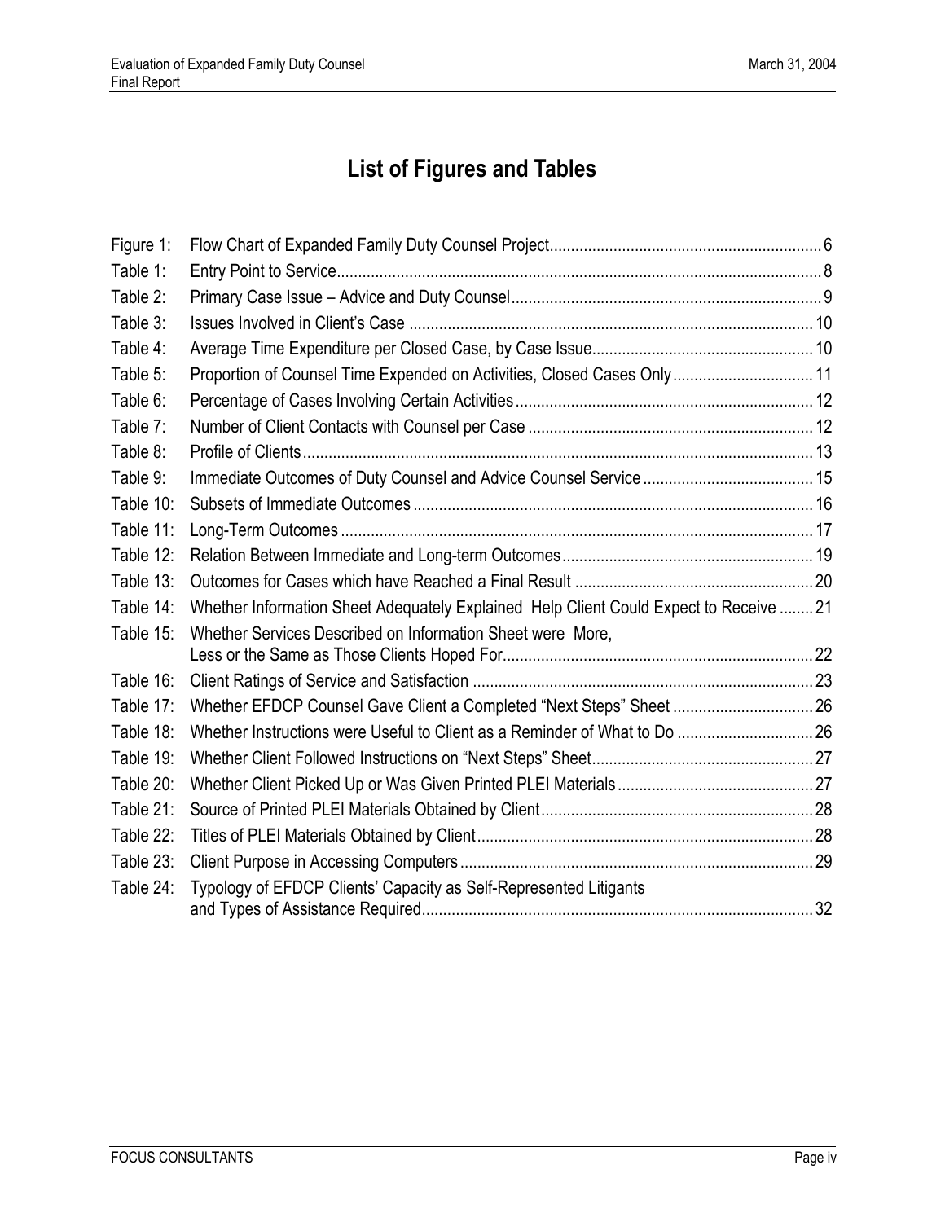# List of Figures and Tables

| | | |
|---|---|---|
| Figure 1: | Flow Chart of Expanded Family Duty Counsel Project | 6 |
| Table 1: | Entry Point to Service | 8 |
| Table 2: | Primary Case Issue – Advice and Duty Counsel | 9 |
| Table 3: | Issues Involved in Client's Case | 10 |
| Table 4: | Average Time Expenditure per Closed Case, by Case Issue | 10 |
| Table 5: | Proportion of Counsel Time Expended on Activities, Closed Cases Only | 11 |
| Table 6: | Percentage of Cases Involving Certain Activities | 12 |
| Table 7: | Number of Client Contacts with Counsel per Case | 12 |
| Table 8: | Profile of Clients | 13 |
| Table 9: | Immediate Outcomes of Duty Counsel and Advice Counsel Service | 15 |
| Table 10: | Subsets of Immediate Outcomes | 16 |
| Table 11: | Long-Term Outcomes | 17 |
| Table 12: | Relation Between Immediate and Long-term Outcomes | 19 |
| Table 13: | Outcomes for Cases which have Reached a Final Result | 20 |
| Table 14: | Whether Information Sheet Adequately Explained Help Client Could Expect to Receive | 21 |
| Table 15: | Whether Services Described on Information Sheet were More, Less or the Same as Those Clients Hoped For | 22 |
| Table 16: | Client Ratings of Service and Satisfaction | 23 |
| Table 17: | Whether EFDCP Counsel Gave Client a Completed "Next Steps" Sheet | 26 |
| Table 18: | Whether Instructions were Useful to Client as a Reminder of What to Do | 26 |
| Table 19: | Whether Client Followed Instructions on "Next Steps" Sheet | 27 |
| Table 20: | Whether Client Picked Up or Was Given Printed PLEI Materials | 27 |
| Table 21: | Source of Printed PLEI Materials Obtained by Client | 28 |
| Table 22: | Titles of PLEI Materials Obtained by Client | 28 |
| Table 23: | Client Purpose in Accessing Computers | 29 |
| Table 24: | Typology of EFDCP Clients' Capacity as Self-Represented Litigants and Types of Assistance Required | 32 |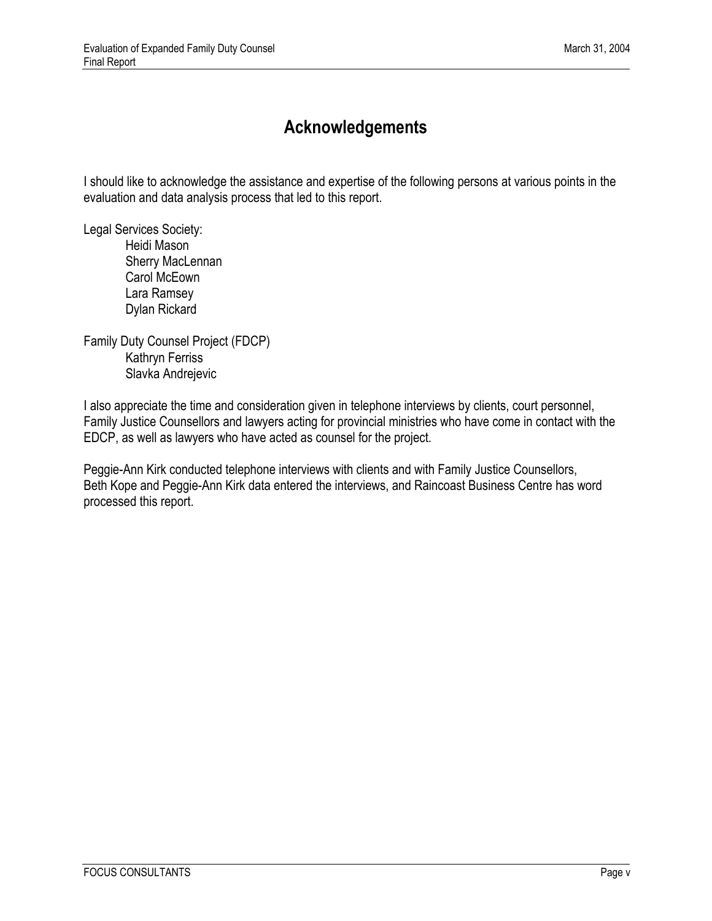# Acknowledgements

I should like to acknowledge the assistance and expertise of the following persons at various points in the evaluation and data analysis process that led to this report.

Legal Services Society:

- Heidi Mason
- Sherry MacLennan
- Carol McEown
- Lara Ramsey
- Dylan Rickard

Family Duty Counsel Project (FDCP)

- Kathryn Ferriss
- Slavka Andrejevic

I also appreciate the time and consideration given in telephone interviews by clients, court personnel, Family Justice Counsellors and lawyers acting for provincial ministries who have come in contact with the EDCP, as well as lawyers who have acted as counsel for the project.

Peggie-Ann Kirk conducted telephone interviews with clients and with Family Justice Counsellors, Beth Kope and Peggie-Ann Kirk data entered the interviews, and Raincoast Business Centre has word processed this report.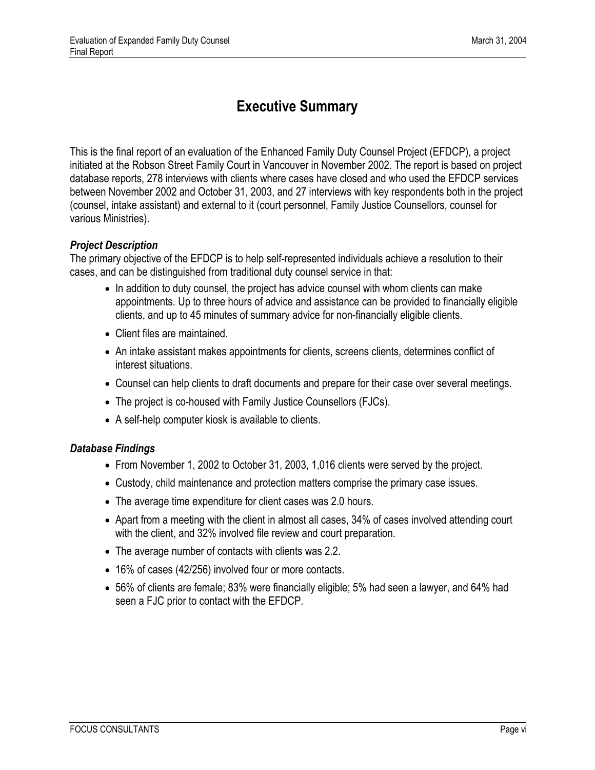# Executive Summary

This is the final report of an evaluation of the Enhanced Family Duty Counsel Project (EFDCP), a project initiated at the Robson Street Family Court in Vancouver in November 2002. The report is based on project database reports, 278 interviews with clients where cases have closed and who used the EFDCP services between November 2002 and October 31, 2003, and 27 interviews with key respondents both in the project (counsel, intake assistant) and external to it (court personnel, Family Justice Counsellors, counsel for various Ministries).

### *Project Description*

The primary objective of the EFDCP is to help self-represented individuals achieve a resolution to their cases, and can be distinguished from traditional duty counsel service in that:

- In addition to duty counsel, the project has advice counsel with whom clients can make appointments. Up to three hours of advice and assistance can be provided to financially eligible clients, and up to 45 minutes of summary advice for non-financially eligible clients.
- Client files are maintained.
- An intake assistant makes appointments for clients, screens clients, determines conflict of interest situations.
- Counsel can help clients to draft documents and prepare for their case over several meetings.
- The project is co-housed with Family Justice Counsellors (FJCs).
- A self-help computer kiosk is available to clients.

### *Database Findings*

- From November 1, 2002 to October 31, 2003, 1,016 clients were served by the project.
- Custody, child maintenance and protection matters comprise the primary case issues.
- The average time expenditure for client cases was 2.0 hours.
- Apart from a meeting with the client in almost all cases, 34% of cases involved attending court with the client, and 32% involved file review and court preparation.
- The average number of contacts with clients was 2.2.
- 16% of cases (42/256) involved four or more contacts.
- 56% of clients are female; 83% were financially eligible; 5% had seen a lawyer, and 64% had seen a FJC prior to contact with the EFDCP.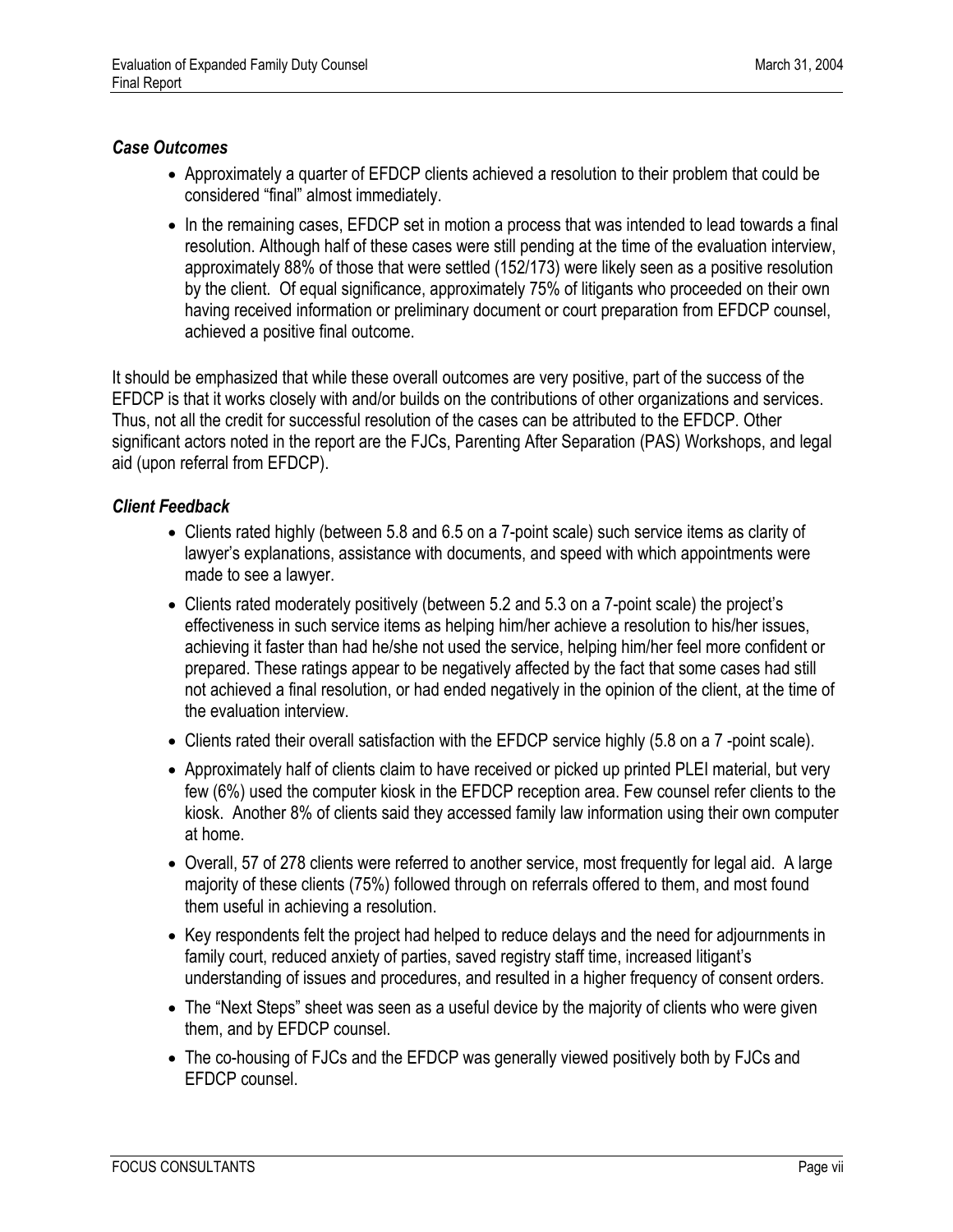### *Case Outcomes*

- Approximately a quarter of EFDCP clients achieved a resolution to their problem that could be considered "final" almost immediately.
- In the remaining cases, EFDCP set in motion a process that was intended to lead towards a final resolution. Although half of these cases were still pending at the time of the evaluation interview, approximately 88% of those that were settled (152/173) were likely seen as a positive resolution by the client. Of equal significance, approximately 75% of litigants who proceeded on their own having received information or preliminary document or court preparation from EFDCP counsel, achieved a positive final outcome.

It should be emphasized that while these overall outcomes are very positive, part of the success of the EFDCP is that it works closely with and/or builds on the contributions of other organizations and services. Thus, not all the credit for successful resolution of the cases can be attributed to the EFDCP. Other significant actors noted in the report are the FJCs, Parenting After Separation (PAS) Workshops, and legal aid (upon referral from EFDCP).

### *Client Feedback*

- Clients rated highly (between 5.8 and 6.5 on a 7-point scale) such service items as clarity of lawyer's explanations, assistance with documents, and speed with which appointments were made to see a lawyer.
- Clients rated moderately positively (between 5.2 and 5.3 on a 7-point scale) the project's effectiveness in such service items as helping him/her achieve a resolution to his/her issues, achieving it faster than had he/she not used the service, helping him/her feel more confident or prepared. These ratings appear to be negatively affected by the fact that some cases had still not achieved a final resolution, or had ended negatively in the opinion of the client, at the time of the evaluation interview.
- Clients rated their overall satisfaction with the EFDCP service highly (5.8 on a 7 -point scale).
- Approximately half of clients claim to have received or picked up printed PLEI material, but very few (6%) used the computer kiosk in the EFDCP reception area. Few counsel refer clients to the kiosk. Another 8% of clients said they accessed family law information using their own computer at home.
- Overall, 57 of 278 clients were referred to another service, most frequently for legal aid. A large majority of these clients (75%) followed through on referrals offered to them, and most found them useful in achieving a resolution.
- Key respondents felt the project had helped to reduce delays and the need for adjournments in family court, reduced anxiety of parties, saved registry staff time, increased litigant's understanding of issues and procedures, and resulted in a higher frequency of consent orders.
- The "Next Steps" sheet was seen as a useful device by the majority of clients who were given them, and by EFDCP counsel.
- The co-housing of FJCs and the EFDCP was generally viewed positively both by FJCs and EFDCP counsel.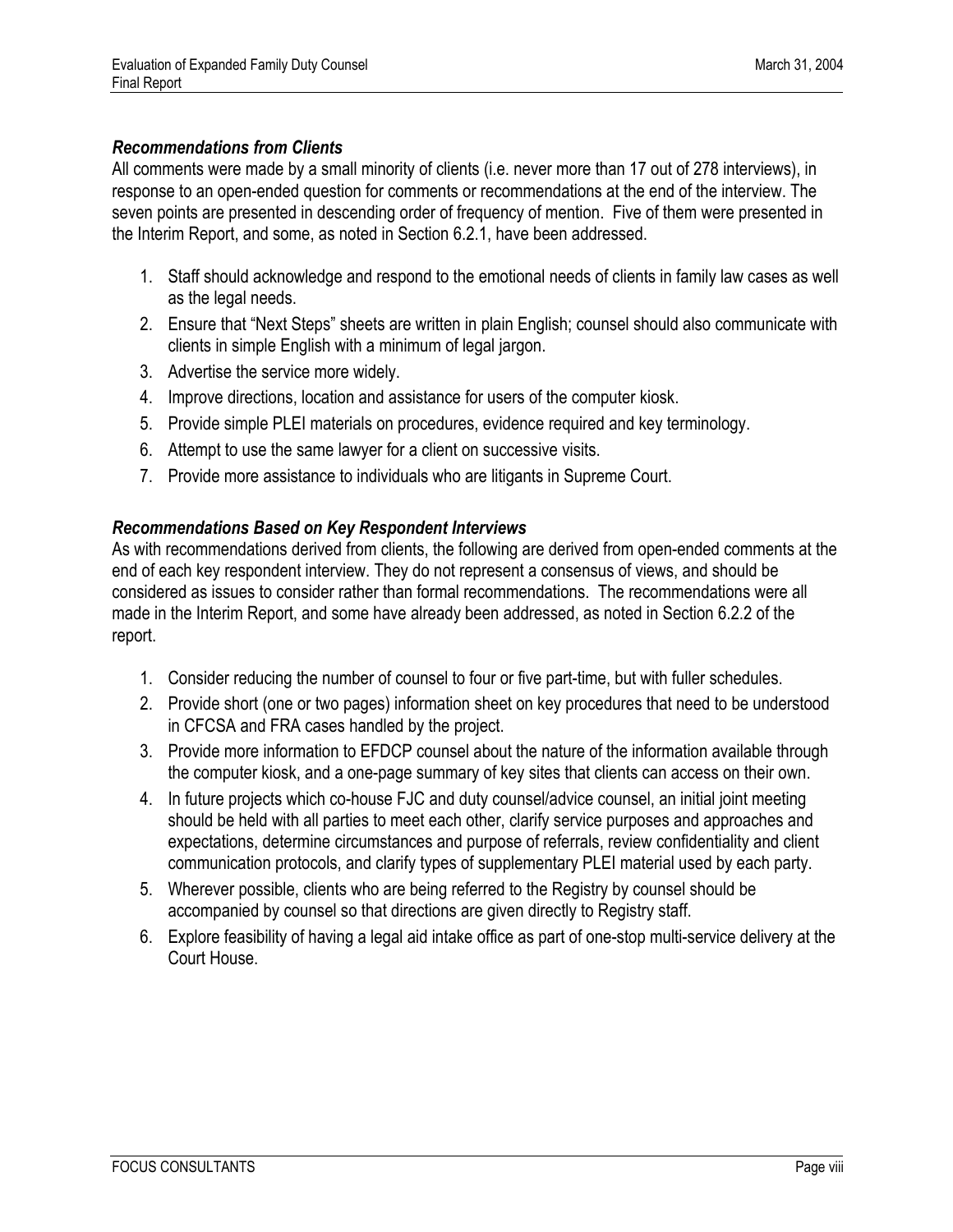### *Recommendations from Clients*

All comments were made by a small minority of clients (i.e. never more than 17 out of 278 interviews), in response to an open-ended question for comments or recommendations at the end of the interview. The seven points are presented in descending order of frequency of mention. Five of them were presented in the Interim Report, and some, as noted in Section 6.2.1, have been addressed.

1. Staff should acknowledge and respond to the emotional needs of clients in family law cases as well as the legal needs.
2. Ensure that "Next Steps" sheets are written in plain English; counsel should also communicate with clients in simple English with a minimum of legal jargon.
3. Advertise the service more widely.
4. Improve directions, location and assistance for users of the computer kiosk.
5. Provide simple PLEI materials on procedures, evidence required and key terminology.
6. Attempt to use the same lawyer for a client on successive visits.
7. Provide more assistance to individuals who are litigants in Supreme Court.

### *Recommendations Based on Key Respondent Interviews*

As with recommendations derived from clients, the following are derived from open-ended comments at the end of each key respondent interview. They do not represent a consensus of views, and should be considered as issues to consider rather than formal recommendations. The recommendations were all made in the Interim Report, and some have already been addressed, as noted in Section 6.2.2 of the report.

1. Consider reducing the number of counsel to four or five part-time, but with fuller schedules.
2. Provide short (one or two pages) information sheet on key procedures that need to be understood in CFCSA and FRA cases handled by the project.
3. Provide more information to EFDCP counsel about the nature of the information available through the computer kiosk, and a one-page summary of key sites that clients can access on their own.
4. In future projects which co-house FJC and duty counsel/advice counsel, an initial joint meeting should be held with all parties to meet each other, clarify service purposes and approaches and expectations, determine circumstances and purpose of referrals, review confidentiality and client communication protocols, and clarify types of supplementary PLEI material used by each party.
5. Wherever possible, clients who are being referred to the Registry by counsel should be accompanied by counsel so that directions are given directly to Registry staff.
6. Explore feasibility of having a legal aid intake office as part of one-stop multi-service delivery at the Court House.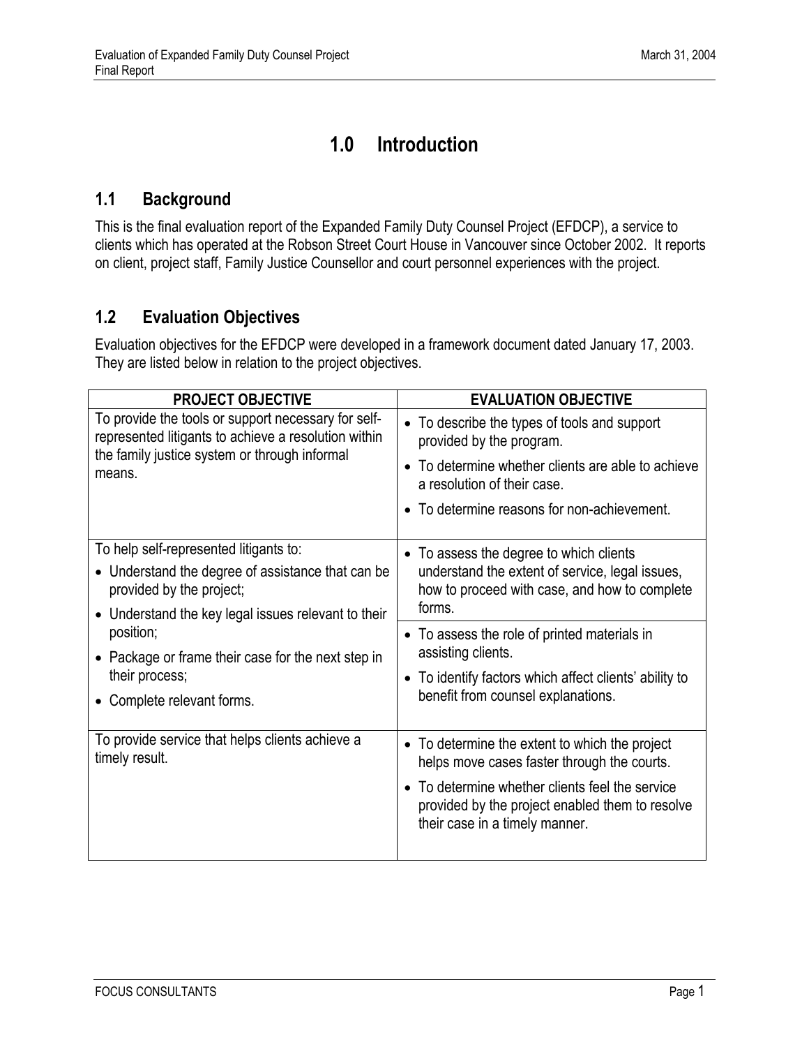# 1.0 Introduction

## 1.1 Background

This is the final evaluation report of the Expanded Family Duty Counsel Project (EFDCP), a service to clients which has operated at the Robson Street Court House in Vancouver since October 2002. It reports on client, project staff, Family Justice Counsellor and court personnel experiences with the project.

## 1.2 Evaluation Objectives

Evaluation objectives for the EFDCP were developed in a framework document dated January 17, 2003. They are listed below in relation to the project objectives.

| PROJECT OBJECTIVE | EVALUATION OBJECTIVE |
|---|---|
| To provide the tools or support necessary for self-represented litigants to achieve a resolution within the family justice system or through informal means. | • To describe the types of tools and support provided by the program.<br>• To determine whether clients are able to achieve a resolution of their case.<br>• To determine reasons for non-achievement. |
| To help self-represented litigants to:<br>• Understand the degree of assistance that can be provided by the project;<br>• Understand the key legal issues relevant to their position;<br>• Package or frame their case for the next step in their process;<br>• Complete relevant forms. | • To assess the degree to which clients understand the extent of service, legal issues, how to proceed with case, and how to complete forms.<br>• To assess the role of printed materials in assisting clients.<br>• To identify factors which affect clients' ability to benefit from counsel explanations. |
| To provide service that helps clients achieve a timely result. | • To determine the extent to which the project helps move cases faster through the courts.<br>• To determine whether clients feel the service provided by the project enabled them to resolve their case in a timely manner. |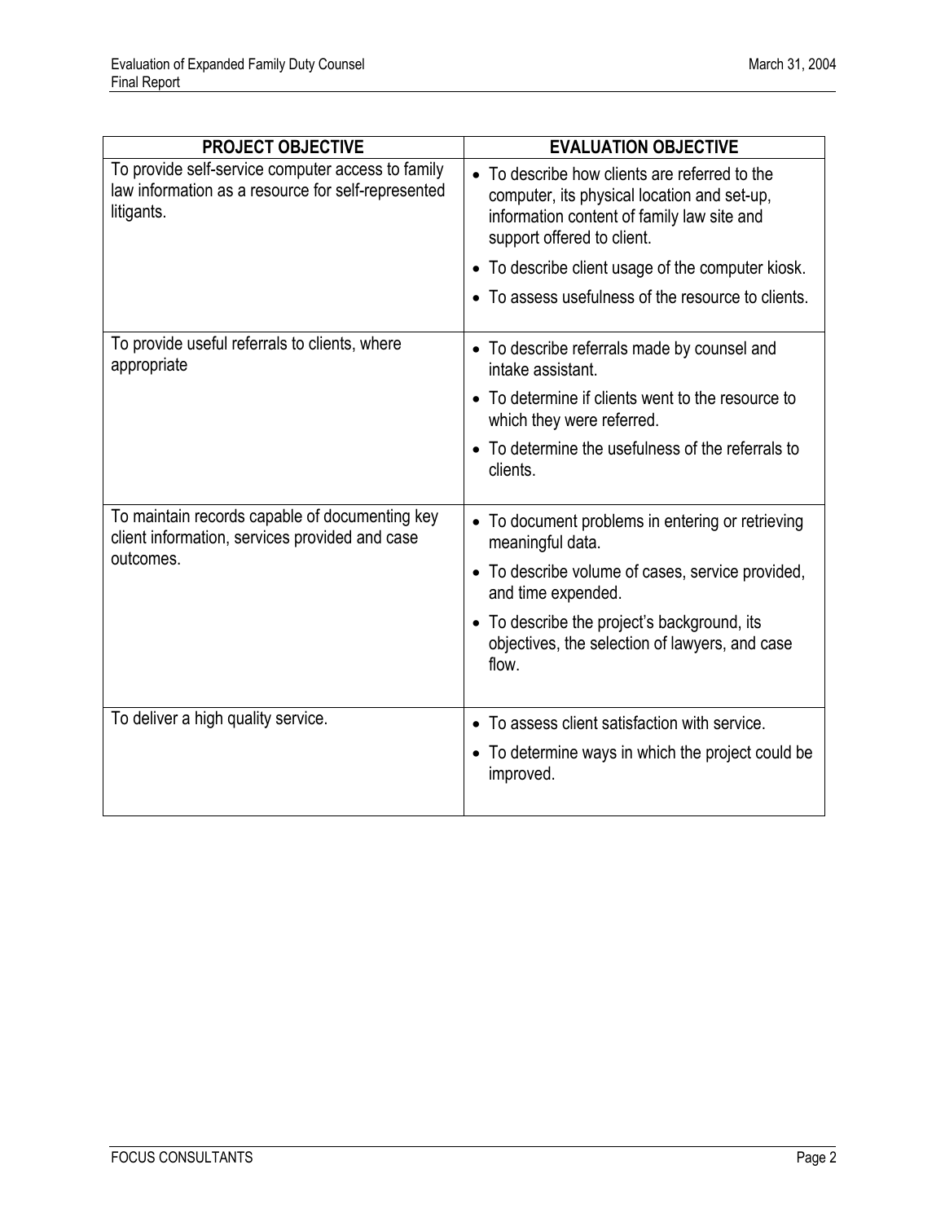| PROJECT OBJECTIVE | EVALUATION OBJECTIVE |
|---|---|
| To provide self-service computer access to family law information as a resource for self-represented litigants. | • To describe how clients are referred to the computer, its physical location and set-up, information content of family law site and support offered to client.<br>• To describe client usage of the computer kiosk.<br>• To assess usefulness of the resource to clients. |
| To provide useful referrals to clients, where appropriate | • To describe referrals made by counsel and intake assistant.<br>• To determine if clients went to the resource to which they were referred.<br>• To determine the usefulness of the referrals to clients. |
| To maintain records capable of documenting key client information, services provided and case outcomes. | • To document problems in entering or retrieving meaningful data.<br>• To describe volume of cases, service provided, and time expended.<br>• To describe the project's background, its objectives, the selection of lawyers, and case flow. |
| To deliver a high quality service. | • To assess client satisfaction with service.<br>• To determine ways in which the project could be improved. |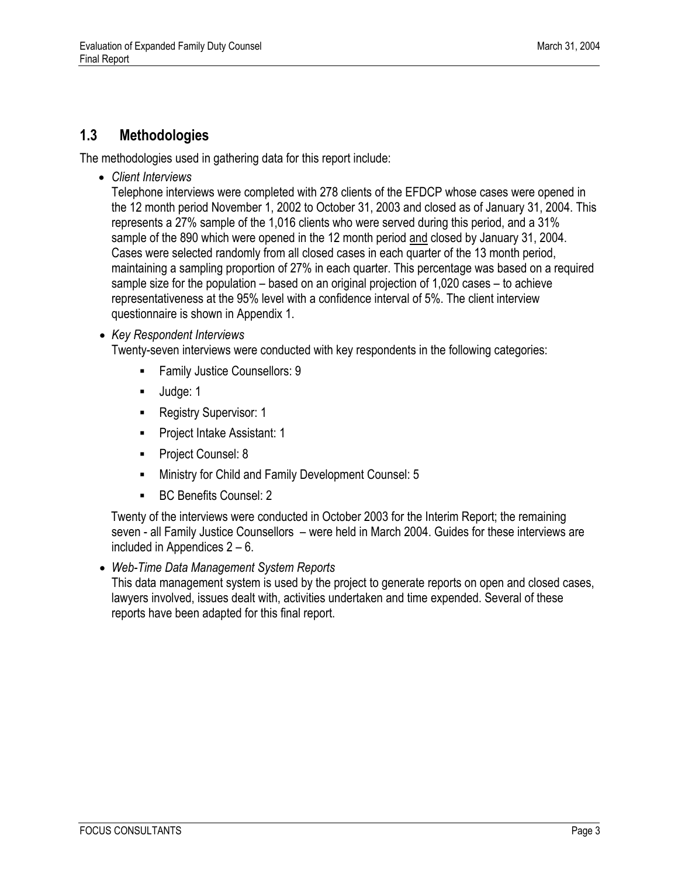## 1.3 Methodologies

The methodologies used in gathering data for this report include:

- *Client Interviews*
  Telephone interviews were completed with 278 clients of the EFDCP whose cases were opened in the 12 month period November 1, 2002 to October 31, 2003 and closed as of January 31, 2004. This represents a 27% sample of the 1,016 clients who were served during this period, and a 31% sample of the 890 which were opened in the 12 month period <u>and</u> closed by January 31, 2004. Cases were selected randomly from all closed cases in each quarter of the 13 month period, maintaining a sampling proportion of 27% in each quarter. This percentage was based on a required sample size for the population – based on an original projection of 1,020 cases – to achieve representativeness at the 95% level with a confidence interval of 5%. The client interview questionnaire is shown in Appendix 1.

- *Key Respondent Interviews*
  Twenty-seven interviews were conducted with key respondents in the following categories:
  - Family Justice Counsellors: 9
  - Judge: 1
  - Registry Supervisor: 1
  - Project Intake Assistant: 1
  - Project Counsel: 8
  - Ministry for Child and Family Development Counsel: 5
  - BC Benefits Counsel: 2

  Twenty of the interviews were conducted in October 2003 for the Interim Report; the remaining seven - all Family Justice Counsellors – were held in March 2004. Guides for these interviews are included in Appendices 2 – 6.

- *Web-Time Data Management System Reports*
  This data management system is used by the project to generate reports on open and closed cases, lawyers involved, issues dealt with, activities undertaken and time expended. Several of these reports have been adapted for this final report.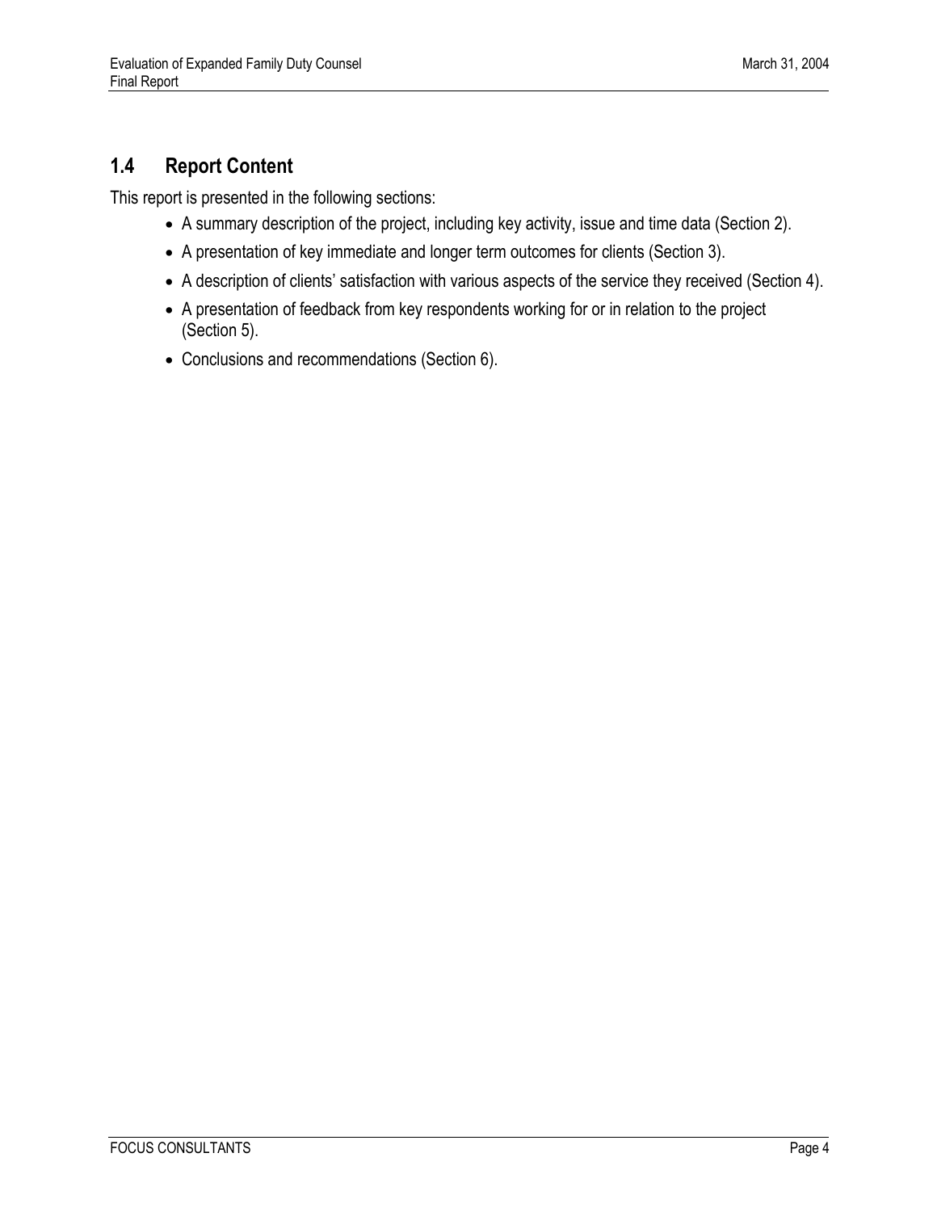## 1.4 Report Content

This report is presented in the following sections:

- A summary description of the project, including key activity, issue and time data (Section 2).
- A presentation of key immediate and longer term outcomes for clients (Section 3).
- A description of clients' satisfaction with various aspects of the service they received (Section 4).
- A presentation of feedback from key respondents working for or in relation to the project (Section 5).
- Conclusions and recommendations (Section 6).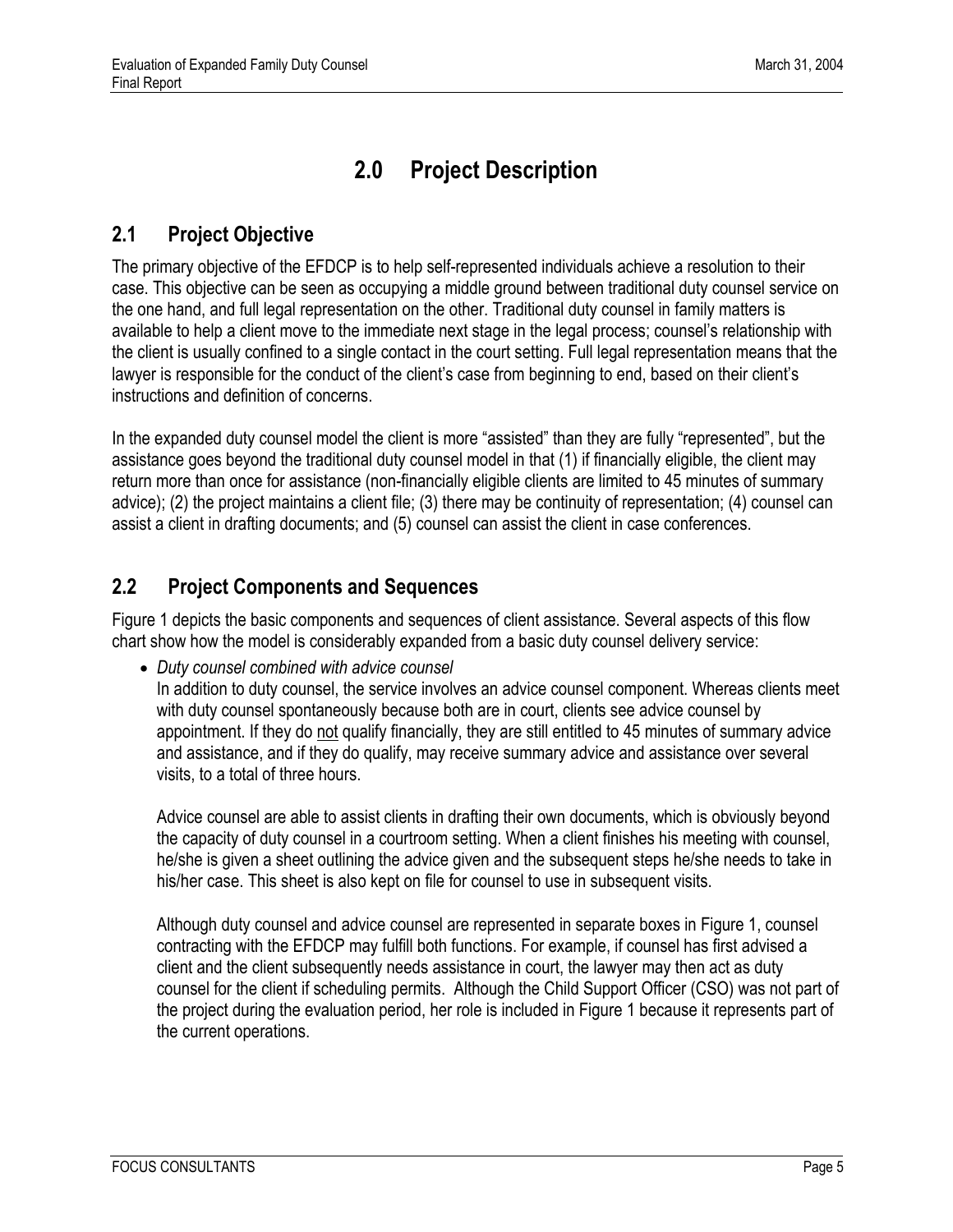# 2.0 Project Description

## 2.1 Project Objective

The primary objective of the EFDCP is to help self-represented individuals achieve a resolution to their case. This objective can be seen as occupying a middle ground between traditional duty counsel service on the one hand, and full legal representation on the other. Traditional duty counsel in family matters is available to help a client move to the immediate next stage in the legal process; counsel's relationship with the client is usually confined to a single contact in the court setting. Full legal representation means that the lawyer is responsible for the conduct of the client's case from beginning to end, based on their client's instructions and definition of concerns.

In the expanded duty counsel model the client is more "assisted" than they are fully "represented", but the assistance goes beyond the traditional duty counsel model in that (1) if financially eligible, the client may return more than once for assistance (non-financially eligible clients are limited to 45 minutes of summary advice); (2) the project maintains a client file; (3) there may be continuity of representation; (4) counsel can assist a client in drafting documents; and (5) counsel can assist the client in case conferences.

## 2.2 Project Components and Sequences

Figure 1 depicts the basic components and sequences of client assistance. Several aspects of this flow chart show how the model is considerably expanded from a basic duty counsel delivery service:

- *Duty counsel combined with advice counsel*

  In addition to duty counsel, the service involves an advice counsel component. Whereas clients meet with duty counsel spontaneously because both are in court, clients see advice counsel by appointment. If they do not qualify financially, they are still entitled to 45 minutes of summary advice and assistance, and if they do qualify, may receive summary advice and assistance over several visits, to a total of three hours.

  Advice counsel are able to assist clients in drafting their own documents, which is obviously beyond the capacity of duty counsel in a courtroom setting. When a client finishes his meeting with counsel, he/she is given a sheet outlining the advice given and the subsequent steps he/she needs to take in his/her case. This sheet is also kept on file for counsel to use in subsequent visits.

  Although duty counsel and advice counsel are represented in separate boxes in Figure 1, counsel contracting with the EFDCP may fulfill both functions. For example, if counsel has first advised a client and the client subsequently needs assistance in court, the lawyer may then act as duty counsel for the client if scheduling permits. Although the Child Support Officer (CSO) was not part of the project during the evaluation period, her role is included in Figure 1 because it represents part of the current operations.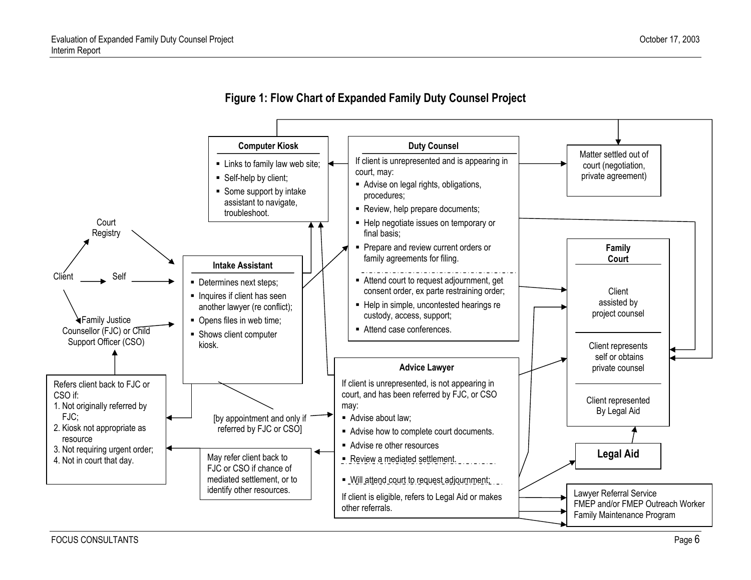## Figure 1: Flow Chart of Expanded Family Duty Counsel Project

Client → Court Registry; Self; Family Justice Counsellor (FJC) or Child Support Officer (CSO)

**Intake Assistant**

- Determines next steps;
- Inquires if client has seen another lawyer (re conflict);
- Opens files in web time;
- Shows client computer kiosk.

**Computer Kiosk**

- Links to family law web site;
- Self-help by client;
- Some support by intake assistant to navigate, troubleshoot.

**Duty Counsel**

If client is unrepresented and is appearing in court, may:

- Advise on legal rights, obligations, procedures;
- Review, help prepare documents;
- Help negotiate issues on temporary or final basis;
- Prepare and review current orders or family agreements for filing.
- Attend court to request adjournment, get consent order, ex parte restraining order;
- Help in simple, uncontested hearings re custody, access, support;
- Attend case conferences.

[by appointment and only if referred by FJC or CSO]

**Advice Lawyer**

If client is unrepresented, is not appearing in court, and has been referred by FJC, or CSO may:

- Advise about law;
- Advise how to complete court documents.
- Advise re other resources
- Review a mediated settlement.
- Will attend court to request adjournment;

If client is eligible, refers to Legal Aid or makes other referrals.

Refers client back to FJC or CSO if:
1. Not originally referred by FJC;
2. Kiosk not appropriate as resource
3. Not requiring urgent order;
4. Not in court that day.

May refer client back to FJC or CSO if chance of mediated settlement, or to identify other resources.

Matter settled out of court (negotiation, private agreement)

**Family Court**

- Client assisted by project counsel
- Client represents self or obtains private counsel
- Client represented By Legal Aid

**Legal Aid**

Lawyer Referral Service
FMEP and/or FMEP Outreach Worker
Family Maintenance Program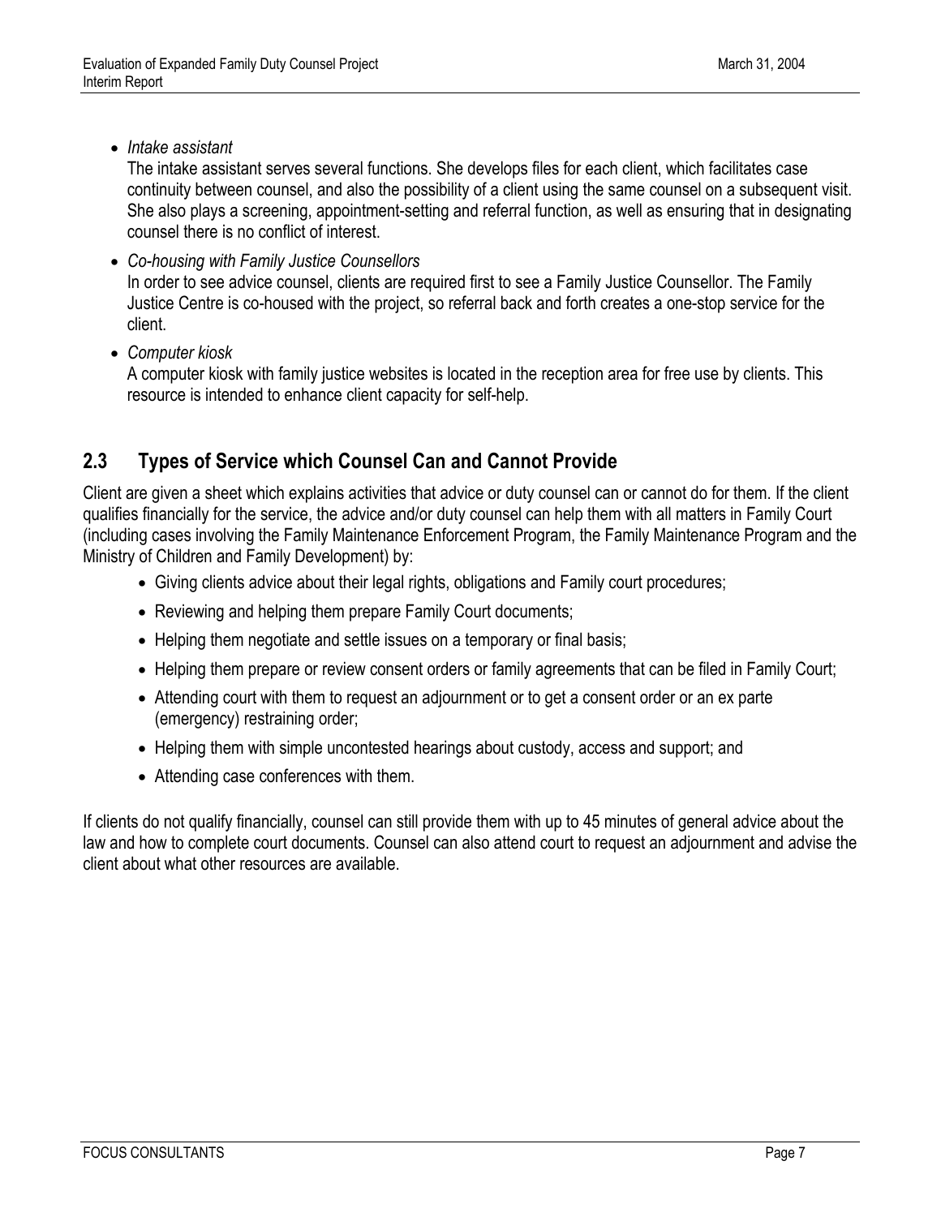- *Intake assistant*

  The intake assistant serves several functions. She develops files for each client, which facilitates case continuity between counsel, and also the possibility of a client using the same counsel on a subsequent visit. She also plays a screening, appointment-setting and referral function, as well as ensuring that in designating counsel there is no conflict of interest.

- *Co-housing with Family Justice Counsellors*

  In order to see advice counsel, clients are required first to see a Family Justice Counsellor. The Family Justice Centre is co-housed with the project, so referral back and forth creates a one-stop service for the client.

- *Computer kiosk*

  A computer kiosk with family justice websites is located in the reception area for free use by clients. This resource is intended to enhance client capacity for self-help.

## 2.3 Types of Service which Counsel Can and Cannot Provide

Client are given a sheet which explains activities that advice or duty counsel can or cannot do for them. If the client qualifies financially for the service, the advice and/or duty counsel can help them with all matters in Family Court (including cases involving the Family Maintenance Enforcement Program, the Family Maintenance Program and the Ministry of Children and Family Development) by:

- Giving clients advice about their legal rights, obligations and Family court procedures;
- Reviewing and helping them prepare Family Court documents;
- Helping them negotiate and settle issues on a temporary or final basis;
- Helping them prepare or review consent orders or family agreements that can be filed in Family Court;
- Attending court with them to request an adjournment or to get a consent order or an ex parte (emergency) restraining order;
- Helping them with simple uncontested hearings about custody, access and support; and
- Attending case conferences with them.

If clients do not qualify financially, counsel can still provide them with up to 45 minutes of general advice about the law and how to complete court documents. Counsel can also attend court to request an adjournment and advise the client about what other resources are available.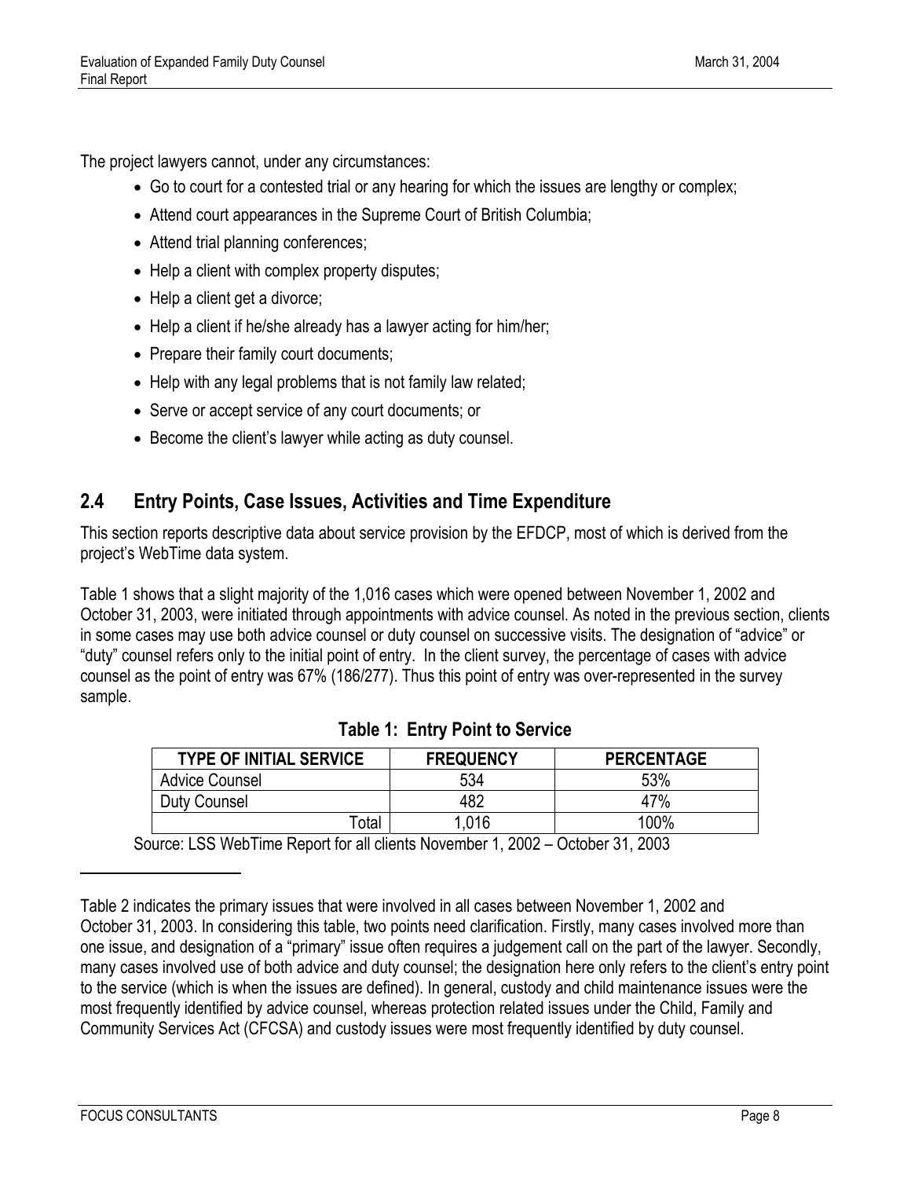The project lawyers cannot, under any circumstances:

- Go to court for a contested trial or any hearing for which the issues are lengthy or complex;
- Attend court appearances in the Supreme Court of British Columbia;
- Attend trial planning conferences;
- Help a client with complex property disputes;
- Help a client get a divorce;
- Help a client if he/she already has a lawyer acting for him/her;
- Prepare their family court documents;
- Help with any legal problems that is not family law related;
- Serve or accept service of any court documents; or
- Become the client's lawyer while acting as duty counsel.

## 2.4 Entry Points, Case Issues, Activities and Time Expenditure

This section reports descriptive data about service provision by the EFDCP, most of which is derived from the project's WebTime data system.

Table 1 shows that a slight majority of the 1,016 cases which were opened between November 1, 2002 and October 31, 2003, were initiated through appointments with advice counsel. As noted in the previous section, clients in some cases may use both advice counsel or duty counsel on successive visits. The designation of "advice" or "duty" counsel refers only to the initial point of entry. In the client survey, the percentage of cases with advice counsel as the point of entry was 67% (186/277). Thus this point of entry was over-represented in the survey sample.

**Table 1: Entry Point to Service**

| TYPE OF INITIAL SERVICE | FREQUENCY | PERCENTAGE |
|---|---|---|
| Advice Counsel | 534 | 53% |
| Duty Counsel | 482 | 47% |
| Total | 1,016 | 100% |

Source: LSS WebTime Report for all clients November 1, 2002 – October 31, 2003

Table 2 indicates the primary issues that were involved in all cases between November 1, 2002 and October 31, 2003. In considering this table, two points need clarification. Firstly, many cases involved more than one issue, and designation of a "primary" issue often requires a judgement call on the part of the lawyer. Secondly, many cases involved use of both advice and duty counsel; the designation here only refers to the client's entry point to the service (which is when the issues are defined). In general, custody and child maintenance issues were the most frequently identified by advice counsel, whereas protection related issues under the Child, Family and Community Services Act (CFCSA) and custody issues were most frequently identified by duty counsel.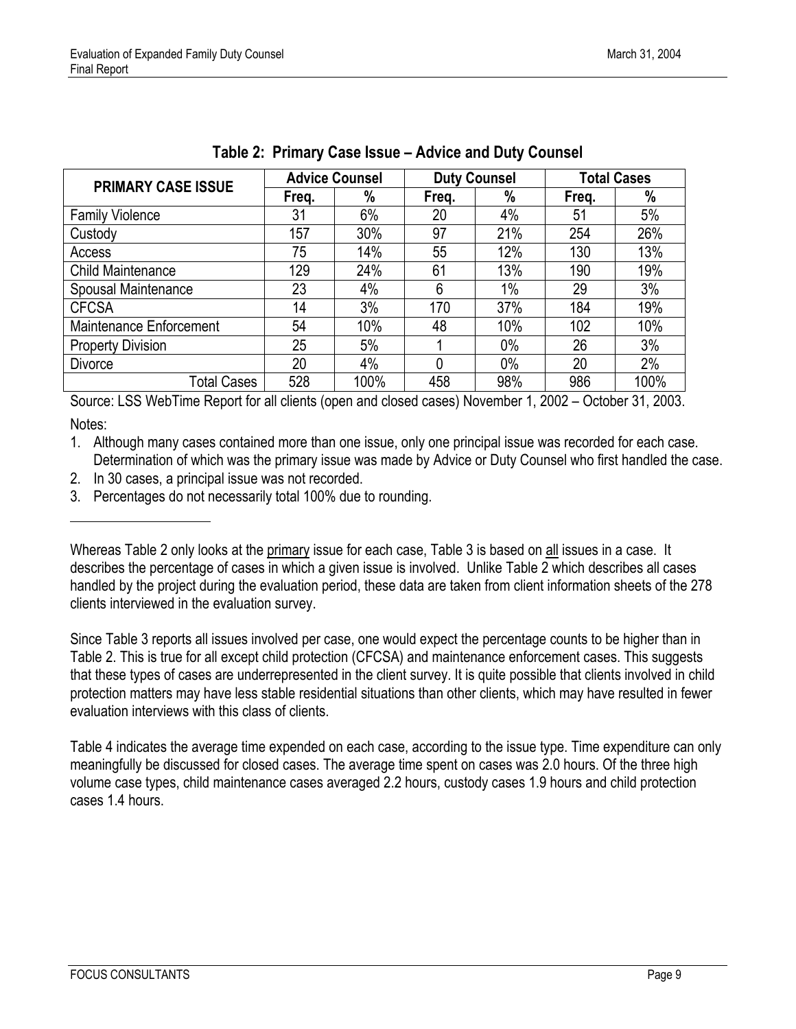**Table 2: Primary Case Issue – Advice and Duty Counsel**

| PRIMARY CASE ISSUE | Advice Counsel | | Duty Counsel | | Total Cases | |
|---|---|---|---|---|---|---|
| | Freq. | % | Freq. | % | Freq. | % |
| Family Violence | 31 | 6% | 20 | 4% | 51 | 5% |
| Custody | 157 | 30% | 97 | 21% | 254 | 26% |
| Access | 75 | 14% | 55 | 12% | 130 | 13% |
| Child Maintenance | 129 | 24% | 61 | 13% | 190 | 19% |
| Spousal Maintenance | 23 | 4% | 6 | 1% | 29 | 3% |
| CFCSA | 14 | 3% | 170 | 37% | 184 | 19% |
| Maintenance Enforcement | 54 | 10% | 48 | 10% | 102 | 10% |
| Property Division | 25 | 5% | 1 | 0% | 26 | 3% |
| Divorce | 20 | 4% | 0 | 0% | 20 | 2% |
| Total Cases | 528 | 100% | 458 | 98% | 986 | 100% |

Source: LSS WebTime Report for all clients (open and closed cases) November 1, 2002 – October 31, 2003.

Notes:

1. Although many cases contained more than one issue, only one principal issue was recorded for each case. Determination of which was the primary issue was made by Advice or Duty Counsel who first handled the case.
2. In 30 cases, a principal issue was not recorded.
3. Percentages do not necessarily total 100% due to rounding.

Whereas Table 2 only looks at the primary issue for each case, Table 3 is based on all issues in a case. It describes the percentage of cases in which a given issue is involved. Unlike Table 2 which describes all cases handled by the project during the evaluation period, these data are taken from client information sheets of the 278 clients interviewed in the evaluation survey.

Since Table 3 reports all issues involved per case, one would expect the percentage counts to be higher than in Table 2. This is true for all except child protection (CFCSA) and maintenance enforcement cases. This suggests that these types of cases are underrepresented in the client survey. It is quite possible that clients involved in child protection matters may have less stable residential situations than other clients, which may have resulted in fewer evaluation interviews with this class of clients.

Table 4 indicates the average time expended on each case, according to the issue type. Time expenditure can only meaningfully be discussed for closed cases. The average time spent on cases was 2.0 hours. Of the three high volume case types, child maintenance cases averaged 2.2 hours, custody cases 1.9 hours and child protection cases 1.4 hours.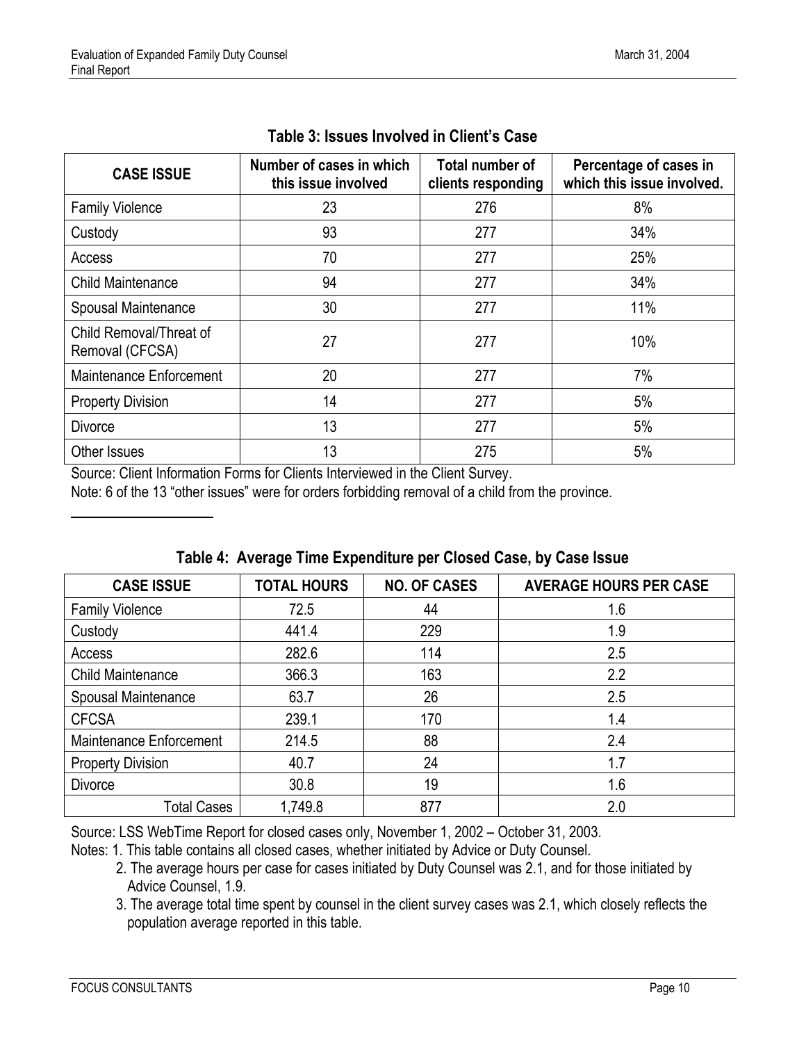**Table 3: Issues Involved in Client's Case**

| CASE ISSUE | Number of cases in which this issue involved | Total number of clients responding | Percentage of cases in which this issue involved. |
|---|---|---|---|
| Family Violence | 23 | 276 | 8% |
| Custody | 93 | 277 | 34% |
| Access | 70 | 277 | 25% |
| Child Maintenance | 94 | 277 | 34% |
| Spousal Maintenance | 30 | 277 | 11% |
| Child Removal/Threat of Removal (CFCSA) | 27 | 277 | 10% |
| Maintenance Enforcement | 20 | 277 | 7% |
| Property Division | 14 | 277 | 5% |
| Divorce | 13 | 277 | 5% |
| Other Issues | 13 | 275 | 5% |

Source: Client Information Forms for Clients Interviewed in the Client Survey.

Note: 6 of the 13 "other issues" were for orders forbidding removal of a child from the province.

**Table 4: Average Time Expenditure per Closed Case, by Case Issue**

| CASE ISSUE | TOTAL HOURS | NO. OF CASES | AVERAGE HOURS PER CASE |
|---|---|---|---|
| Family Violence | 72.5 | 44 | 1.6 |
| Custody | 441.4 | 229 | 1.9 |
| Access | 282.6 | 114 | 2.5 |
| Child Maintenance | 366.3 | 163 | 2.2 |
| Spousal Maintenance | 63.7 | 26 | 2.5 |
| CFCSA | 239.1 | 170 | 1.4 |
| Maintenance Enforcement | 214.5 | 88 | 2.4 |
| Property Division | 40.7 | 24 | 1.7 |
| Divorce | 30.8 | 19 | 1.6 |
| Total Cases | 1,749.8 | 877 | 2.0 |

Source: LSS WebTime Report for closed cases only, November 1, 2002 – October 31, 2003.

Notes: 1. This table contains all closed cases, whether initiated by Advice or Duty Counsel.

2. The average hours per case for cases initiated by Duty Counsel was 2.1, and for those initiated by Advice Counsel, 1.9.

3. The average total time spent by counsel in the client survey cases was 2.1, which closely reflects the population average reported in this table.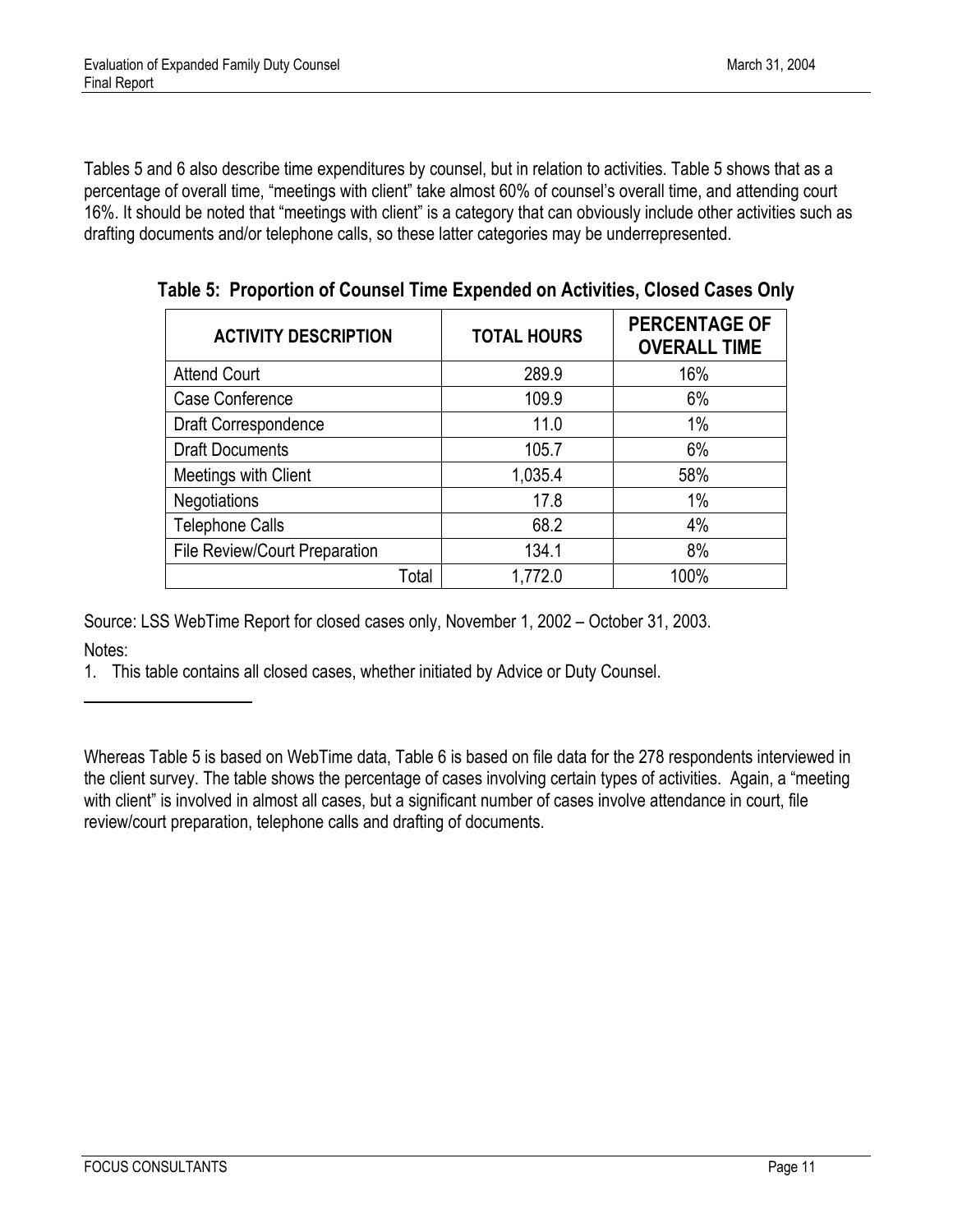Tables 5 and 6 also describe time expenditures by counsel, but in relation to activities. Table 5 shows that as a percentage of overall time, "meetings with client" take almost 60% of counsel's overall time, and attending court 16%. It should be noted that "meetings with client" is a category that can obviously include other activities such as drafting documents and/or telephone calls, so these latter categories may be underrepresented.

**Table 5: Proportion of Counsel Time Expended on Activities, Closed Cases Only**

| ACTIVITY DESCRIPTION | TOTAL HOURS | PERCENTAGE OF OVERALL TIME |
|---|---|---|
| Attend Court | 289.9 | 16% |
| Case Conference | 109.9 | 6% |
| Draft Correspondence | 11.0 | 1% |
| Draft Documents | 105.7 | 6% |
| Meetings with Client | 1,035.4 | 58% |
| Negotiations | 17.8 | 1% |
| Telephone Calls | 68.2 | 4% |
| File Review/Court Preparation | 134.1 | 8% |
| Total | 1,772.0 | 100% |

Source: LSS WebTime Report for closed cases only, November 1, 2002 – October 31, 2003.

Notes:

1. This table contains all closed cases, whether initiated by Advice or Duty Counsel.

Whereas Table 5 is based on WebTime data, Table 6 is based on file data for the 278 respondents interviewed in the client survey. The table shows the percentage of cases involving certain types of activities. Again, a "meeting with client" is involved in almost all cases, but a significant number of cases involve attendance in court, file review/court preparation, telephone calls and drafting of documents.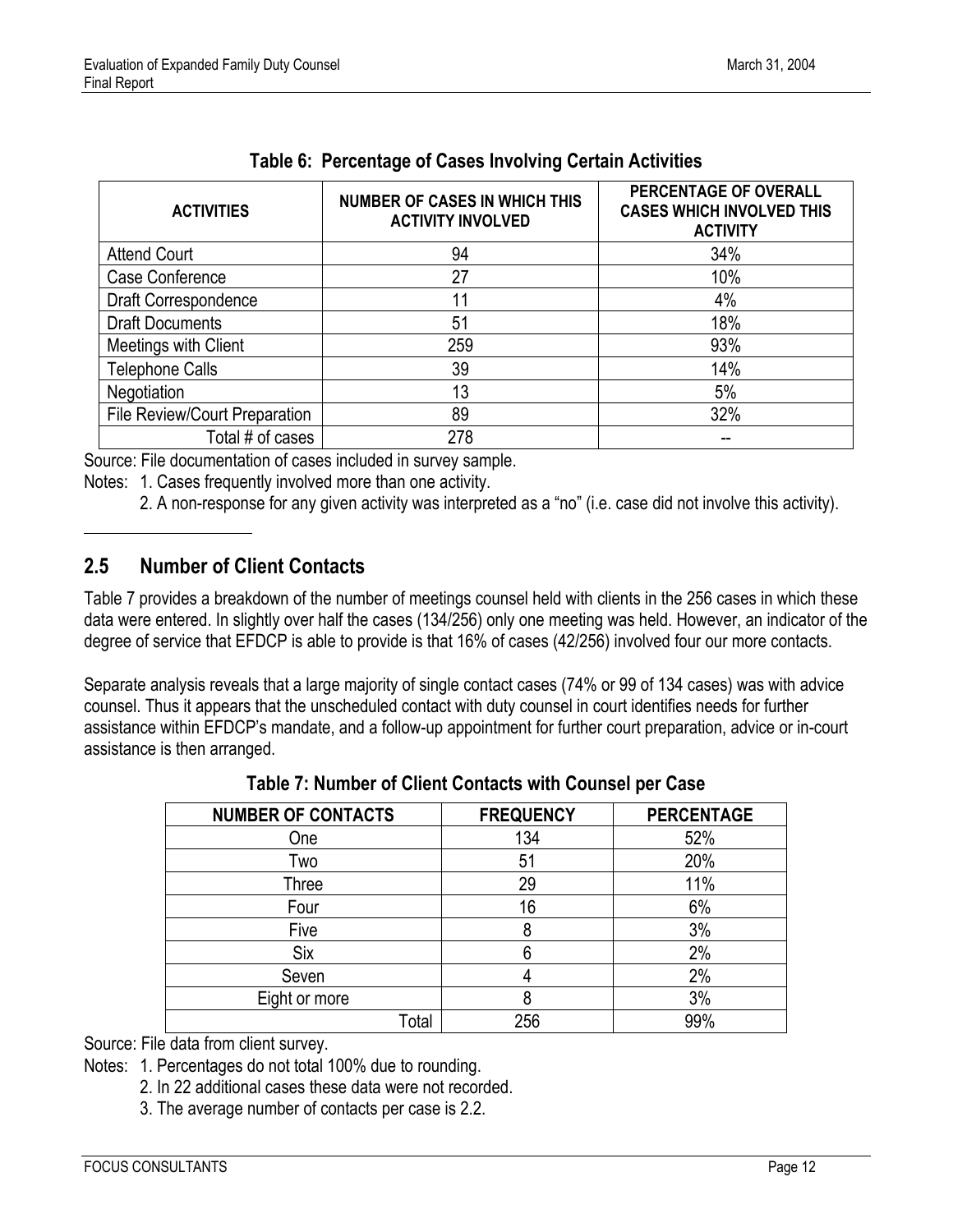**Table 6: Percentage of Cases Involving Certain Activities**

| ACTIVITIES | NUMBER OF CASES IN WHICH THIS ACTIVITY INVOLVED | PERCENTAGE OF OVERALL CASES WHICH INVOLVED THIS ACTIVITY |
|---|---|---|
| Attend Court | 94 | 34% |
| Case Conference | 27 | 10% |
| Draft Correspondence | 11 | 4% |
| Draft Documents | 51 | 18% |
| Meetings with Client | 259 | 93% |
| Telephone Calls | 39 | 14% |
| Negotiation | 13 | 5% |
| File Review/Court Preparation | 89 | 32% |
| Total # of cases | 278 | -- |

Source: File documentation of cases included in survey sample.

Notes: 1. Cases frequently involved more than one activity.

2. A non-response for any given activity was interpreted as a "no" (i.e. case did not involve this activity).

## 2.5 Number of Client Contacts

Table 7 provides a breakdown of the number of meetings counsel held with clients in the 256 cases in which these data were entered. In slightly over half the cases (134/256) only one meeting was held. However, an indicator of the degree of service that EFDCP is able to provide is that 16% of cases (42/256) involved four our more contacts.

Separate analysis reveals that a large majority of single contact cases (74% or 99 of 134 cases) was with advice counsel. Thus it appears that the unscheduled contact with duty counsel in court identifies needs for further assistance within EFDCP's mandate, and a follow-up appointment for further court preparation, advice or in-court assistance is then arranged.

**Table 7: Number of Client Contacts with Counsel per Case**

| NUMBER OF CONTACTS | FREQUENCY | PERCENTAGE |
|---|---|---|
| One | 134 | 52% |
| Two | 51 | 20% |
| Three | 29 | 11% |
| Four | 16 | 6% |
| Five | 8 | 3% |
| Six | 6 | 2% |
| Seven | 4 | 2% |
| Eight or more | 8 | 3% |
| Total | 256 | 99% |

Source: File data from client survey.

Notes: 1. Percentages do not total 100% due to rounding.

2. In 22 additional cases these data were not recorded.

3. The average number of contacts per case is 2.2.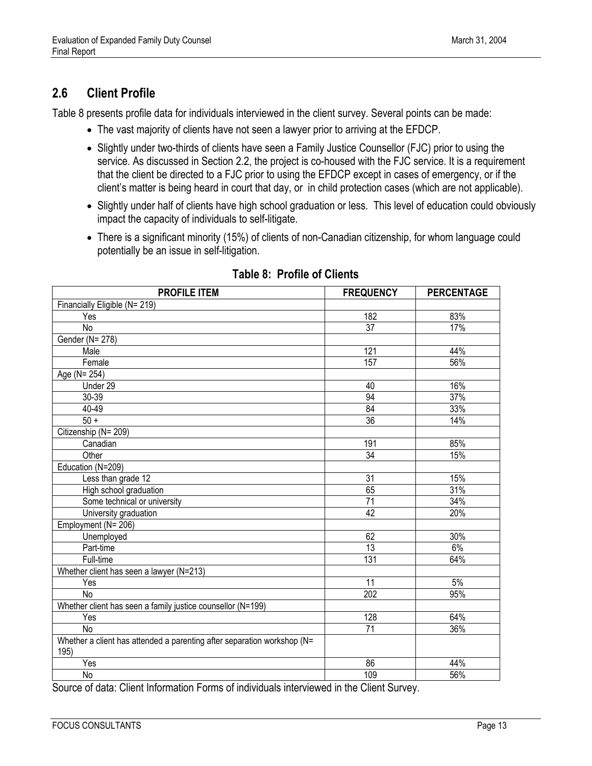## 2.6 Client Profile

Table 8 presents profile data for individuals interviewed in the client survey. Several points can be made:

- The vast majority of clients have not seen a lawyer prior to arriving at the EFDCP.
- Slightly under two-thirds of clients have seen a Family Justice Counsellor (FJC) prior to using the service. As discussed in Section 2.2, the project is co-housed with the FJC service. It is a requirement that the client be directed to a FJC prior to using the EFDCP except in cases of emergency, or if the client's matter is being heard in court that day, or in child protection cases (which are not applicable).
- Slightly under half of clients have high school graduation or less. This level of education could obviously impact the capacity of individuals to self-litigate.
- There is a significant minority (15%) of clients of non-Canadian citizenship, for whom language could potentially be an issue in self-litigation.

**Table 8: Profile of Clients**

| PROFILE ITEM | FREQUENCY | PERCENTAGE |
|---|---|---|
| Financially Eligible (N= 219) | | |
| Yes | 182 | 83% |
| No | 37 | 17% |
| Gender (N= 278) | | |
| Male | 121 | 44% |
| Female | 157 | 56% |
| Age (N= 254) | | |
| Under 29 | 40 | 16% |
| 30-39 | 94 | 37% |
| 40-49 | 84 | 33% |
| 50 + | 36 | 14% |
| Citizenship (N= 209) | | |
| Canadian | 191 | 85% |
| Other | 34 | 15% |
| Education (N=209) | | |
| Less than grade 12 | 31 | 15% |
| High school graduation | 65 | 31% |
| Some technical or university | 71 | 34% |
| University graduation | 42 | 20% |
| Employment (N= 206) | | |
| Unemployed | 62 | 30% |
| Part-time | 13 | 6% |
| Full-time | 131 | 64% |
| Whether client has seen a lawyer (N=213) | | |
| Yes | 11 | 5% |
| No | 202 | 95% |
| Whether client has seen a family justice counsellor (N=199) | | |
| Yes | 128 | 64% |
| No | 71 | 36% |
| Whether a client has attended a parenting after separation workshop (N= 195) | | |
| Yes | 86 | 44% |
| No | 109 | 56% |

Source of data: Client Information Forms of individuals interviewed in the Client Survey.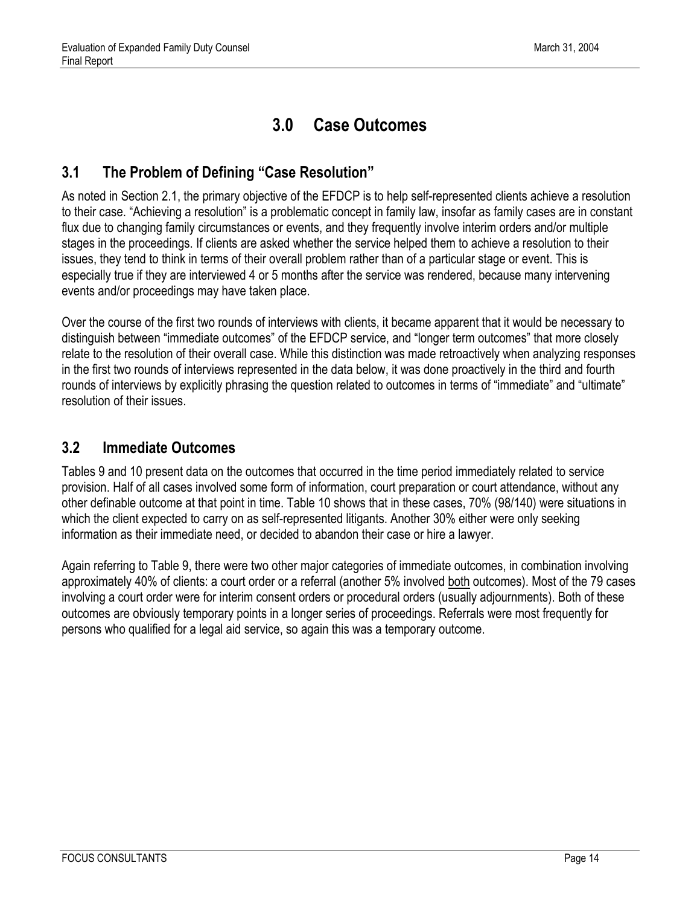# 3.0 Case Outcomes

## 3.1 The Problem of Defining "Case Resolution"

As noted in Section 2.1, the primary objective of the EFDCP is to help self-represented clients achieve a resolution to their case. "Achieving a resolution" is a problematic concept in family law, insofar as family cases are in constant flux due to changing family circumstances or events, and they frequently involve interim orders and/or multiple stages in the proceedings. If clients are asked whether the service helped them to achieve a resolution to their issues, they tend to think in terms of their overall problem rather than of a particular stage or event. This is especially true if they are interviewed 4 or 5 months after the service was rendered, because many intervening events and/or proceedings may have taken place.

Over the course of the first two rounds of interviews with clients, it became apparent that it would be necessary to distinguish between "immediate outcomes" of the EFDCP service, and "longer term outcomes" that more closely relate to the resolution of their overall case. While this distinction was made retroactively when analyzing responses in the first two rounds of interviews represented in the data below, it was done proactively in the third and fourth rounds of interviews by explicitly phrasing the question related to outcomes in terms of "immediate" and "ultimate" resolution of their issues.

## 3.2 Immediate Outcomes

Tables 9 and 10 present data on the outcomes that occurred in the time period immediately related to service provision. Half of all cases involved some form of information, court preparation or court attendance, without any other definable outcome at that point in time. Table 10 shows that in these cases, 70% (98/140) were situations in which the client expected to carry on as self-represented litigants. Another 30% either were only seeking information as their immediate need, or decided to abandon their case or hire a lawyer.

Again referring to Table 9, there were two other major categories of immediate outcomes, in combination involving approximately 40% of clients: a court order or a referral (another 5% involved both outcomes). Most of the 79 cases involving a court order were for interim consent orders or procedural orders (usually adjournments). Both of these outcomes are obviously temporary points in a longer series of proceedings. Referrals were most frequently for persons who qualified for a legal aid service, so again this was a temporary outcome.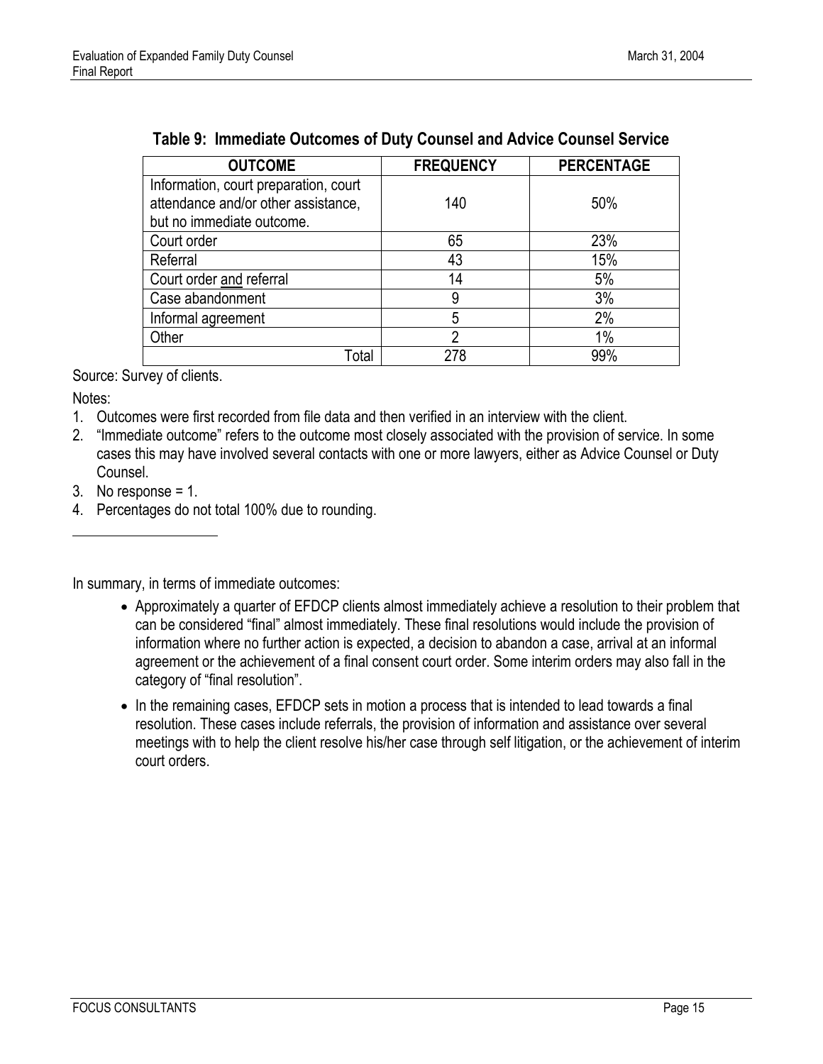**Table 9: Immediate Outcomes of Duty Counsel and Advice Counsel Service**

| OUTCOME | FREQUENCY | PERCENTAGE |
|---|---|---|
| Information, court preparation, court attendance and/or other assistance, but no immediate outcome. | 140 | 50% |
| Court order | 65 | 23% |
| Referral | 43 | 15% |
| Court order and referral | 14 | 5% |
| Case abandonment | 9 | 3% |
| Informal agreement | 5 | 2% |
| Other | 2 | 1% |
| Total | 278 | 99% |

Source: Survey of clients.

Notes:

1. Outcomes were first recorded from file data and then verified in an interview with the client.
2. "Immediate outcome" refers to the outcome most closely associated with the provision of service. In some cases this may have involved several contacts with one or more lawyers, either as Advice Counsel or Duty Counsel.
3. No response = 1.
4. Percentages do not total 100% due to rounding.

In summary, in terms of immediate outcomes:

- Approximately a quarter of EFDCP clients almost immediately achieve a resolution to their problem that can be considered "final" almost immediately. These final resolutions would include the provision of information where no further action is expected, a decision to abandon a case, arrival at an informal agreement or the achievement of a final consent court order. Some interim orders may also fall in the category of "final resolution".
- In the remaining cases, EFDCP sets in motion a process that is intended to lead towards a final resolution. These cases include referrals, the provision of information and assistance over several meetings with to help the client resolve his/her case through self litigation, or the achievement of interim court orders.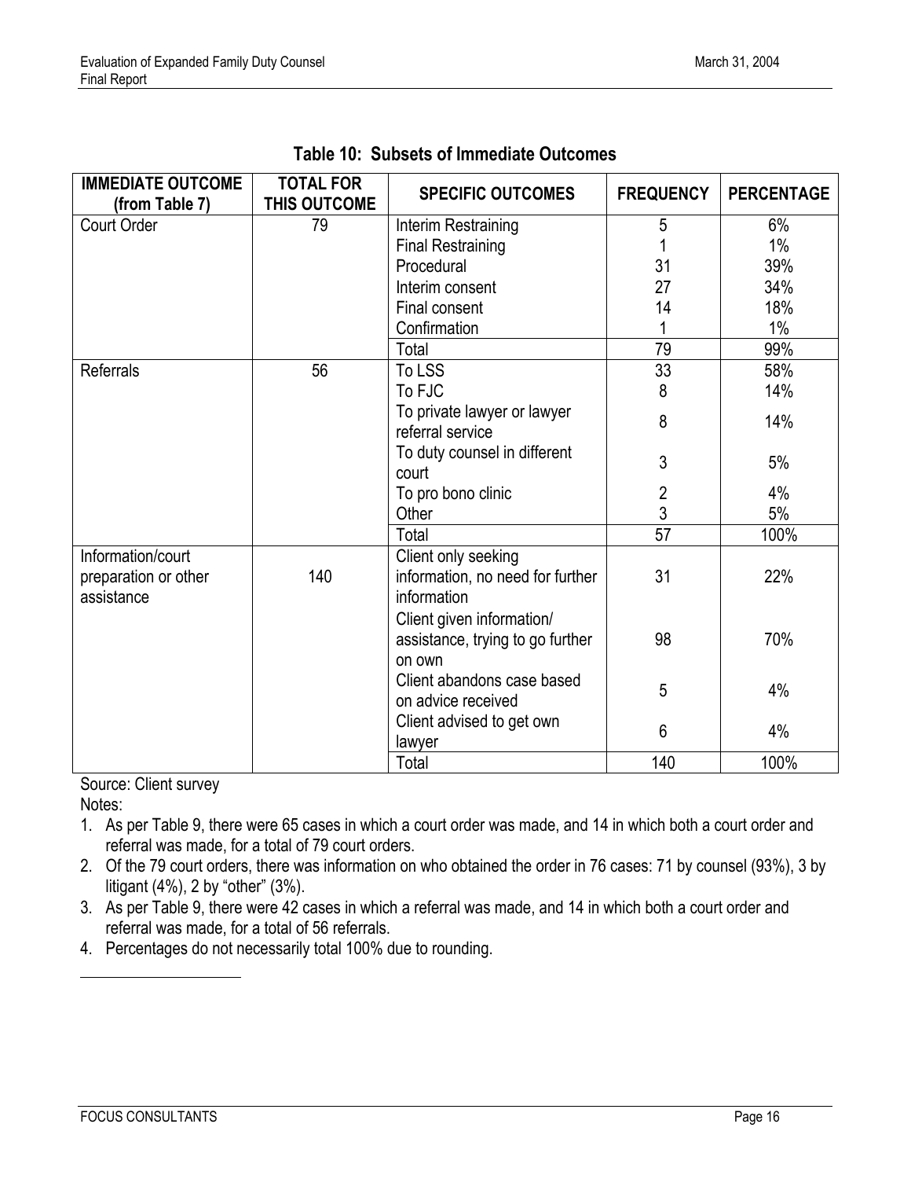**Table 10: Subsets of Immediate Outcomes**

| IMMEDIATE OUTCOME (from Table 7) | TOTAL FOR THIS OUTCOME | SPECIFIC OUTCOMES | FREQUENCY | PERCENTAGE |
|---|---|---|---|---|
| Court Order | 79 | Interim Restraining | 5 | 6% |
| | | Final Restraining | 1 | 1% |
| | | Procedural | 31 | 39% |
| | | Interim consent | 27 | 34% |
| | | Final consent | 14 | 18% |
| | | Confirmation | 1 | 1% |
| | | Total | 79 | 99% |
| Referrals | 56 | To LSS | 33 | 58% |
| | | To FJC | 8 | 14% |
| | | To private lawyer or lawyer referral service | 8 | 14% |
| | | To duty counsel in different court | 3 | 5% |
| | | To pro bono clinic | 2 | 4% |
| | | Other | 3 | 5% |
| | | Total | 57 | 100% |
| Information/court preparation or other assistance | 140 | Client only seeking information, no need for further information | 31 | 22% |
| | | Client given information/ assistance, trying to go further on own | 98 | 70% |
| | | Client abandons case based on advice received | 5 | 4% |
| | | Client advised to get own lawyer | 6 | 4% |
| | | Total | 140 | 100% |

Source: Client survey

Notes:

1. As per Table 9, there were 65 cases in which a court order was made, and 14 in which both a court order and referral was made, for a total of 79 court orders.
2. Of the 79 court orders, there was information on who obtained the order in 76 cases: 71 by counsel (93%), 3 by litigant (4%), 2 by "other" (3%).
3. As per Table 9, there were 42 cases in which a referral was made, and 14 in which both a court order and referral was made, for a total of 56 referrals.
4. Percentages do not necessarily total 100% due to rounding.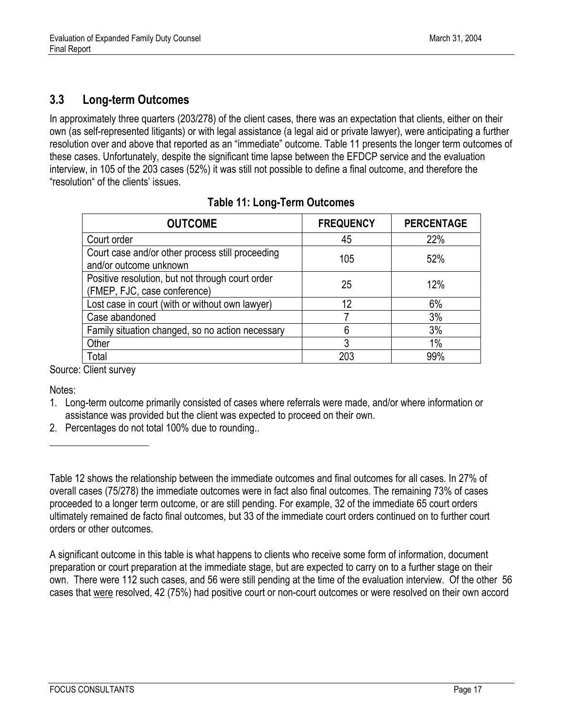## 3.3 Long-term Outcomes

In approximately three quarters (203/278) of the client cases, there was an expectation that clients, either on their own (as self-represented litigants) or with legal assistance (a legal aid or private lawyer), were anticipating a further resolution over and above that reported as an "immediate" outcome. Table 11 presents the longer term outcomes of these cases. Unfortunately, despite the significant time lapse between the EFDCP service and the evaluation interview, in 105 of the 203 cases (52%) it was still not possible to define a final outcome, and therefore the "resolution" of the clients' issues.

**Table 11: Long-Term Outcomes**

| OUTCOME | FREQUENCY | PERCENTAGE |
|---|---|---|
| Court order | 45 | 22% |
| Court case and/or other process still proceeding and/or outcome unknown | 105 | 52% |
| Positive resolution, but not through court order (FMEP, FJC, case conference) | 25 | 12% |
| Lost case in court (with or without own lawyer) | 12 | 6% |
| Case abandoned | 7 | 3% |
| Family situation changed, so no action necessary | 6 | 3% |
| Other | 3 | 1% |
| Total | 203 | 99% |

Source: Client survey

Notes:

1. Long-term outcome primarily consisted of cases where referrals were made, and/or where information or assistance was provided but the client was expected to proceed on their own.
2. Percentages do not total 100% due to rounding..

Table 12 shows the relationship between the immediate outcomes and final outcomes for all cases. In 27% of overall cases (75/278) the immediate outcomes were in fact also final outcomes. The remaining 73% of cases proceeded to a longer term outcome, or are still pending. For example, 32 of the immediate 65 court orders ultimately remained de facto final outcomes, but 33 of the immediate court orders continued on to further court orders or other outcomes.

A significant outcome in this table is what happens to clients who receive some form of information, document preparation or court preparation at the immediate stage, but are expected to carry on to a further stage on their own. There were 112 such cases, and 56 were still pending at the time of the evaluation interview. Of the other 56 cases that were resolved, 42 (75%) had positive court or non-court outcomes or were resolved on their own accord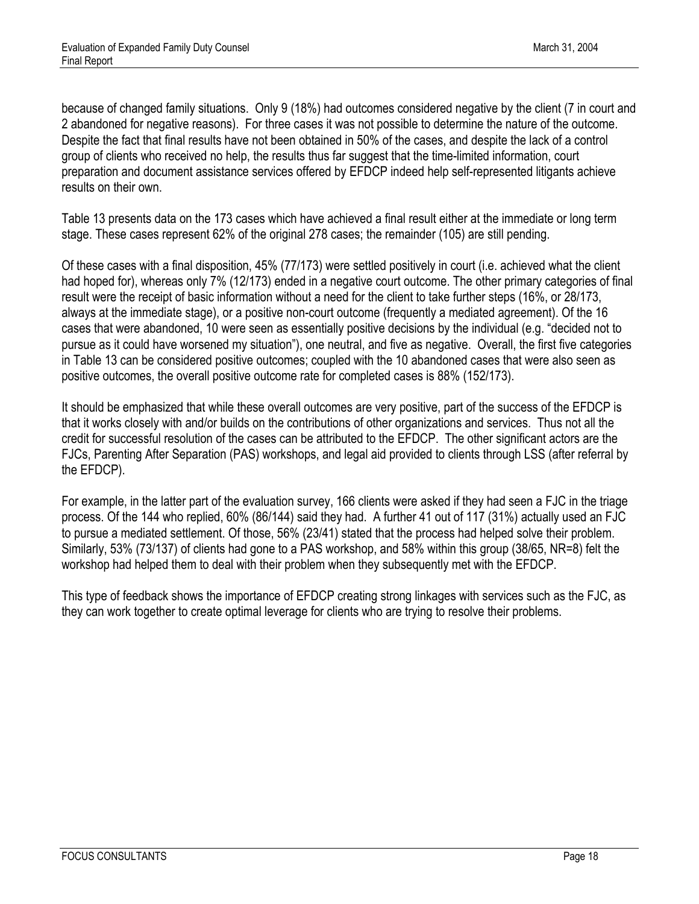because of changed family situations. Only 9 (18%) had outcomes considered negative by the client (7 in court and 2 abandoned for negative reasons). For three cases it was not possible to determine the nature of the outcome. Despite the fact that final results have not been obtained in 50% of the cases, and despite the lack of a control group of clients who received no help, the results thus far suggest that the time-limited information, court preparation and document assistance services offered by EFDCP indeed help self-represented litigants achieve results on their own.

Table 13 presents data on the 173 cases which have achieved a final result either at the immediate or long term stage. These cases represent 62% of the original 278 cases; the remainder (105) are still pending.

Of these cases with a final disposition, 45% (77/173) were settled positively in court (i.e. achieved what the client had hoped for), whereas only 7% (12/173) ended in a negative court outcome. The other primary categories of final result were the receipt of basic information without a need for the client to take further steps (16%, or 28/173, always at the immediate stage), or a positive non-court outcome (frequently a mediated agreement). Of the 16 cases that were abandoned, 10 were seen as essentially positive decisions by the individual (e.g. "decided not to pursue as it could have worsened my situation"), one neutral, and five as negative. Overall, the first five categories in Table 13 can be considered positive outcomes; coupled with the 10 abandoned cases that were also seen as positive outcomes, the overall positive outcome rate for completed cases is 88% (152/173).

It should be emphasized that while these overall outcomes are very positive, part of the success of the EFDCP is that it works closely with and/or builds on the contributions of other organizations and services. Thus not all the credit for successful resolution of the cases can be attributed to the EFDCP. The other significant actors are the FJCs, Parenting After Separation (PAS) workshops, and legal aid provided to clients through LSS (after referral by the EFDCP).

For example, in the latter part of the evaluation survey, 166 clients were asked if they had seen a FJC in the triage process. Of the 144 who replied, 60% (86/144) said they had. A further 41 out of 117 (31%) actually used an FJC to pursue a mediated settlement. Of those, 56% (23/41) stated that the process had helped solve their problem. Similarly, 53% (73/137) of clients had gone to a PAS workshop, and 58% within this group (38/65, NR=8) felt the workshop had helped them to deal with their problem when they subsequently met with the EFDCP.

This type of feedback shows the importance of EFDCP creating strong linkages with services such as the FJC, as they can work together to create optimal leverage for clients who are trying to resolve their problems.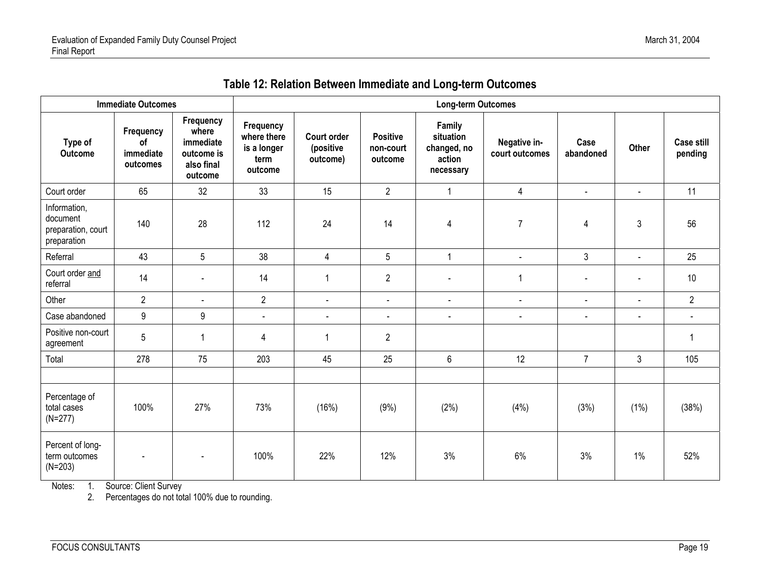## Table 12: Relation Between Immediate and Long-term Outcomes

| Immediate Outcomes | | | Long-term Outcomes | | | | | | | |
|---|---|---|---|---|---|---|---|---|---|---|
| Type of Outcome | Frequency of immediate outcomes | Frequency where immediate outcome is also final outcome | Frequency where there is a longer term outcome | Court order (positive outcome) | Positive non-court outcome | Family situation changed, no action necessary | Negative in-court outcomes | Case abandoned | Other | Case still pending |
| Court order | 65 | 32 | 33 | 15 | 2 | 1 | 4 | - | - | 11 |
| Information, document preparation, court preparation | 140 | 28 | 112 | 24 | 14 | 4 | 7 | 4 | 3 | 56 |
| Referral | 43 | 5 | 38 | 4 | 5 | 1 | - | 3 | - | 25 |
| Court order and referral | 14 | - | 14 | 1 | 2 | - | 1 | - | - | 10 |
| Other | 2 | - | 2 | - | - | - | - | - | - | 2 |
| Case abandoned | 9 | 9 | - | - | - | - | - | - | - | - |
| Positive non-court agreement | 5 | 1 | 4 | 1 | 2 | | | | | 1 |
| Total | 278 | 75 | 203 | 45 | 25 | 6 | 12 | 7 | 3 | 105 |
| | | | | | | | | | | |
| Percentage of total cases (N=277) | 100% | 27% | 73% | (16%) | (9%) | (2%) | (4%) | (3%) | (1%) | (38%) |
| Percent of long-term outcomes (N=203) | - | - | 100% | 22% | 12% | 3% | 6% | 3% | 1% | 52% |

Notes: 1. Source: Client Survey
2. Percentages do not total 100% due to rounding.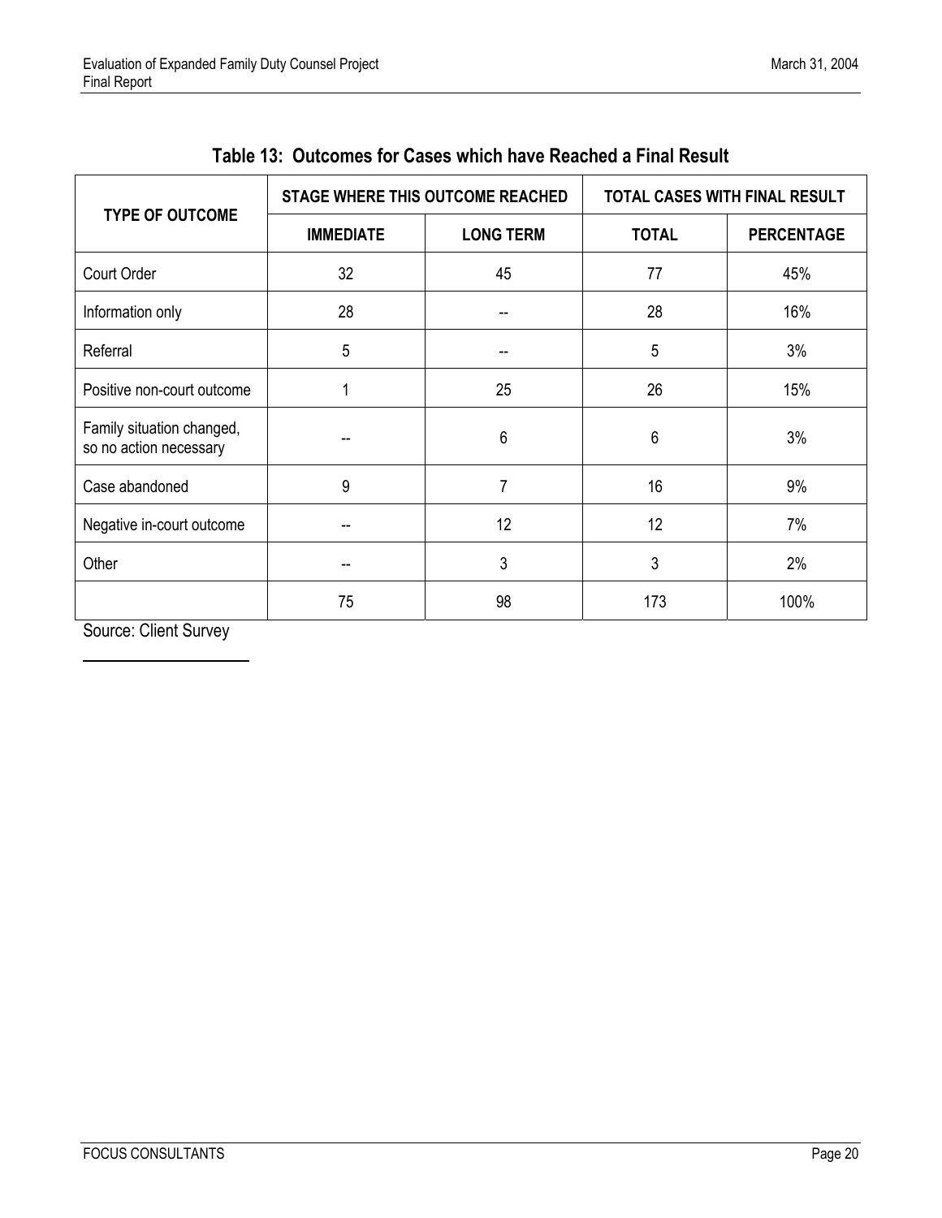**Table 13: Outcomes for Cases which have Reached a Final Result**

| TYPE OF OUTCOME | STAGE WHERE THIS OUTCOME REACHED | | TOTAL CASES WITH FINAL RESULT | |
|---|---|---|---|---|
| | IMMEDIATE | LONG TERM | TOTAL | PERCENTAGE |
| Court Order | 32 | 45 | 77 | 45% |
| Information only | 28 | -- | 28 | 16% |
| Referral | 5 | -- | 5 | 3% |
| Positive non-court outcome | 1 | 25 | 26 | 15% |
| Family situation changed, so no action necessary | -- | 6 | 6 | 3% |
| Case abandoned | 9 | 7 | 16 | 9% |
| Negative in-court outcome | -- | 12 | 12 | 7% |
| Other | -- | 3 | 3 | 2% |
| | 75 | 98 | 173 | 100% |

Source: Client Survey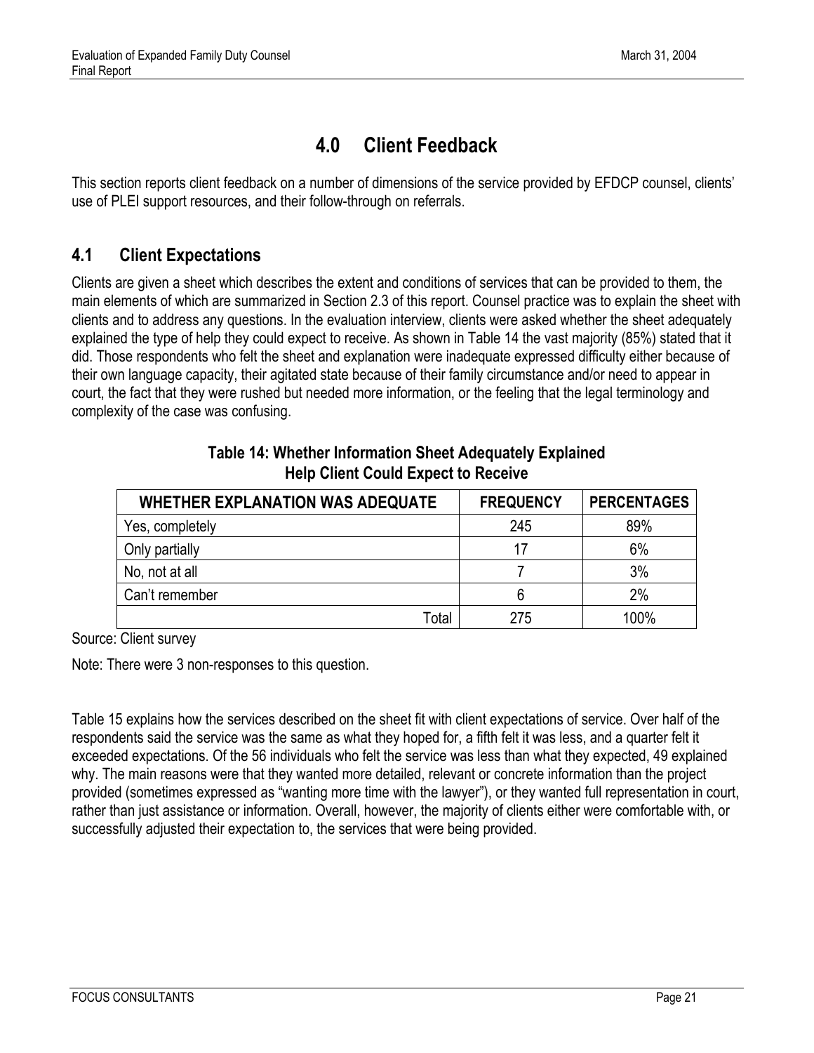# 4.0 Client Feedback

This section reports client feedback on a number of dimensions of the service provided by EFDCP counsel, clients' use of PLEI support resources, and their follow-through on referrals.

## 4.1 Client Expectations

Clients are given a sheet which describes the extent and conditions of services that can be provided to them, the main elements of which are summarized in Section 2.3 of this report. Counsel practice was to explain the sheet with clients and to address any questions. In the evaluation interview, clients were asked whether the sheet adequately explained the type of help they could expect to receive. As shown in Table 14 the vast majority (85%) stated that it did. Those respondents who felt the sheet and explanation were inadequate expressed difficulty either because of their own language capacity, their agitated state because of their family circumstance and/or need to appear in court, the fact that they were rushed but needed more information, or the feeling that the legal terminology and complexity of the case was confusing.

**Table 14: Whether Information Sheet Adequately Explained Help Client Could Expect to Receive**

| WHETHER EXPLANATION WAS ADEQUATE | FREQUENCY | PERCENTAGES |
|---|---|---|
| Yes, completely | 245 | 89% |
| Only partially | 17 | 6% |
| No, not at all | 7 | 3% |
| Can't remember | 6 | 2% |
| Total | 275 | 100% |

Source: Client survey

Note: There were 3 non-responses to this question.

Table 15 explains how the services described on the sheet fit with client expectations of service. Over half of the respondents said the service was the same as what they hoped for, a fifth felt it was less, and a quarter felt it exceeded expectations. Of the 56 individuals who felt the service was less than what they expected, 49 explained why. The main reasons were that they wanted more detailed, relevant or concrete information than the project provided (sometimes expressed as "wanting more time with the lawyer"), or they wanted full representation in court, rather than just assistance or information. Overall, however, the majority of clients either were comfortable with, or successfully adjusted their expectation to, the services that were being provided.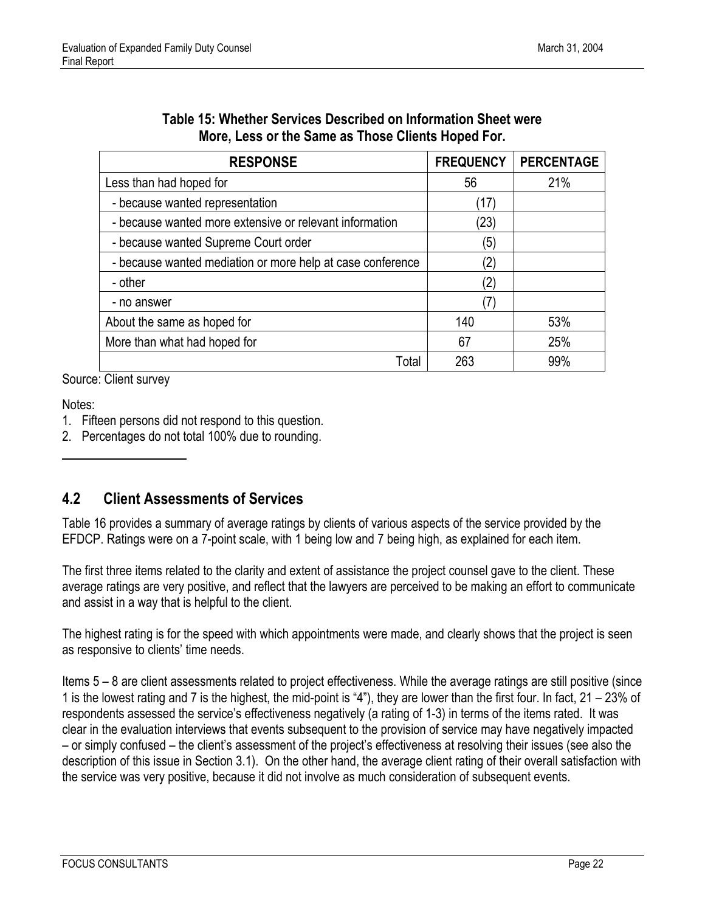**Table 15: Whether Services Described on Information Sheet were More, Less or the Same as Those Clients Hoped For.**

| RESPONSE | FREQUENCY | PERCENTAGE |
|---|---|---|
| Less than had hoped for | 56 | 21% |
| - because wanted representation | (17) | |
| - because wanted more extensive or relevant information | (23) | |
| - because wanted Supreme Court order | (5) | |
| - because wanted mediation or more help at case conference | (2) | |
| - other | (2) | |
| - no answer | (7) | |
| About the same as hoped for | 140 | 53% |
| More than what had hoped for | 67 | 25% |
| Total | 263 | 99% |

Source: Client survey

Notes:
1. Fifteen persons did not respond to this question.
2. Percentages do not total 100% due to rounding.

## 4.2 Client Assessments of Services

Table 16 provides a summary of average ratings by clients of various aspects of the service provided by the EFDCP. Ratings were on a 7-point scale, with 1 being low and 7 being high, as explained for each item.

The first three items related to the clarity and extent of assistance the project counsel gave to the client. These average ratings are very positive, and reflect that the lawyers are perceived to be making an effort to communicate and assist in a way that is helpful to the client.

The highest rating is for the speed with which appointments were made, and clearly shows that the project is seen as responsive to clients' time needs.

Items 5 – 8 are client assessments related to project effectiveness. While the average ratings are still positive (since 1 is the lowest rating and 7 is the highest, the mid-point is "4"), they are lower than the first four. In fact, 21 – 23% of respondents assessed the service's effectiveness negatively (a rating of 1-3) in terms of the items rated. It was clear in the evaluation interviews that events subsequent to the provision of service may have negatively impacted – or simply confused – the client's assessment of the project's effectiveness at resolving their issues (see also the description of this issue in Section 3.1). On the other hand, the average client rating of their overall satisfaction with the service was very positive, because it did not involve as much consideration of subsequent events.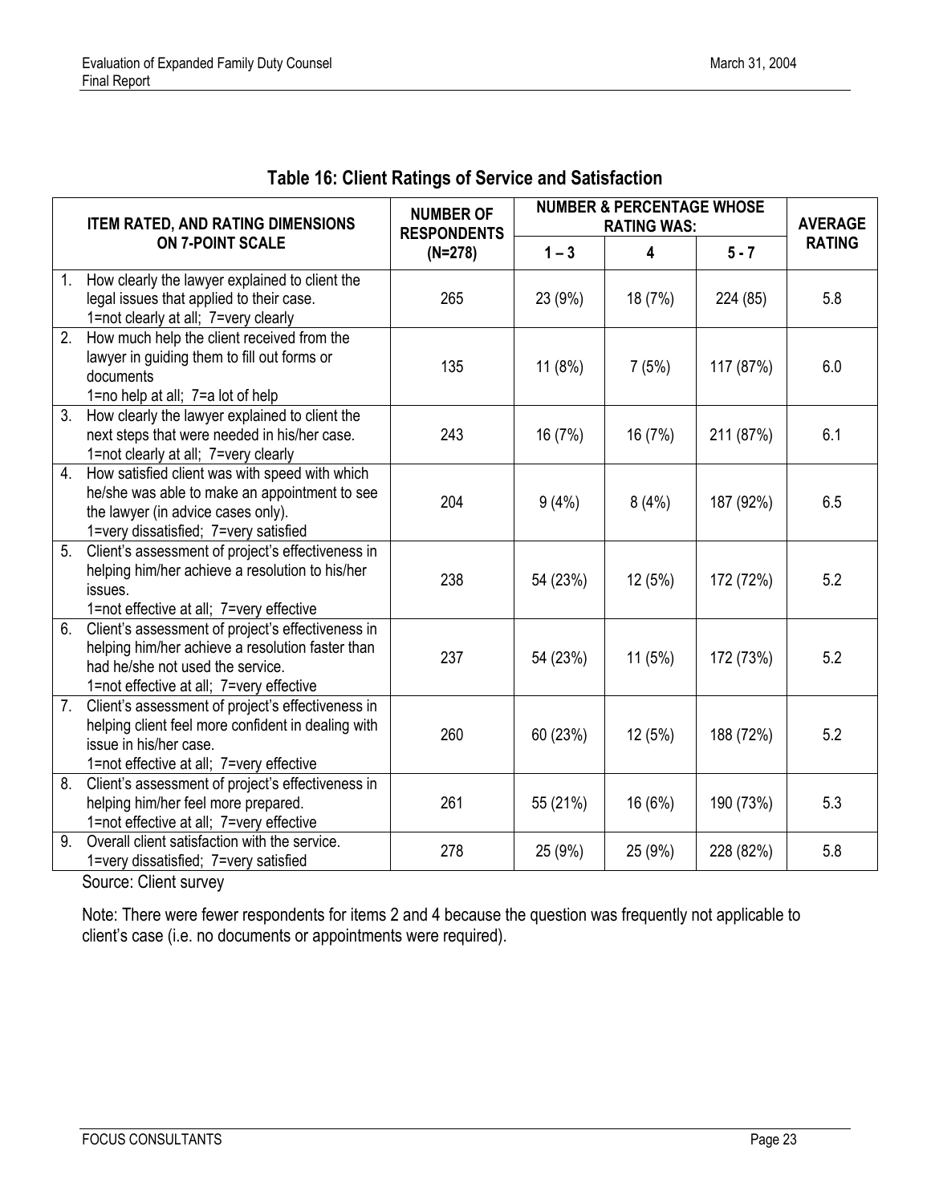### Table 16: Client Ratings of Service and Satisfaction

| ITEM RATED, AND RATING DIMENSIONS ON 7-POINT SCALE | NUMBER OF RESPONDENTS (N=278) | NUMBER & PERCENTAGE WHOSE RATING WAS: | | | AVERAGE RATING |
|---|---|---|---|---|---|
| | | 1 – 3 | 4 | 5 - 7 | |
| 1. How clearly the lawyer explained to client the legal issues that applied to their case. 1=not clearly at all; 7=very clearly | 265 | 23 (9%) | 18 (7%) | 224 (85) | 5.8 |
| 2. How much help the client received from the lawyer in guiding them to fill out forms or documents 1=no help at all; 7=a lot of help | 135 | 11 (8%) | 7 (5%) | 117 (87%) | 6.0 |
| 3. How clearly the lawyer explained to client the next steps that were needed in his/her case. 1=not clearly at all; 7=very clearly | 243 | 16 (7%) | 16 (7%) | 211 (87%) | 6.1 |
| 4. How satisfied client was with speed with which he/she was able to make an appointment to see the lawyer (in advice cases only). 1=very dissatisfied; 7=very satisfied | 204 | 9 (4%) | 8 (4%) | 187 (92%) | 6.5 |
| 5. Client's assessment of project's effectiveness in helping him/her achieve a resolution to his/her issues. 1=not effective at all; 7=very effective | 238 | 54 (23%) | 12 (5%) | 172 (72%) | 5.2 |
| 6. Client's assessment of project's effectiveness in helping him/her achieve a resolution faster than had he/she not used the service. 1=not effective at all; 7=very effective | 237 | 54 (23%) | 11 (5%) | 172 (73%) | 5.2 |
| 7. Client's assessment of project's effectiveness in helping client feel more confident in dealing with issue in his/her case. 1=not effective at all; 7=very effective | 260 | 60 (23%) | 12 (5%) | 188 (72%) | 5.2 |
| 8. Client's assessment of project's effectiveness in helping him/her feel more prepared. 1=not effective at all; 7=very effective | 261 | 55 (21%) | 16 (6%) | 190 (73%) | 5.3 |
| 9. Overall client satisfaction with the service. 1=very dissatisfied; 7=very satisfied | 278 | 25 (9%) | 25 (9%) | 228 (82%) | 5.8 |

Source: Client survey

Note: There were fewer respondents for items 2 and 4 because the question was frequently not applicable to client's case (i.e. no documents or appointments were required).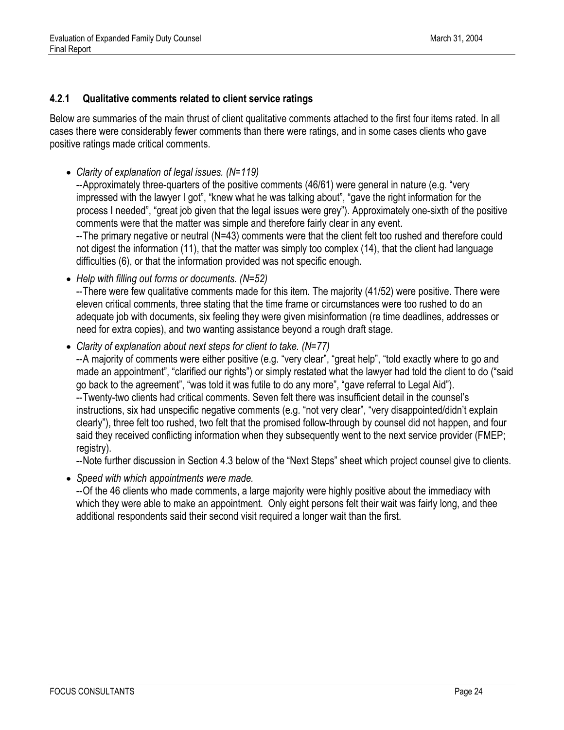### 4.2.1 Qualitative comments related to client service ratings

Below are summaries of the main thrust of client qualitative comments attached to the first four items rated. In all cases there were considerably fewer comments than there were ratings, and in some cases clients who gave positive ratings made critical comments.

- *Clarity of explanation of legal issues. (N=119)*

  --Approximately three-quarters of the positive comments (46/61) were general in nature (e.g. "very impressed with the lawyer I got", "knew what he was talking about", "gave the right information for the process I needed", "great job given that the legal issues were grey"). Approximately one-sixth of the positive comments were that the matter was simple and therefore fairly clear in any event.

  --The primary negative or neutral (N=43) comments were that the client felt too rushed and therefore could not digest the information (11), that the matter was simply too complex (14), that the client had language difficulties (6), or that the information provided was not specific enough.

- *Help with filling out forms or documents. (N=52)*

  --There were few qualitative comments made for this item. The majority (41/52) were positive. There were eleven critical comments, three stating that the time frame or circumstances were too rushed to do an adequate job with documents, six feeling they were given misinformation (re time deadlines, addresses or need for extra copies), and two wanting assistance beyond a rough draft stage.

- *Clarity of explanation about next steps for client to take. (N=77)*

  --A majority of comments were either positive (e.g. "very clear", "great help", "told exactly where to go and made an appointment", "clarified our rights") or simply restated what the lawyer had told the client to do ("said go back to the agreement", "was told it was futile to do any more", "gave referral to Legal Aid").

  --Twenty-two clients had critical comments. Seven felt there was insufficient detail in the counsel's instructions, six had unspecific negative comments (e.g. "not very clear", "very disappointed/didn't explain clearly"), three felt too rushed, two felt that the promised follow-through by counsel did not happen, and four said they received conflicting information when they subsequently went to the next service provider (FMEP; registry).

  --Note further discussion in Section 4.3 below of the "Next Steps" sheet which project counsel give to clients.

- *Speed with which appointments were made.*

  --Of the 46 clients who made comments, a large majority were highly positive about the immediacy with which they were able to make an appointment. Only eight persons felt their wait was fairly long, and thee additional respondents said their second visit required a longer wait than the first.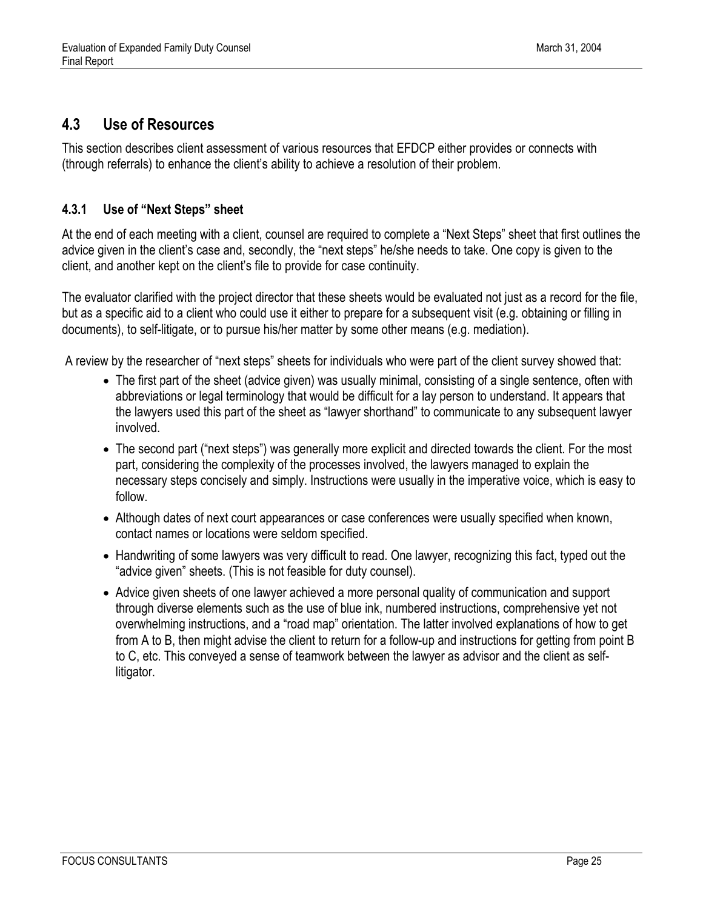## 4.3 Use of Resources

This section describes client assessment of various resources that EFDCP either provides or connects with (through referrals) to enhance the client's ability to achieve a resolution of their problem.

### 4.3.1 Use of "Next Steps" sheet

At the end of each meeting with a client, counsel are required to complete a "Next Steps" sheet that first outlines the advice given in the client's case and, secondly, the "next steps" he/she needs to take. One copy is given to the client, and another kept on the client's file to provide for case continuity.

The evaluator clarified with the project director that these sheets would be evaluated not just as a record for the file, but as a specific aid to a client who could use it either to prepare for a subsequent visit (e.g. obtaining or filling in documents), to self-litigate, or to pursue his/her matter by some other means (e.g. mediation).

A review by the researcher of "next steps" sheets for individuals who were part of the client survey showed that:

- The first part of the sheet (advice given) was usually minimal, consisting of a single sentence, often with abbreviations or legal terminology that would be difficult for a lay person to understand. It appears that the lawyers used this part of the sheet as "lawyer shorthand" to communicate to any subsequent lawyer involved.
- The second part ("next steps") was generally more explicit and directed towards the client. For the most part, considering the complexity of the processes involved, the lawyers managed to explain the necessary steps concisely and simply. Instructions were usually in the imperative voice, which is easy to follow.
- Although dates of next court appearances or case conferences were usually specified when known, contact names or locations were seldom specified.
- Handwriting of some lawyers was very difficult to read. One lawyer, recognizing this fact, typed out the "advice given" sheets. (This is not feasible for duty counsel).
- Advice given sheets of one lawyer achieved a more personal quality of communication and support through diverse elements such as the use of blue ink, numbered instructions, comprehensive yet not overwhelming instructions, and a "road map" orientation. The latter involved explanations of how to get from A to B, then might advise the client to return for a follow-up and instructions for getting from point B to C, etc. This conveyed a sense of teamwork between the lawyer as advisor and the client as self-litigator.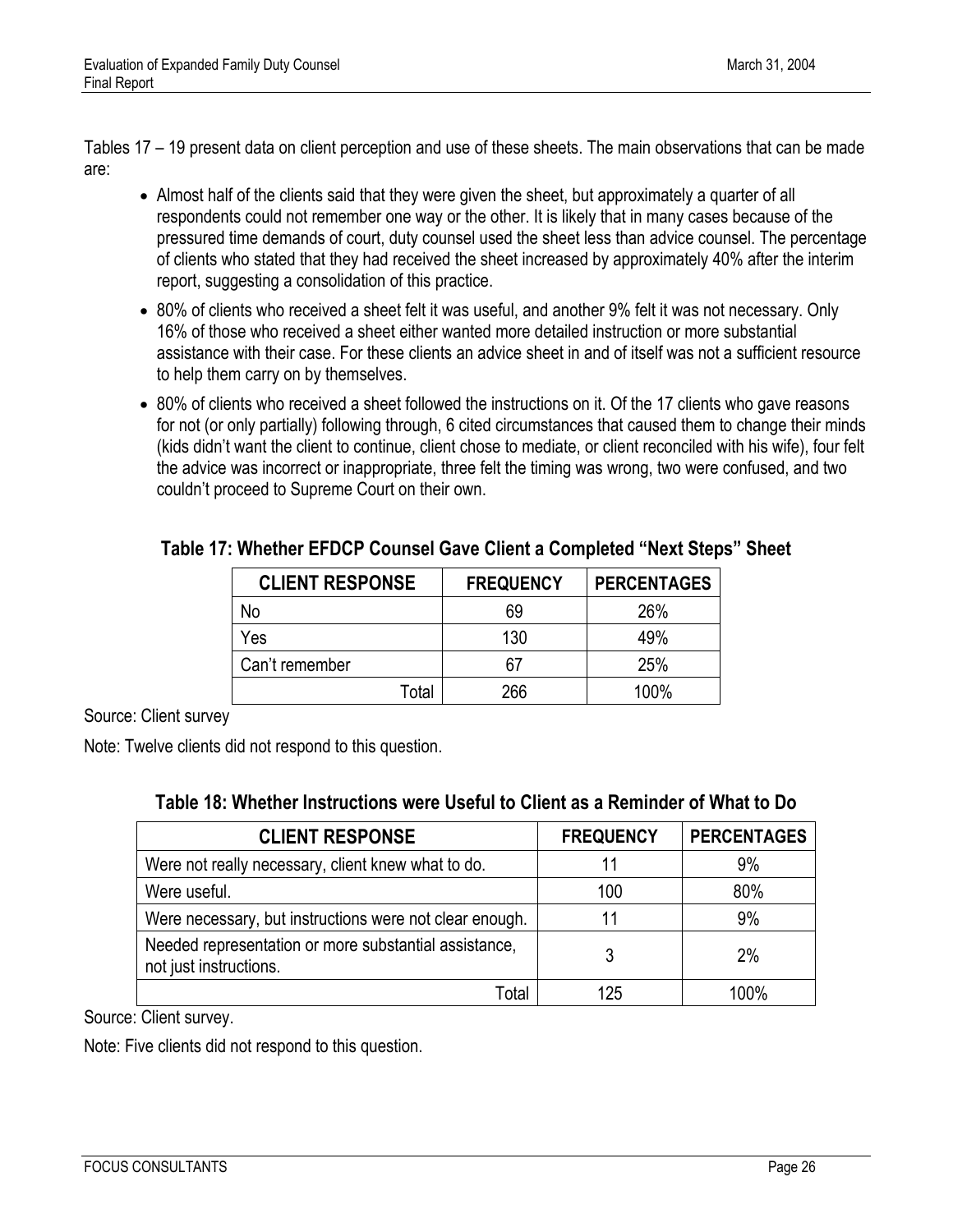Tables 17 – 19 present data on client perception and use of these sheets. The main observations that can be made are:

- Almost half of the clients said that they were given the sheet, but approximately a quarter of all respondents could not remember one way or the other. It is likely that in many cases because of the pressured time demands of court, duty counsel used the sheet less than advice counsel. The percentage of clients who stated that they had received the sheet increased by approximately 40% after the interim report, suggesting a consolidation of this practice.
- 80% of clients who received a sheet felt it was useful, and another 9% felt it was not necessary. Only 16% of those who received a sheet either wanted more detailed instruction or more substantial assistance with their case. For these clients an advice sheet in and of itself was not a sufficient resource to help them carry on by themselves.
- 80% of clients who received a sheet followed the instructions on it. Of the 17 clients who gave reasons for not (or only partially) following through, 6 cited circumstances that caused them to change their minds (kids didn't want the client to continue, client chose to mediate, or client reconciled with his wife), four felt the advice was incorrect or inappropriate, three felt the timing was wrong, two were confused, and two couldn't proceed to Supreme Court on their own.

**Table 17: Whether EFDCP Counsel Gave Client a Completed "Next Steps" Sheet**

| CLIENT RESPONSE | FREQUENCY | PERCENTAGES |
|---|---|---|
| No | 69 | 26% |
| Yes | 130 | 49% |
| Can't remember | 67 | 25% |
| Total | 266 | 100% |

Source: Client survey

Note: Twelve clients did not respond to this question.

**Table 18: Whether Instructions were Useful to Client as a Reminder of What to Do**

| CLIENT RESPONSE | FREQUENCY | PERCENTAGES |
|---|---|---|
| Were not really necessary, client knew what to do. | 11 | 9% |
| Were useful. | 100 | 80% |
| Were necessary, but instructions were not clear enough. | 11 | 9% |
| Needed representation or more substantial assistance, not just instructions. | 3 | 2% |
| Total | 125 | 100% |

Source: Client survey.

Note: Five clients did not respond to this question.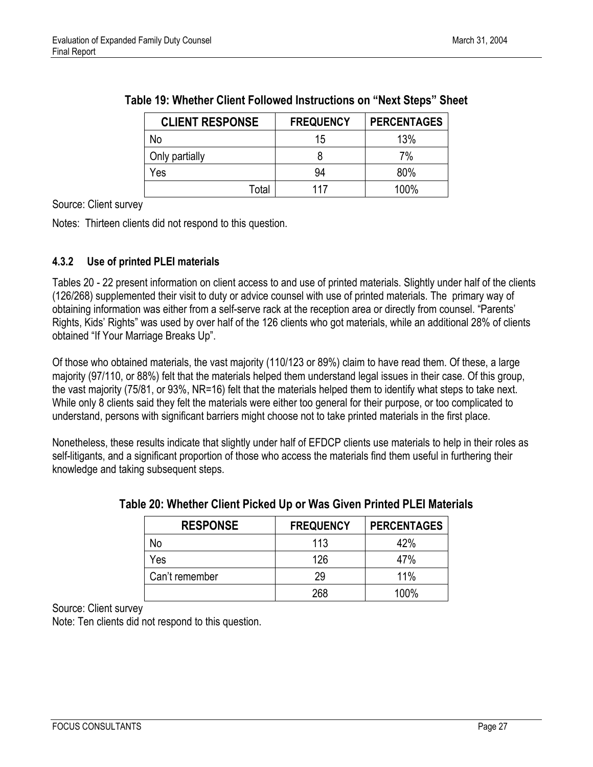**Table 19: Whether Client Followed Instructions on "Next Steps" Sheet**

| CLIENT RESPONSE | FREQUENCY | PERCENTAGES |
|---|---|---|
| No | 15 | 13% |
| Only partially | 8 | 7% |
| Yes | 94 | 80% |
| Total | 117 | 100% |

Source: Client survey

Notes: Thirteen clients did not respond to this question.

### 4.3.2 Use of printed PLEI materials

Tables 20 - 22 present information on client access to and use of printed materials. Slightly under half of the clients (126/268) supplemented their visit to duty or advice counsel with use of printed materials. The primary way of obtaining information was either from a self-serve rack at the reception area or directly from counsel. "Parents' Rights, Kids' Rights" was used by over half of the 126 clients who got materials, while an additional 28% of clients obtained "If Your Marriage Breaks Up".

Of those who obtained materials, the vast majority (110/123 or 89%) claim to have read them. Of these, a large majority (97/110, or 88%) felt that the materials helped them understand legal issues in their case. Of this group, the vast majority (75/81, or 93%, NR=16) felt that the materials helped them to identify what steps to take next. While only 8 clients said they felt the materials were either too general for their purpose, or too complicated to understand, persons with significant barriers might choose not to take printed materials in the first place.

Nonetheless, these results indicate that slightly under half of EFDCP clients use materials to help in their roles as self-litigants, and a significant proportion of those who access the materials find them useful in furthering their knowledge and taking subsequent steps.

**Table 20: Whether Client Picked Up or Was Given Printed PLEI Materials**

| RESPONSE | FREQUENCY | PERCENTAGES |
|---|---|---|
| No | 113 | 42% |
| Yes | 126 | 47% |
| Can't remember | 29 | 11% |
| | 268 | 100% |

Source: Client survey

Note: Ten clients did not respond to this question.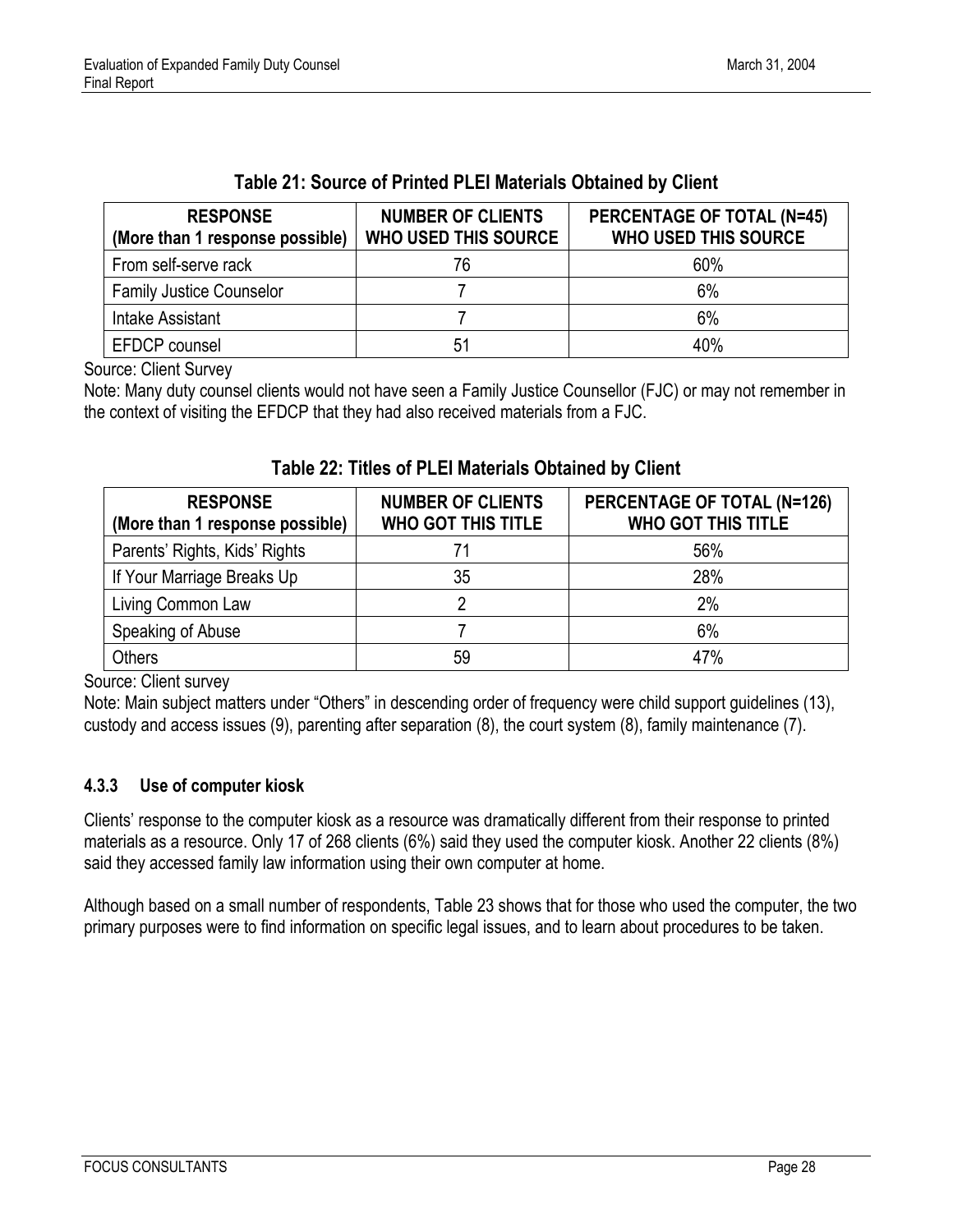### Table 21: Source of Printed PLEI Materials Obtained by Client

| RESPONSE (More than 1 response possible) | NUMBER OF CLIENTS WHO USED THIS SOURCE | PERCENTAGE OF TOTAL (N=45) WHO USED THIS SOURCE |
|---|---|---|
| From self-serve rack | 76 | 60% |
| Family Justice Counselor | 7 | 6% |
| Intake Assistant | 7 | 6% |
| EFDCP counsel | 51 | 40% |

Source: Client Survey

Note: Many duty counsel clients would not have seen a Family Justice Counsellor (FJC) or may not remember in the context of visiting the EFDCP that they had also received materials from a FJC.

### Table 22: Titles of PLEI Materials Obtained by Client

| RESPONSE (More than 1 response possible) | NUMBER OF CLIENTS WHO GOT THIS TITLE | PERCENTAGE OF TOTAL (N=126) WHO GOT THIS TITLE |
|---|---|---|
| Parents' Rights, Kids' Rights | 71 | 56% |
| If Your Marriage Breaks Up | 35 | 28% |
| Living Common Law | 2 | 2% |
| Speaking of Abuse | 7 | 6% |
| Others | 59 | 47% |

Source: Client survey

Note: Main subject matters under "Others" in descending order of frequency were child support guidelines (13), custody and access issues (9), parenting after separation (8), the court system (8), family maintenance (7).

#### 4.3.3 Use of computer kiosk

Clients' response to the computer kiosk as a resource was dramatically different from their response to printed materials as a resource. Only 17 of 268 clients (6%) said they used the computer kiosk. Another 22 clients (8%) said they accessed family law information using their own computer at home.

Although based on a small number of respondents, Table 23 shows that for those who used the computer, the two primary purposes were to find information on specific legal issues, and to learn about procedures to be taken.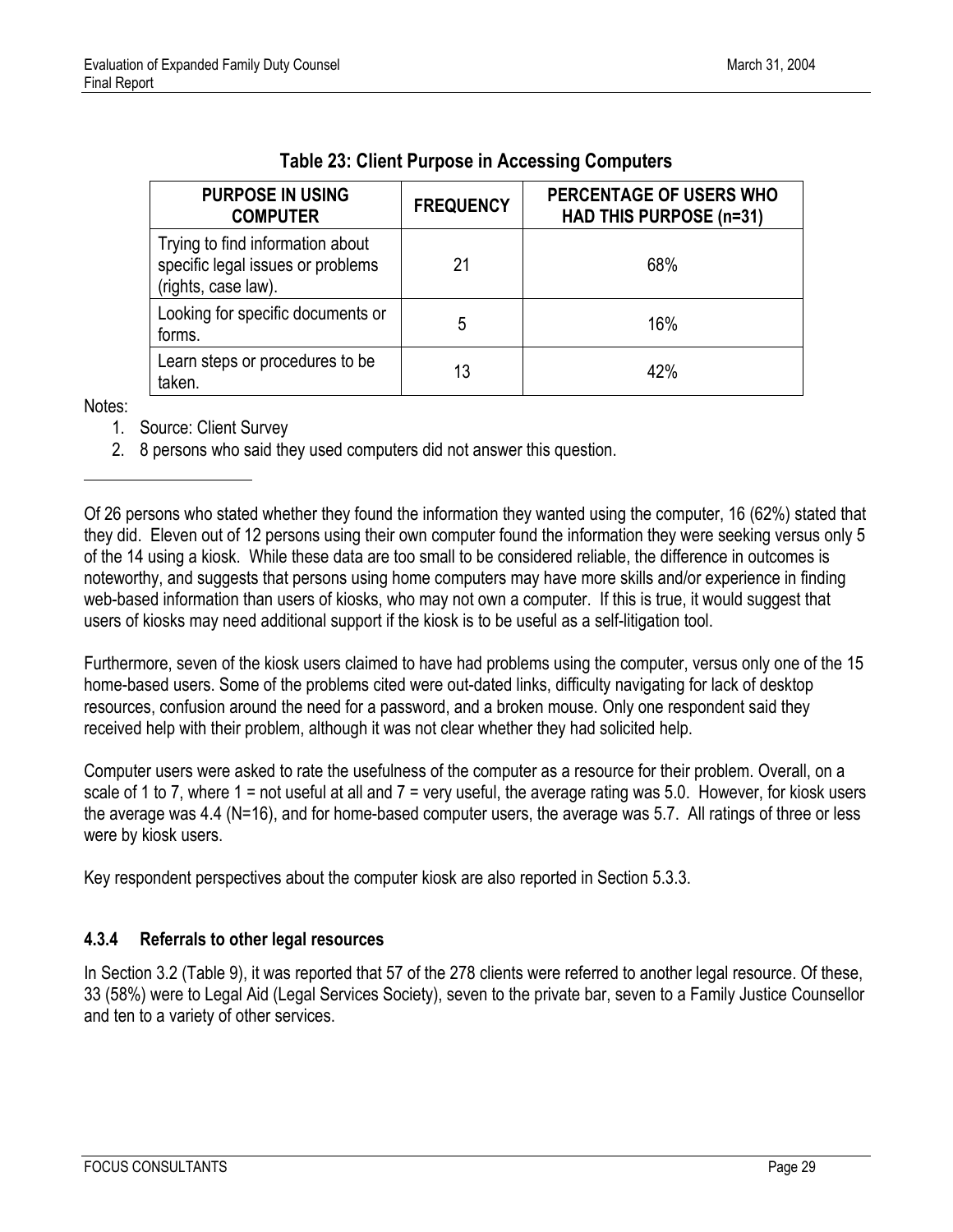**Table 23: Client Purpose in Accessing Computers**

| PURPOSE IN USING COMPUTER | FREQUENCY | PERCENTAGE OF USERS WHO HAD THIS PURPOSE (n=31) |
|---|---|---|
| Trying to find information about specific legal issues or problems (rights, case law). | 21 | 68% |
| Looking for specific documents or forms. | 5 | 16% |
| Learn steps or procedures to be taken. | 13 | 42% |

Notes:

1. Source: Client Survey
2. 8 persons who said they used computers did not answer this question.

Of 26 persons who stated whether they found the information they wanted using the computer, 16 (62%) stated that they did. Eleven out of 12 persons using their own computer found the information they were seeking versus only 5 of the 14 using a kiosk. While these data are too small to be considered reliable, the difference in outcomes is noteworthy, and suggests that persons using home computers may have more skills and/or experience in finding web-based information than users of kiosks, who may not own a computer. If this is true, it would suggest that users of kiosks may need additional support if the kiosk is to be useful as a self-litigation tool.

Furthermore, seven of the kiosk users claimed to have had problems using the computer, versus only one of the 15 home-based users. Some of the problems cited were out-dated links, difficulty navigating for lack of desktop resources, confusion around the need for a password, and a broken mouse. Only one respondent said they received help with their problem, although it was not clear whether they had solicited help.

Computer users were asked to rate the usefulness of the computer as a resource for their problem. Overall, on a scale of 1 to 7, where 1 = not useful at all and 7 = very useful, the average rating was 5.0. However, for kiosk users the average was 4.4 (N=16), and for home-based computer users, the average was 5.7. All ratings of three or less were by kiosk users.

Key respondent perspectives about the computer kiosk are also reported in Section 5.3.3.

### 4.3.4 Referrals to other legal resources

In Section 3.2 (Table 9), it was reported that 57 of the 278 clients were referred to another legal resource. Of these, 33 (58%) were to Legal Aid (Legal Services Society), seven to the private bar, seven to a Family Justice Counsellor and ten to a variety of other services.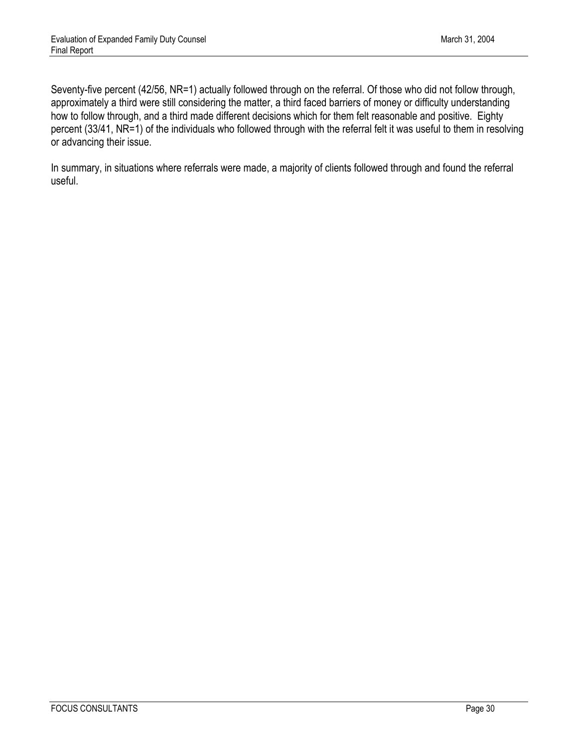Seventy-five percent (42/56, NR=1) actually followed through on the referral. Of those who did not follow through, approximately a third were still considering the matter, a third faced barriers of money or difficulty understanding how to follow through, and a third made different decisions which for them felt reasonable and positive. Eighty percent (33/41, NR=1) of the individuals who followed through with the referral felt it was useful to them in resolving or advancing their issue.

In summary, in situations where referrals were made, a majority of clients followed through and found the referral useful.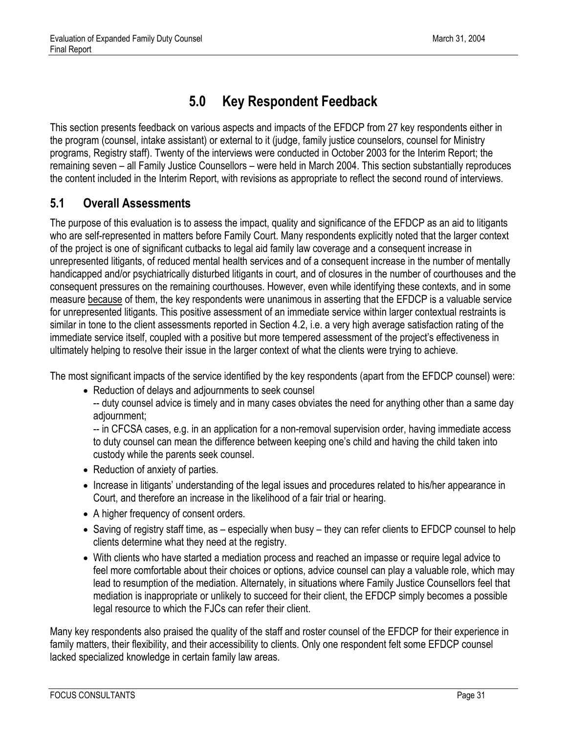# 5.0 Key Respondent Feedback

This section presents feedback on various aspects and impacts of the EFDCP from 27 key respondents either in the program (counsel, intake assistant) or external to it (judge, family justice counselors, counsel for Ministry programs, Registry staff). Twenty of the interviews were conducted in October 2003 for the Interim Report; the remaining seven – all Family Justice Counsellors – were held in March 2004. This section substantially reproduces the content included in the Interim Report, with revisions as appropriate to reflect the second round of interviews.

## 5.1 Overall Assessments

The purpose of this evaluation is to assess the impact, quality and significance of the EFDCP as an aid to litigants who are self-represented in matters before Family Court. Many respondents explicitly noted that the larger context of the project is one of significant cutbacks to legal aid family law coverage and a consequent increase in unrepresented litigants, of reduced mental health services and of a consequent increase in the number of mentally handicapped and/or psychiatrically disturbed litigants in court, and of closures in the number of courthouses and the consequent pressures on the remaining courthouses. However, even while identifying these contexts, and in some measure <u>because</u> of them, the key respondents were unanimous in asserting that the EFDCP is a valuable service for unrepresented litigants. This positive assessment of an immediate service within larger contextual restraints is similar in tone to the client assessments reported in Section 4.2, i.e. a very high average satisfaction rating of the immediate service itself, coupled with a positive but more tempered assessment of the project's effectiveness in ultimately helping to resolve their issue in the larger context of what the clients were trying to achieve.

The most significant impacts of the service identified by the key respondents (apart from the EFDCP counsel) were:

- Reduction of delays and adjournments to seek counsel
  -- duty counsel advice is timely and in many cases obviates the need for anything other than a same day adjournment;
  -- in CFCSA cases, e.g. in an application for a non-removal supervision order, having immediate access to duty counsel can mean the difference between keeping one's child and having the child taken into custody while the parents seek counsel.
- Reduction of anxiety of parties.
- Increase in litigants' understanding of the legal issues and procedures related to his/her appearance in Court, and therefore an increase in the likelihood of a fair trial or hearing.
- A higher frequency of consent orders.
- Saving of registry staff time, as – especially when busy – they can refer clients to EFDCP counsel to help clients determine what they need at the registry.
- With clients who have started a mediation process and reached an impasse or require legal advice to feel more comfortable about their choices or options, advice counsel can play a valuable role, which may lead to resumption of the mediation. Alternately, in situations where Family Justice Counsellors feel that mediation is inappropriate or unlikely to succeed for their client, the EFDCP simply becomes a possible legal resource to which the FJCs can refer their client.

Many key respondents also praised the quality of the staff and roster counsel of the EFDCP for their experience in family matters, their flexibility, and their accessibility to clients. Only one respondent felt some EFDCP counsel lacked specialized knowledge in certain family law areas.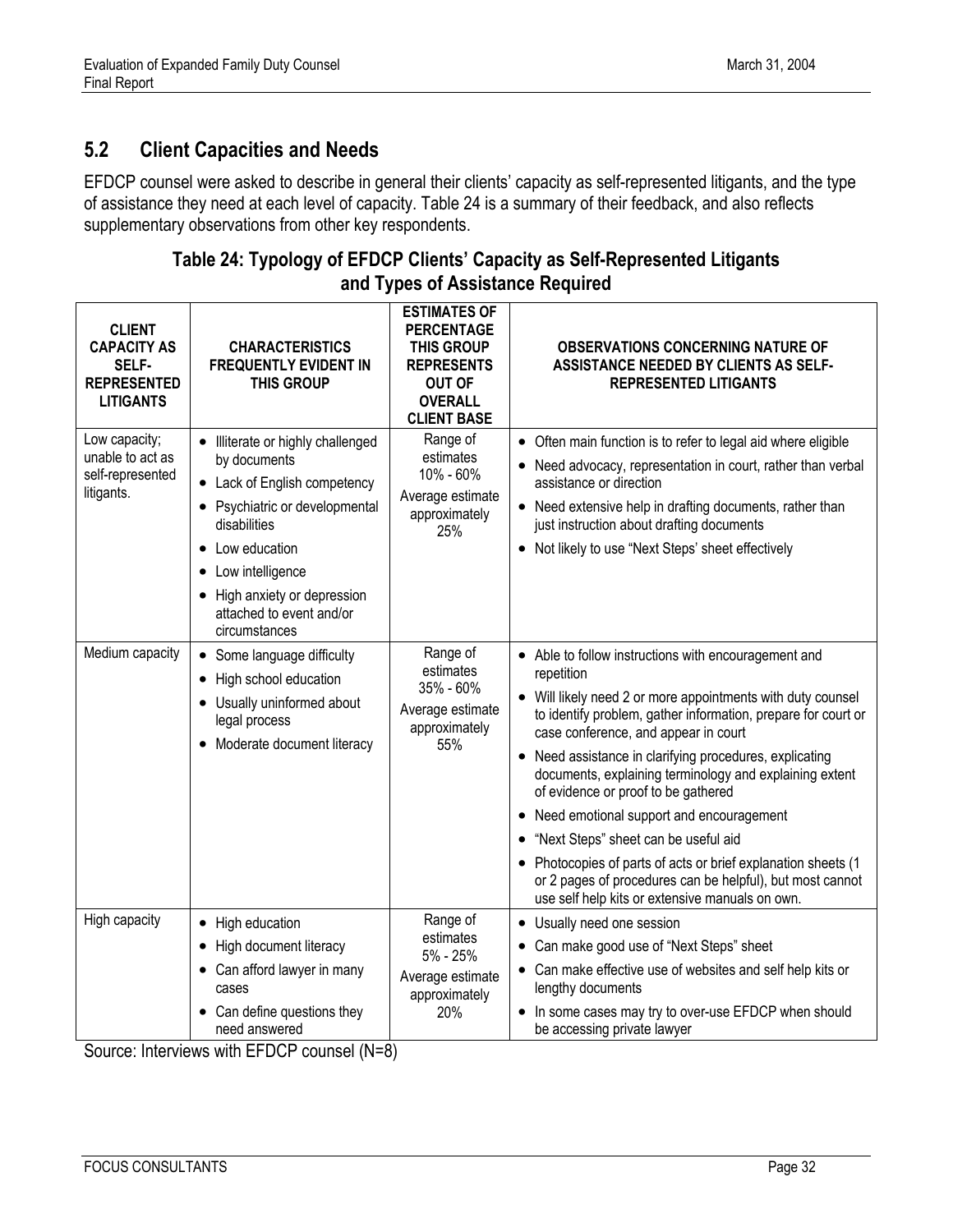## 5.2 Client Capacities and Needs

EFDCP counsel were asked to describe in general their clients' capacity as self-represented litigants, and the type of assistance they need at each level of capacity. Table 24 is a summary of their feedback, and also reflects supplementary observations from other key respondents.

**Table 24: Typology of EFDCP Clients' Capacity as Self-Represented Litigants and Types of Assistance Required**

| CLIENT CAPACITY AS SELF-REPRESENTED LITIGANTS | CHARACTERISTICS FREQUENTLY EVIDENT IN THIS GROUP | ESTIMATES OF PERCENTAGE THIS GROUP REPRESENTS OUT OF OVERALL CLIENT BASE | OBSERVATIONS CONCERNING NATURE OF ASSISTANCE NEEDED BY CLIENTS AS SELF-REPRESENTED LITIGANTS |
|---|---|---|---|
| Low capacity; unable to act as self-represented litigants. | • Illiterate or highly challenged by documents<br>• Lack of English competency<br>• Psychiatric or developmental disabilities<br>• Low education<br>• Low intelligence<br>• High anxiety or depression attached to event and/or circumstances | Range of estimates 10% - 60%<br>Average estimate approximately 25% | • Often main function is to refer to legal aid where eligible<br>• Need advocacy, representation in court, rather than verbal assistance or direction<br>• Need extensive help in drafting documents, rather than just instruction about drafting documents<br>• Not likely to use "Next Steps' sheet effectively |
| Medium capacity | • Some language difficulty<br>• High school education<br>• Usually uninformed about legal process<br>• Moderate document literacy | Range of estimates 35% - 60%<br>Average estimate approximately 55% | • Able to follow instructions with encouragement and repetition<br>• Will likely need 2 or more appointments with duty counsel to identify problem, gather information, prepare for court or case conference, and appear in court<br>• Need assistance in clarifying procedures, explicating documents, explaining terminology and explaining extent of evidence or proof to be gathered<br>• Need emotional support and encouragement<br>• "Next Steps" sheet can be useful aid<br>• Photocopies of parts of acts or brief explanation sheets (1 or 2 pages of procedures can be helpful), but most cannot use self help kits or extensive manuals on own. |
| High capacity | • High education<br>• High document literacy<br>• Can afford lawyer in many cases<br>• Can define questions they need answered | Range of estimates 5% - 25%<br>Average estimate approximately 20% | • Usually need one session<br>• Can make good use of "Next Steps" sheet<br>• Can make effective use of websites and self help kits or lengthy documents<br>• In some cases may try to over-use EFDCP when should be accessing private lawyer |

Source: Interviews with EFDCP counsel (N=8)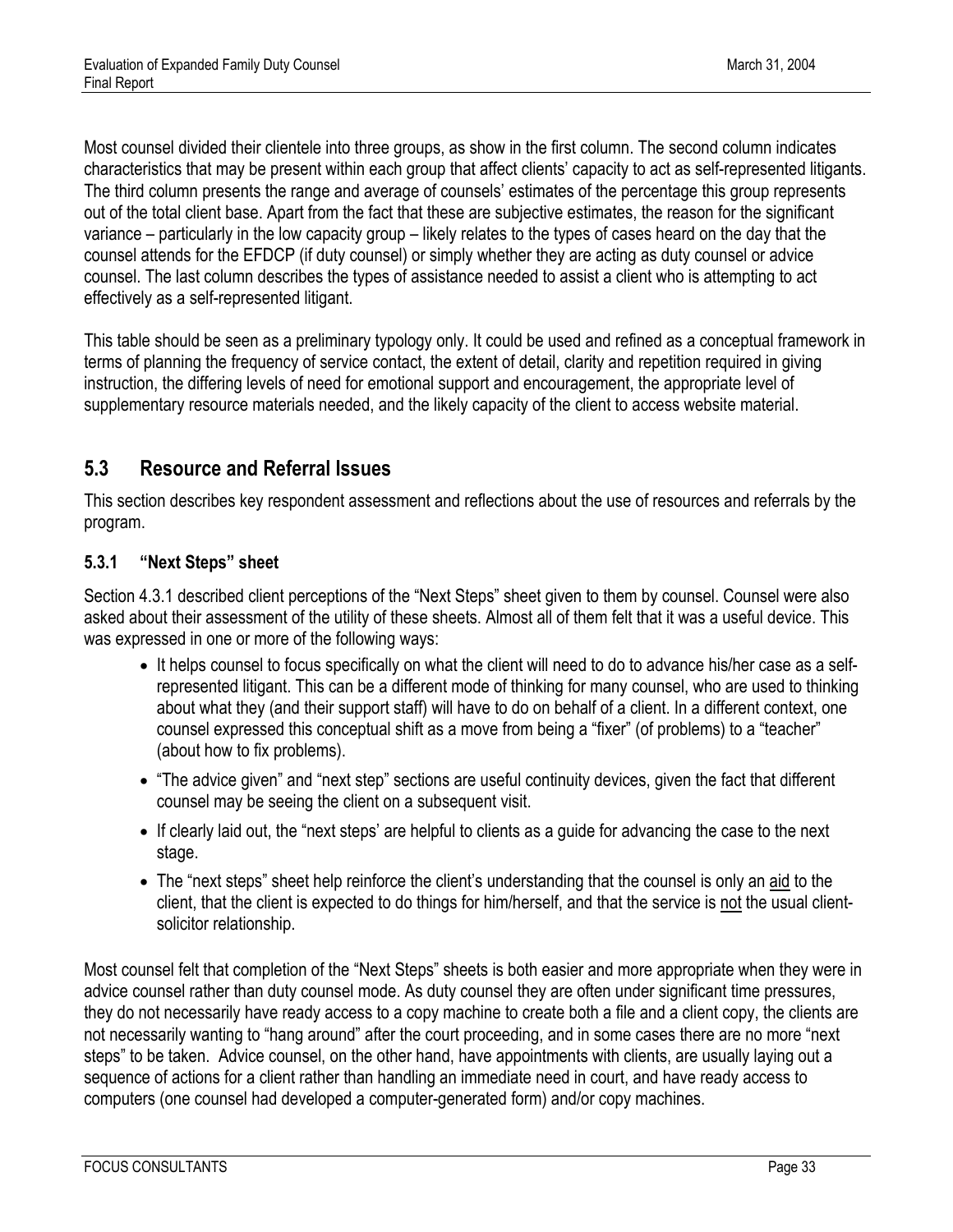Most counsel divided their clientele into three groups, as show in the first column. The second column indicates characteristics that may be present within each group that affect clients' capacity to act as self-represented litigants. The third column presents the range and average of counsels' estimates of the percentage this group represents out of the total client base. Apart from the fact that these are subjective estimates, the reason for the significant variance – particularly in the low capacity group – likely relates to the types of cases heard on the day that the counsel attends for the EFDCP (if duty counsel) or simply whether they are acting as duty counsel or advice counsel. The last column describes the types of assistance needed to assist a client who is attempting to act effectively as a self-represented litigant.

This table should be seen as a preliminary typology only. It could be used and refined as a conceptual framework in terms of planning the frequency of service contact, the extent of detail, clarity and repetition required in giving instruction, the differing levels of need for emotional support and encouragement, the appropriate level of supplementary resource materials needed, and the likely capacity of the client to access website material.

## 5.3 Resource and Referral Issues

This section describes key respondent assessment and reflections about the use of resources and referrals by the program.

### 5.3.1 "Next Steps" sheet

Section 4.3.1 described client perceptions of the "Next Steps" sheet given to them by counsel. Counsel were also asked about their assessment of the utility of these sheets. Almost all of them felt that it was a useful device. This was expressed in one or more of the following ways:

- It helps counsel to focus specifically on what the client will need to do to advance his/her case as a self-represented litigant. This can be a different mode of thinking for many counsel, who are used to thinking about what they (and their support staff) will have to do on behalf of a client. In a different context, one counsel expressed this conceptual shift as a move from being a "fixer" (of problems) to a "teacher" (about how to fix problems).
- "The advice given" and "next step" sections are useful continuity devices, given the fact that different counsel may be seeing the client on a subsequent visit.
- If clearly laid out, the "next steps' are helpful to clients as a guide for advancing the case to the next stage.
- The "next steps" sheet help reinforce the client's understanding that the counsel is only an aid to the client, that the client is expected to do things for him/herself, and that the service is not the usual client-solicitor relationship.

Most counsel felt that completion of the "Next Steps" sheets is both easier and more appropriate when they were in advice counsel rather than duty counsel mode. As duty counsel they are often under significant time pressures, they do not necessarily have ready access to a copy machine to create both a file and a client copy, the clients are not necessarily wanting to "hang around" after the court proceeding, and in some cases there are no more "next steps" to be taken. Advice counsel, on the other hand, have appointments with clients, are usually laying out a sequence of actions for a client rather than handling an immediate need in court, and have ready access to computers (one counsel had developed a computer-generated form) and/or copy machines.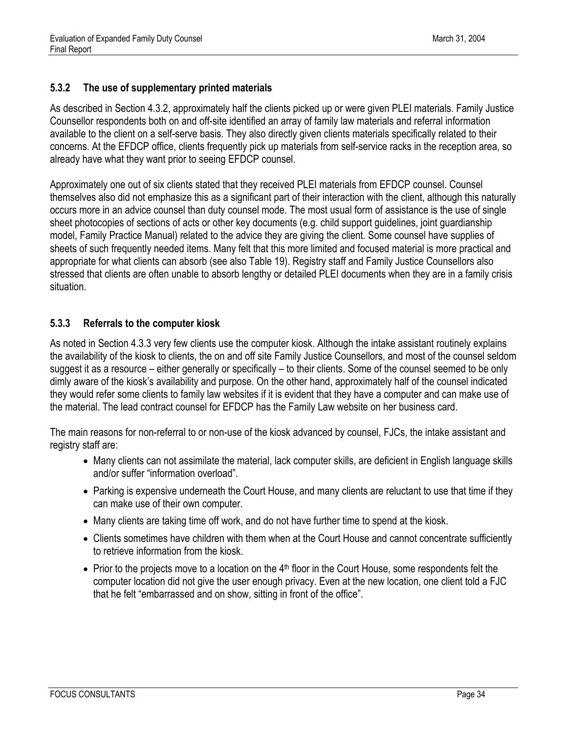### 5.3.2 The use of supplementary printed materials

As described in Section 4.3.2, approximately half the clients picked up or were given PLEI materials. Family Justice Counsellor respondents both on and off-site identified an array of family law materials and referral information available to the client on a self-serve basis. They also directly given clients materials specifically related to their concerns. At the EFDCP office, clients frequently pick up materials from self-service racks in the reception area, so already have what they want prior to seeing EFDCP counsel.

Approximately one out of six clients stated that they received PLEI materials from EFDCP counsel. Counsel themselves also did not emphasize this as a significant part of their interaction with the client, although this naturally occurs more in an advice counsel than duty counsel mode. The most usual form of assistance is the use of single sheet photocopies of sections of acts or other key documents (e.g. child support guidelines, joint guardianship model, Family Practice Manual) related to the advice they are giving the client. Some counsel have supplies of sheets of such frequently needed items. Many felt that this more limited and focused material is more practical and appropriate for what clients can absorb (see also Table 19). Registry staff and Family Justice Counsellors also stressed that clients are often unable to absorb lengthy or detailed PLEI documents when they are in a family crisis situation.

### 5.3.3 Referrals to the computer kiosk

As noted in Section 4.3.3 very few clients use the computer kiosk. Although the intake assistant routinely explains the availability of the kiosk to clients, the on and off site Family Justice Counsellors, and most of the counsel seldom suggest it as a resource – either generally or specifically – to their clients. Some of the counsel seemed to be only dimly aware of the kiosk's availability and purpose. On the other hand, approximately half of the counsel indicated they would refer some clients to family law websites if it is evident that they have a computer and can make use of the material. The lead contract counsel for EFDCP has the Family Law website on her business card.

The main reasons for non-referral to or non-use of the kiosk advanced by counsel, FJCs, the intake assistant and registry staff are:

- Many clients can not assimilate the material, lack computer skills, are deficient in English language skills and/or suffer "information overload".
- Parking is expensive underneath the Court House, and many clients are reluctant to use that time if they can make use of their own computer.
- Many clients are taking time off work, and do not have further time to spend at the kiosk.
- Clients sometimes have children with them when at the Court House and cannot concentrate sufficiently to retrieve information from the kiosk.
- Prior to the projects move to a location on the 4th floor in the Court House, some respondents felt the computer location did not give the user enough privacy. Even at the new location, one client told a FJC that he felt "embarrassed and on show, sitting in front of the office".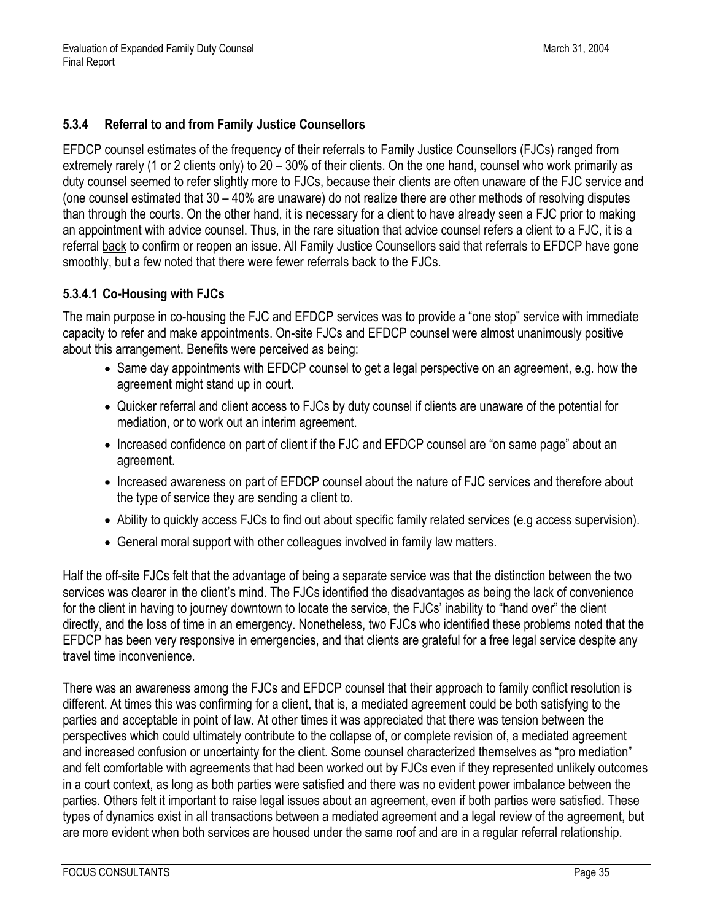### 5.3.4 Referral to and from Family Justice Counsellors

EFDCP counsel estimates of the frequency of their referrals to Family Justice Counsellors (FJCs) ranged from extremely rarely (1 or 2 clients only) to 20 – 30% of their clients. On the one hand, counsel who work primarily as duty counsel seemed to refer slightly more to FJCs, because their clients are often unaware of the FJC service and (one counsel estimated that 30 – 40% are unaware) do not realize there are other methods of resolving disputes than through the courts. On the other hand, it is necessary for a client to have already seen a FJC prior to making an appointment with advice counsel. Thus, in the rare situation that advice counsel refers a client to a FJC, it is a referral back to confirm or reopen an issue. All Family Justice Counsellors said that referrals to EFDCP have gone smoothly, but a few noted that there were fewer referrals back to the FJCs.

#### 5.3.4.1 Co-Housing with FJCs

The main purpose in co-housing the FJC and EFDCP services was to provide a "one stop" service with immediate capacity to refer and make appointments. On-site FJCs and EFDCP counsel were almost unanimously positive about this arrangement. Benefits were perceived as being:

- Same day appointments with EFDCP counsel to get a legal perspective on an agreement, e.g. how the agreement might stand up in court.
- Quicker referral and client access to FJCs by duty counsel if clients are unaware of the potential for mediation, or to work out an interim agreement.
- Increased confidence on part of client if the FJC and EFDCP counsel are "on same page" about an agreement.
- Increased awareness on part of EFDCP counsel about the nature of FJC services and therefore about the type of service they are sending a client to.
- Ability to quickly access FJCs to find out about specific family related services (e.g access supervision).
- General moral support with other colleagues involved in family law matters.

Half the off-site FJCs felt that the advantage of being a separate service was that the distinction between the two services was clearer in the client's mind. The FJCs identified the disadvantages as being the lack of convenience for the client in having to journey downtown to locate the service, the FJCs' inability to "hand over" the client directly, and the loss of time in an emergency. Nonetheless, two FJCs who identified these problems noted that the EFDCP has been very responsive in emergencies, and that clients are grateful for a free legal service despite any travel time inconvenience.

There was an awareness among the FJCs and EFDCP counsel that their approach to family conflict resolution is different. At times this was confirming for a client, that is, a mediated agreement could be both satisfying to the parties and acceptable in point of law. At other times it was appreciated that there was tension between the perspectives which could ultimately contribute to the collapse of, or complete revision of, a mediated agreement and increased confusion or uncertainty for the client. Some counsel characterized themselves as "pro mediation" and felt comfortable with agreements that had been worked out by FJCs even if they represented unlikely outcomes in a court context, as long as both parties were satisfied and there was no evident power imbalance between the parties. Others felt it important to raise legal issues about an agreement, even if both parties were satisfied. These types of dynamics exist in all transactions between a mediated agreement and a legal review of the agreement, but are more evident when both services are housed under the same roof and are in a regular referral relationship.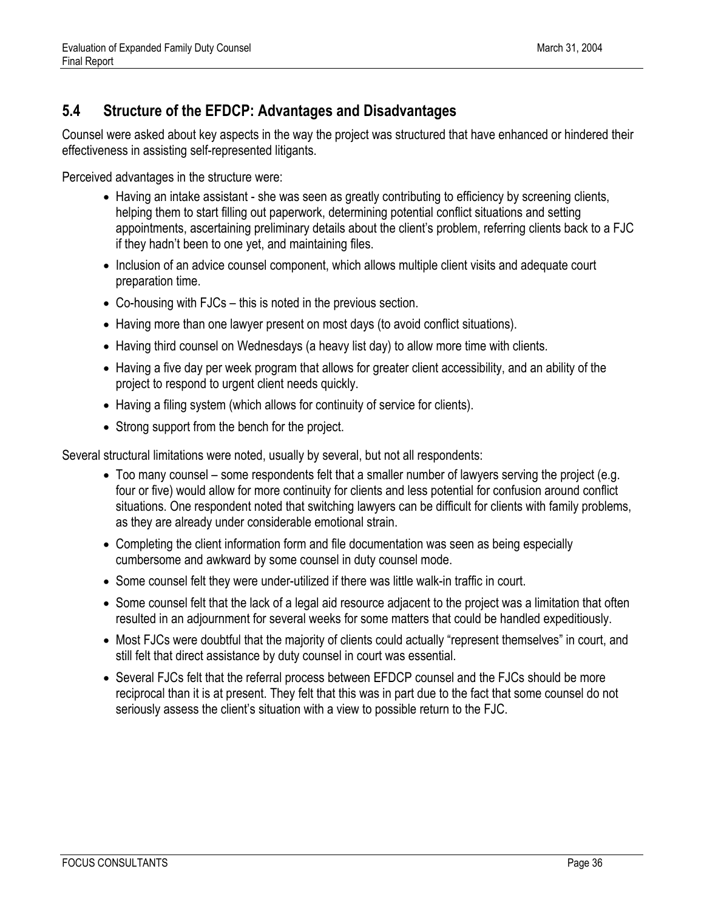## 5.4 Structure of the EFDCP: Advantages and Disadvantages

Counsel were asked about key aspects in the way the project was structured that have enhanced or hindered their effectiveness in assisting self-represented litigants.

Perceived advantages in the structure were:

- Having an intake assistant - she was seen as greatly contributing to efficiency by screening clients, helping them to start filling out paperwork, determining potential conflict situations and setting appointments, ascertaining preliminary details about the client's problem, referring clients back to a FJC if they hadn't been to one yet, and maintaining files.
- Inclusion of an advice counsel component, which allows multiple client visits and adequate court preparation time.
- Co-housing with FJCs – this is noted in the previous section.
- Having more than one lawyer present on most days (to avoid conflict situations).
- Having third counsel on Wednesdays (a heavy list day) to allow more time with clients.
- Having a five day per week program that allows for greater client accessibility, and an ability of the project to respond to urgent client needs quickly.
- Having a filing system (which allows for continuity of service for clients).
- Strong support from the bench for the project.

Several structural limitations were noted, usually by several, but not all respondents:

- Too many counsel – some respondents felt that a smaller number of lawyers serving the project (e.g. four or five) would allow for more continuity for clients and less potential for confusion around conflict situations. One respondent noted that switching lawyers can be difficult for clients with family problems, as they are already under considerable emotional strain.
- Completing the client information form and file documentation was seen as being especially cumbersome and awkward by some counsel in duty counsel mode.
- Some counsel felt they were under-utilized if there was little walk-in traffic in court.
- Some counsel felt that the lack of a legal aid resource adjacent to the project was a limitation that often resulted in an adjournment for several weeks for some matters that could be handled expeditiously.
- Most FJCs were doubtful that the majority of clients could actually "represent themselves" in court, and still felt that direct assistance by duty counsel in court was essential.
- Several FJCs felt that the referral process between EFDCP counsel and the FJCs should be more reciprocal than it is at present. They felt that this was in part due to the fact that some counsel do not seriously assess the client's situation with a view to possible return to the FJC.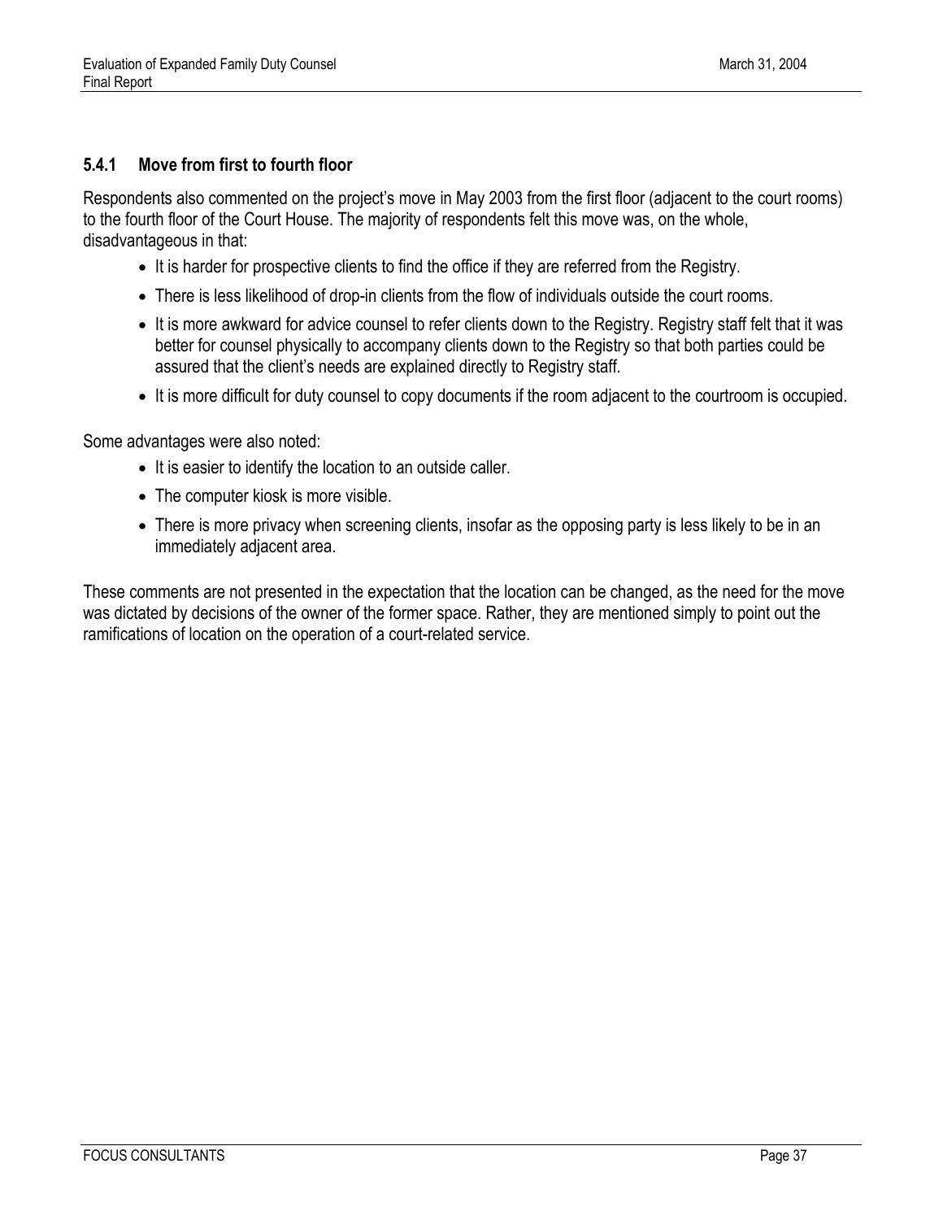### 5.4.1 Move from first to fourth floor

Respondents also commented on the project's move in May 2003 from the first floor (adjacent to the court rooms) to the fourth floor of the Court House. The majority of respondents felt this move was, on the whole, disadvantageous in that:

- It is harder for prospective clients to find the office if they are referred from the Registry.
- There is less likelihood of drop-in clients from the flow of individuals outside the court rooms.
- It is more awkward for advice counsel to refer clients down to the Registry. Registry staff felt that it was better for counsel physically to accompany clients down to the Registry so that both parties could be assured that the client's needs are explained directly to Registry staff.
- It is more difficult for duty counsel to copy documents if the room adjacent to the courtroom is occupied.

Some advantages were also noted:

- It is easier to identify the location to an outside caller.
- The computer kiosk is more visible.
- There is more privacy when screening clients, insofar as the opposing party is less likely to be in an immediately adjacent area.

These comments are not presented in the expectation that the location can be changed, as the need for the move was dictated by decisions of the owner of the former space. Rather, they are mentioned simply to point out the ramifications of location on the operation of a court-related service.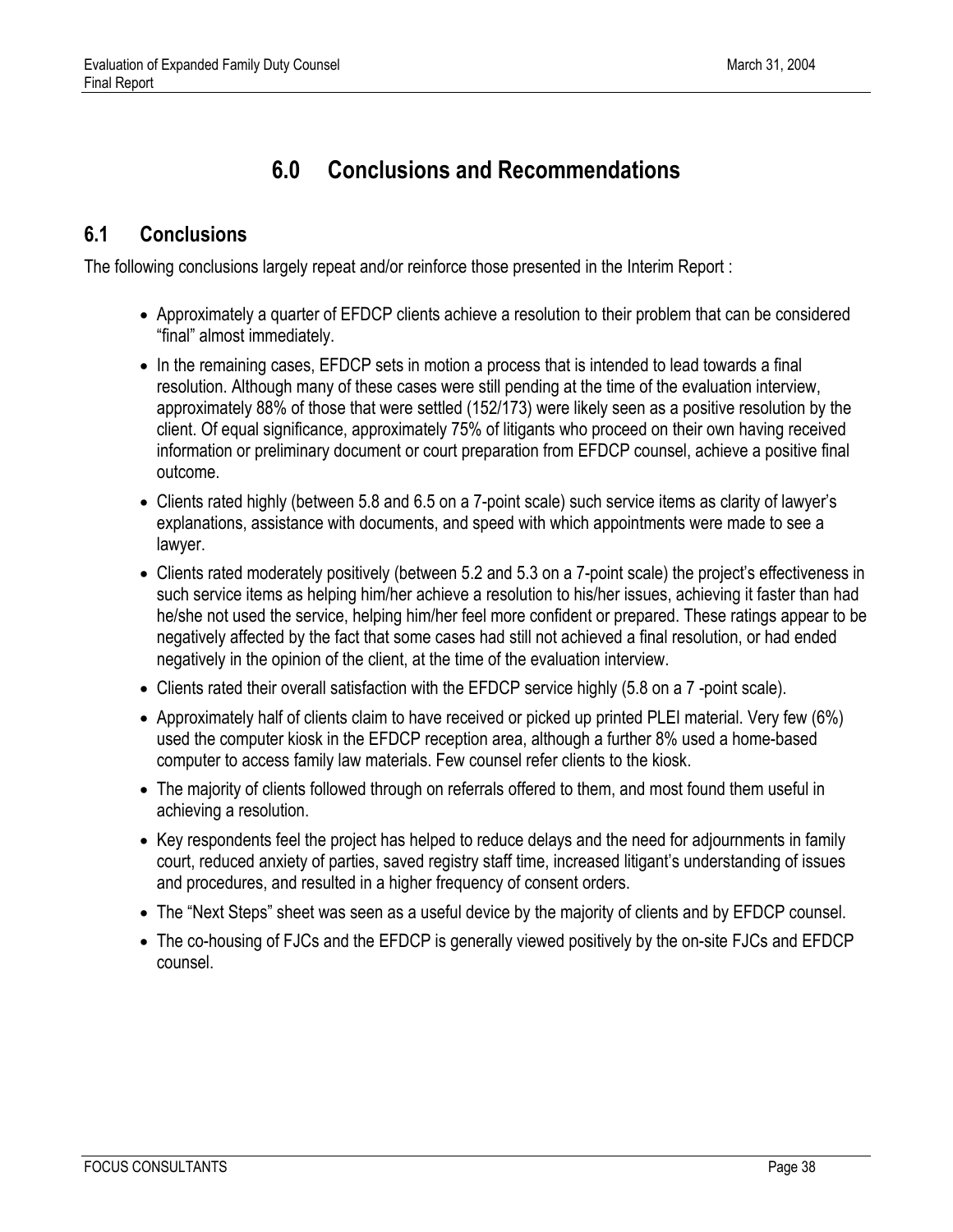# 6.0 Conclusions and Recommendations

## 6.1 Conclusions

The following conclusions largely repeat and/or reinforce those presented in the Interim Report :

- Approximately a quarter of EFDCP clients achieve a resolution to their problem that can be considered "final" almost immediately.
- In the remaining cases, EFDCP sets in motion a process that is intended to lead towards a final resolution. Although many of these cases were still pending at the time of the evaluation interview, approximately 88% of those that were settled (152/173) were likely seen as a positive resolution by the client. Of equal significance, approximately 75% of litigants who proceed on their own having received information or preliminary document or court preparation from EFDCP counsel, achieve a positive final outcome.
- Clients rated highly (between 5.8 and 6.5 on a 7-point scale) such service items as clarity of lawyer's explanations, assistance with documents, and speed with which appointments were made to see a lawyer.
- Clients rated moderately positively (between 5.2 and 5.3 on a 7-point scale) the project's effectiveness in such service items as helping him/her achieve a resolution to his/her issues, achieving it faster than had he/she not used the service, helping him/her feel more confident or prepared. These ratings appear to be negatively affected by the fact that some cases had still not achieved a final resolution, or had ended negatively in the opinion of the client, at the time of the evaluation interview.
- Clients rated their overall satisfaction with the EFDCP service highly (5.8 on a 7 -point scale).
- Approximately half of clients claim to have received or picked up printed PLEI material. Very few (6%) used the computer kiosk in the EFDCP reception area, although a further 8% used a home-based computer to access family law materials. Few counsel refer clients to the kiosk.
- The majority of clients followed through on referrals offered to them, and most found them useful in achieving a resolution.
- Key respondents feel the project has helped to reduce delays and the need for adjournments in family court, reduced anxiety of parties, saved registry staff time, increased litigant's understanding of issues and procedures, and resulted in a higher frequency of consent orders.
- The "Next Steps" sheet was seen as a useful device by the majority of clients and by EFDCP counsel.
- The co-housing of FJCs and the EFDCP is generally viewed positively by the on-site FJCs and EFDCP counsel.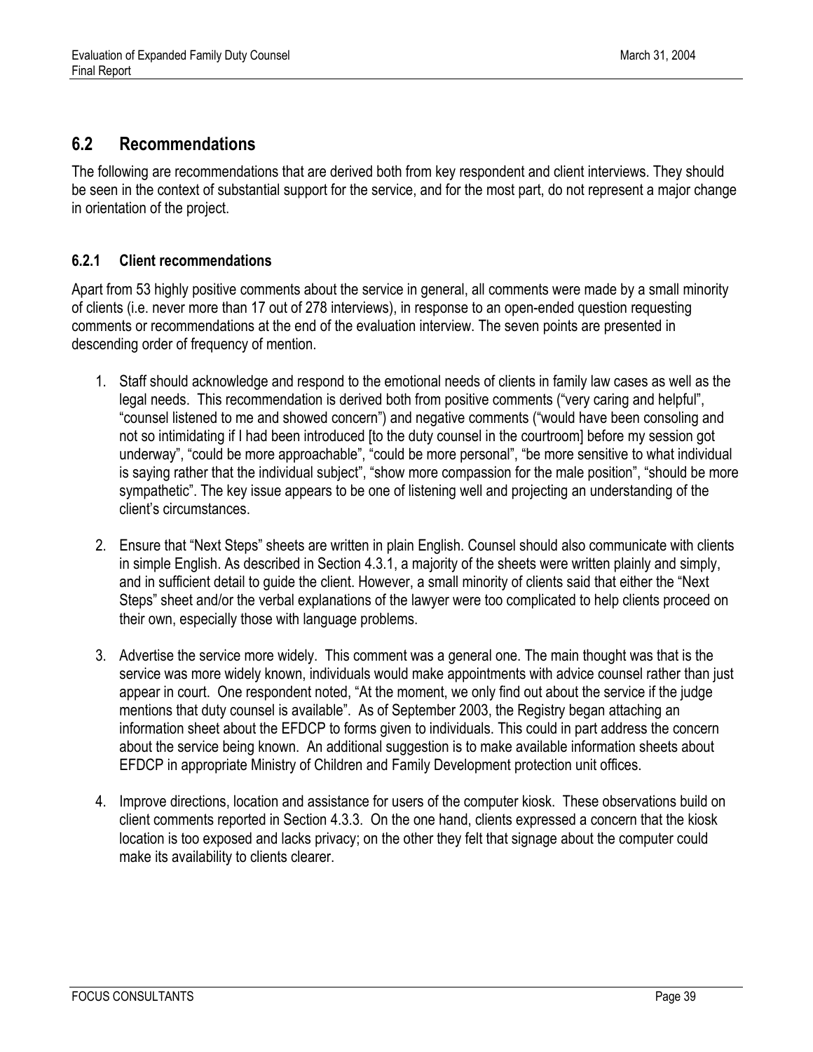## 6.2 Recommendations

The following are recommendations that are derived both from key respondent and client interviews. They should be seen in the context of substantial support for the service, and for the most part, do not represent a major change in orientation of the project.

### 6.2.1 Client recommendations

Apart from 53 highly positive comments about the service in general, all comments were made by a small minority of clients (i.e. never more than 17 out of 278 interviews), in response to an open-ended question requesting comments or recommendations at the end of the evaluation interview. The seven points are presented in descending order of frequency of mention.

1. Staff should acknowledge and respond to the emotional needs of clients in family law cases as well as the legal needs. This recommendation is derived both from positive comments ("very caring and helpful", "counsel listened to me and showed concern") and negative comments ("would have been consoling and not so intimidating if I had been introduced [to the duty counsel in the courtroom] before my session got underway", "could be more approachable", "could be more personal", "be more sensitive to what individual is saying rather that the individual subject", "show more compassion for the male position", "should be more sympathetic". The key issue appears to be one of listening well and projecting an understanding of the client's circumstances.

2. Ensure that "Next Steps" sheets are written in plain English. Counsel should also communicate with clients in simple English. As described in Section 4.3.1, a majority of the sheets were written plainly and simply, and in sufficient detail to guide the client. However, a small minority of clients said that either the "Next Steps" sheet and/or the verbal explanations of the lawyer were too complicated to help clients proceed on their own, especially those with language problems.

3. Advertise the service more widely. This comment was a general one. The main thought was that is the service was more widely known, individuals would make appointments with advice counsel rather than just appear in court. One respondent noted, "At the moment, we only find out about the service if the judge mentions that duty counsel is available". As of September 2003, the Registry began attaching an information sheet about the EFDCP to forms given to individuals. This could in part address the concern about the service being known. An additional suggestion is to make available information sheets about EFDCP in appropriate Ministry of Children and Family Development protection unit offices.

4. Improve directions, location and assistance for users of the computer kiosk. These observations build on client comments reported in Section 4.3.3. On the one hand, clients expressed a concern that the kiosk location is too exposed and lacks privacy; on the other they felt that signage about the computer could make its availability to clients clearer.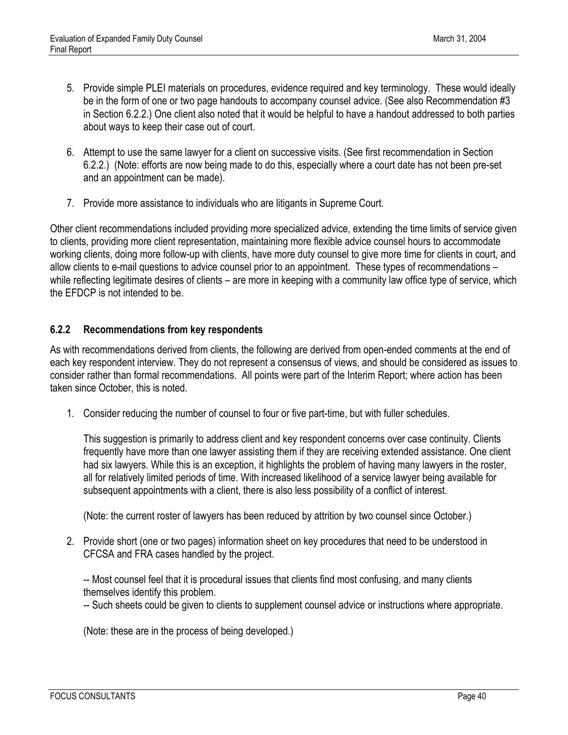5. Provide simple PLEI materials on procedures, evidence required and key terminology. These would ideally be in the form of one or two page handouts to accompany counsel advice. (See also Recommendation #3 in Section 6.2.2.) One client also noted that it would be helpful to have a handout addressed to both parties about ways to keep their case out of court.

6. Attempt to use the same lawyer for a client on successive visits. (See first recommendation in Section 6.2.2.) (Note: efforts are now being made to do this, especially where a court date has not been pre-set and an appointment can be made).

7. Provide more assistance to individuals who are litigants in Supreme Court.

Other client recommendations included providing more specialized advice, extending the time limits of service given to clients, providing more client representation, maintaining more flexible advice counsel hours to accommodate working clients, doing more follow-up with clients, have more duty counsel to give more time for clients in court, and allow clients to e-mail questions to advice counsel prior to an appointment. These types of recommendations – while reflecting legitimate desires of clients – are more in keeping with a community law office type of service, which the EFDCP is not intended to be.

### 6.2.2 Recommendations from key respondents

As with recommendations derived from clients, the following are derived from open-ended comments at the end of each key respondent interview. They do not represent a consensus of views, and should be considered as issues to consider rather than formal recommendations. All points were part of the Interim Report; where action has been taken since October, this is noted.

1. Consider reducing the number of counsel to four or five part-time, but with fuller schedules.

   This suggestion is primarily to address client and key respondent concerns over case continuity. Clients frequently have more than one lawyer assisting them if they are receiving extended assistance. One client had six lawyers. While this is an exception, it highlights the problem of having many lawyers in the roster, all for relatively limited periods of time. With increased likelihood of a service lawyer being available for subsequent appointments with a client, there is also less possibility of a conflict of interest.

   (Note: the current roster of lawyers has been reduced by attrition by two counsel since October.)

2. Provide short (one or two pages) information sheet on key procedures that need to be understood in CFCSA and FRA cases handled by the project.

   -- Most counsel feel that it is procedural issues that clients find most confusing, and many clients themselves identify this problem.
   -- Such sheets could be given to clients to supplement counsel advice or instructions where appropriate.

   (Note: these are in the process of being developed.)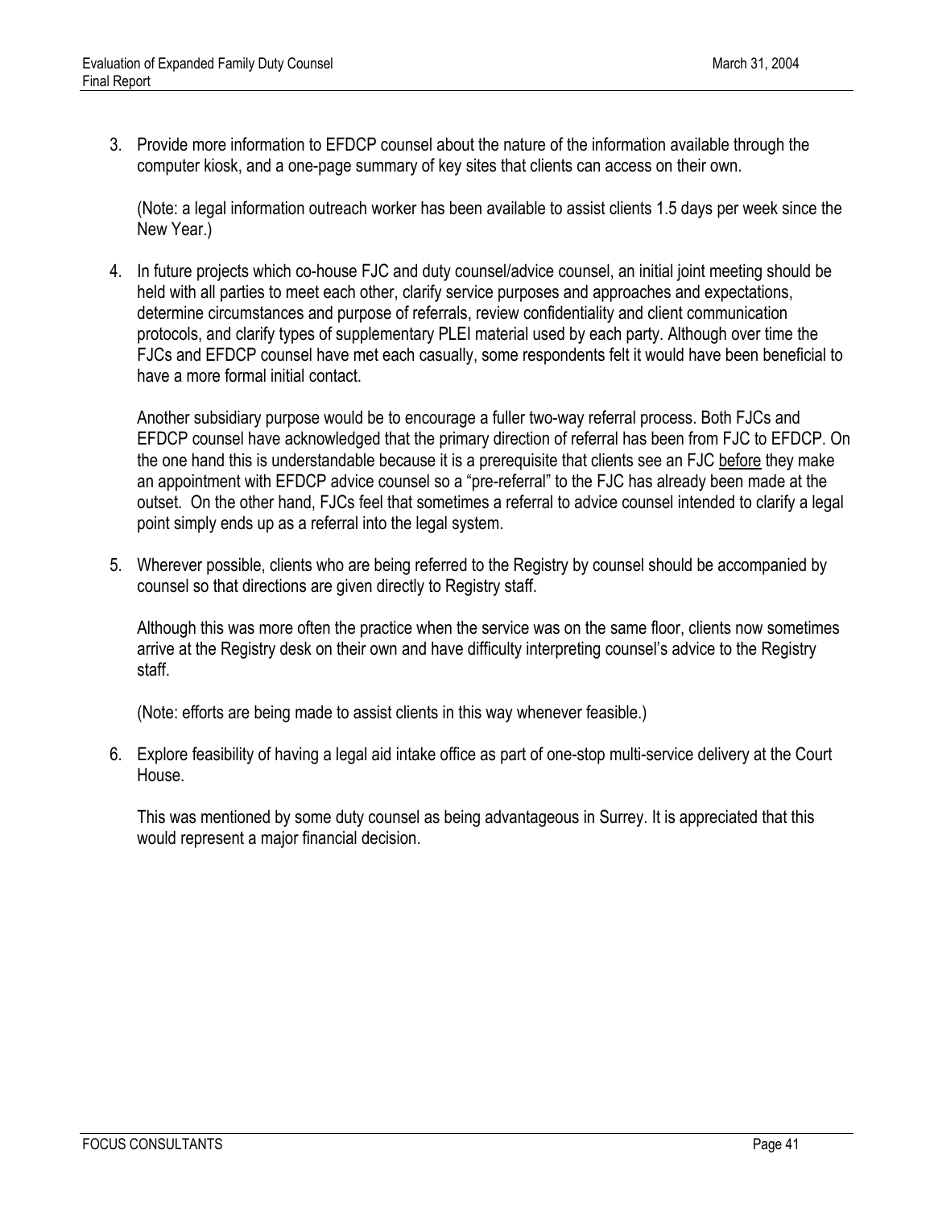3. Provide more information to EFDCP counsel about the nature of the information available through the computer kiosk, and a one-page summary of key sites that clients can access on their own.

   (Note: a legal information outreach worker has been available to assist clients 1.5 days per week since the New Year.)

4. In future projects which co-house FJC and duty counsel/advice counsel, an initial joint meeting should be held with all parties to meet each other, clarify service purposes and approaches and expectations, determine circumstances and purpose of referrals, review confidentiality and client communication protocols, and clarify types of supplementary PLEI material used by each party. Although over time the FJCs and EFDCP counsel have met each casually, some respondents felt it would have been beneficial to have a more formal initial contact.

   Another subsidiary purpose would be to encourage a fuller two-way referral process. Both FJCs and EFDCP counsel have acknowledged that the primary direction of referral has been from FJC to EFDCP. On the one hand this is understandable because it is a prerequisite that clients see an FJC before they make an appointment with EFDCP advice counsel so a "pre-referral" to the FJC has already been made at the outset. On the other hand, FJCs feel that sometimes a referral to advice counsel intended to clarify a legal point simply ends up as a referral into the legal system.

5. Wherever possible, clients who are being referred to the Registry by counsel should be accompanied by counsel so that directions are given directly to Registry staff.

   Although this was more often the practice when the service was on the same floor, clients now sometimes arrive at the Registry desk on their own and have difficulty interpreting counsel's advice to the Registry staff.

   (Note: efforts are being made to assist clients in this way whenever feasible.)

6. Explore feasibility of having a legal aid intake office as part of one-stop multi-service delivery at the Court House.

   This was mentioned by some duty counsel as being advantageous in Surrey. It is appreciated that this would represent a major financial decision.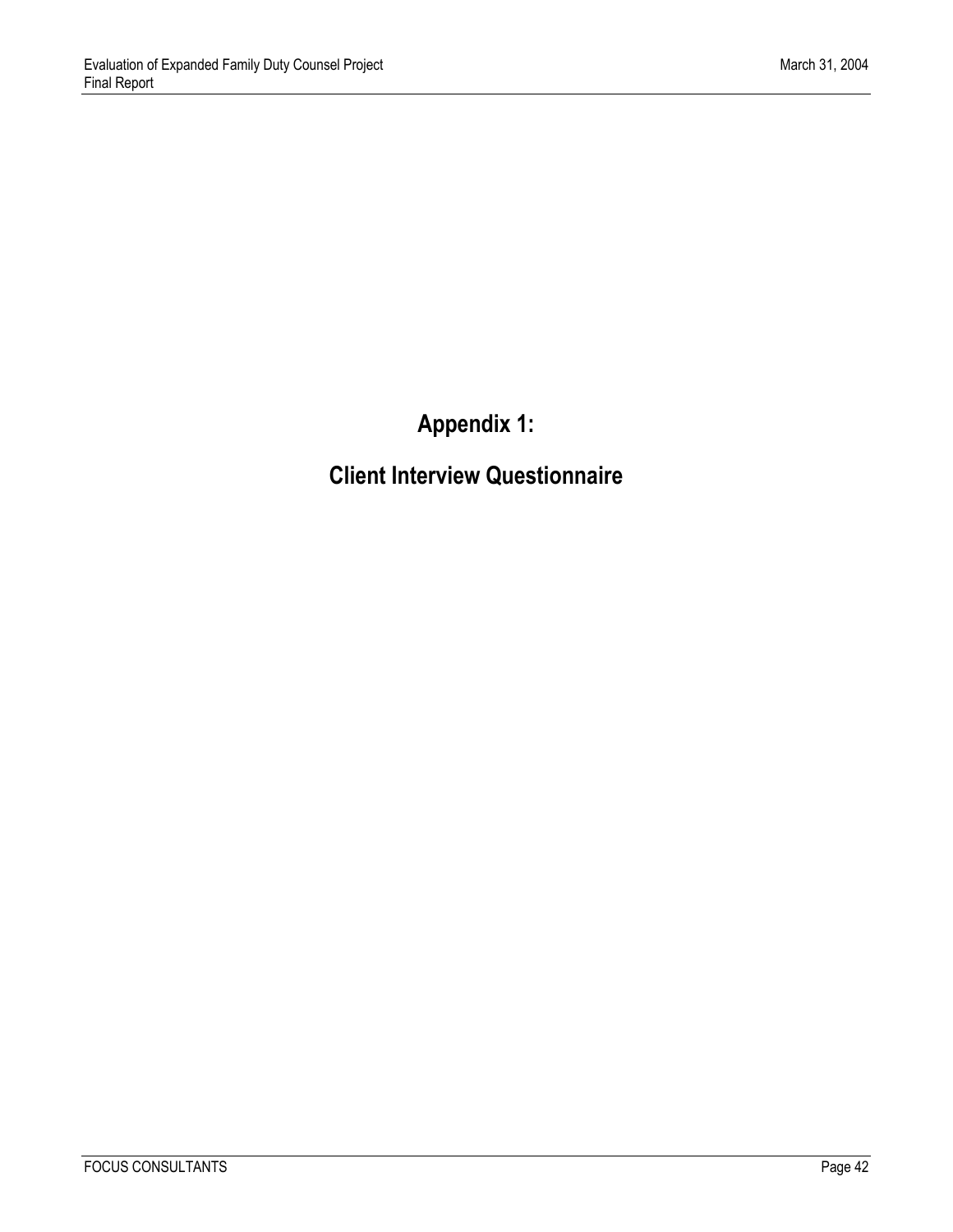# Appendix 1:

# Client Interview Questionnaire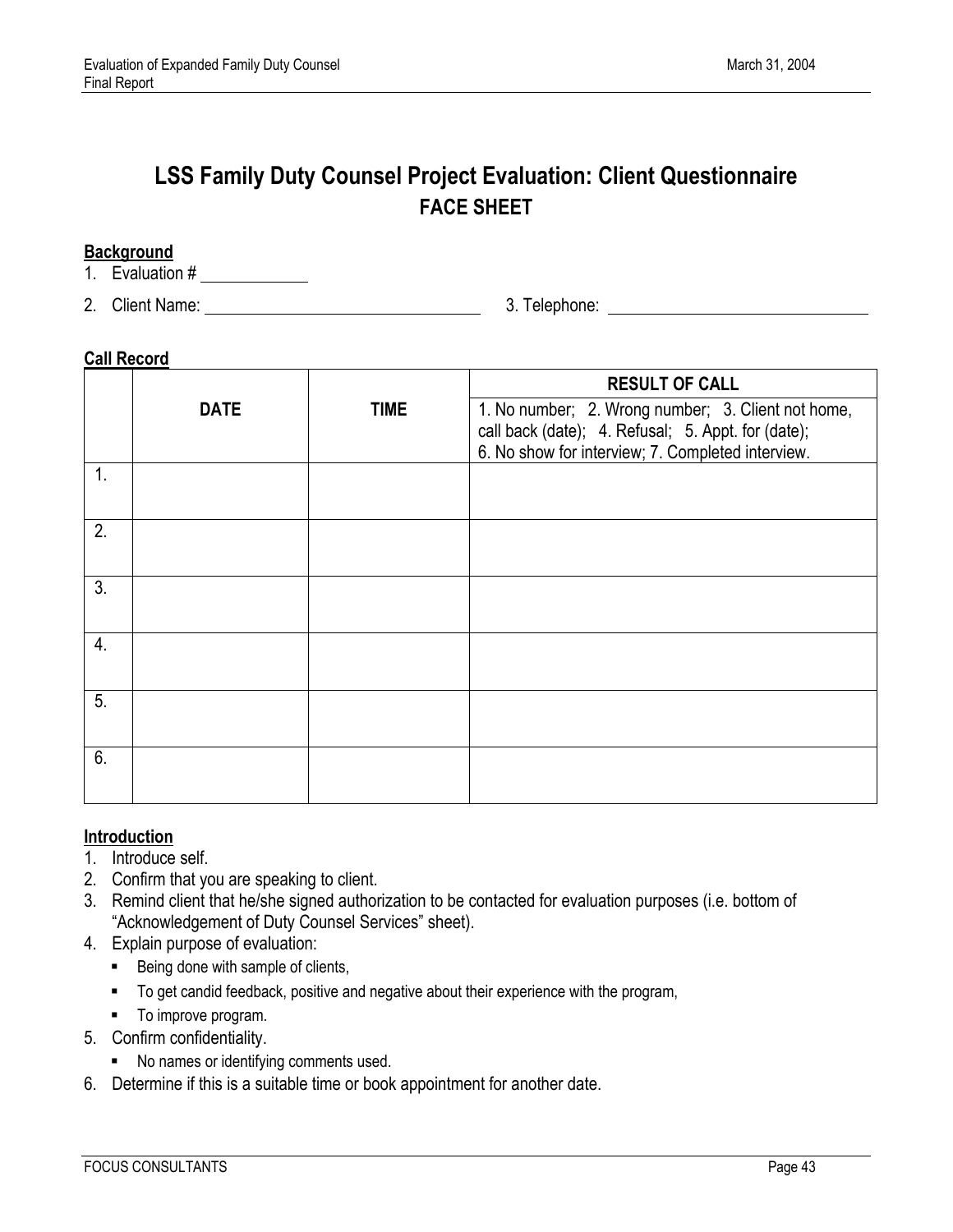# LSS Family Duty Counsel Project Evaluation: Client Questionnaire

## FACE SHEET

**Background**

1. Evaluation # ____________
2. Client Name: ______________________________ 3. Telephone: ______________________________

**Call Record**

| | DATE | TIME | RESULT OF CALL<br>1. No number; 2. Wrong number; 3. Client not home, call back (date); 4. Refusal; 5. Appt. for (date); 6. No show for interview; 7. Completed interview. |
|---|---|---|---|
| 1. | | | |
| 2. | | | |
| 3. | | | |
| 4. | | | |
| 5. | | | |
| 6. | | | |

**Introduction**

1. Introduce self.
2. Confirm that you are speaking to client.
3. Remind client that he/she signed authorization to be contacted for evaluation purposes (i.e. bottom of "Acknowledgement of Duty Counsel Services" sheet).
4. Explain purpose of evaluation:
   - Being done with sample of clients,
   - To get candid feedback, positive and negative about their experience with the program,
   - To improve program.
5. Confirm confidentiality.
   - No names or identifying comments used.
6. Determine if this is a suitable time or book appointment for another date.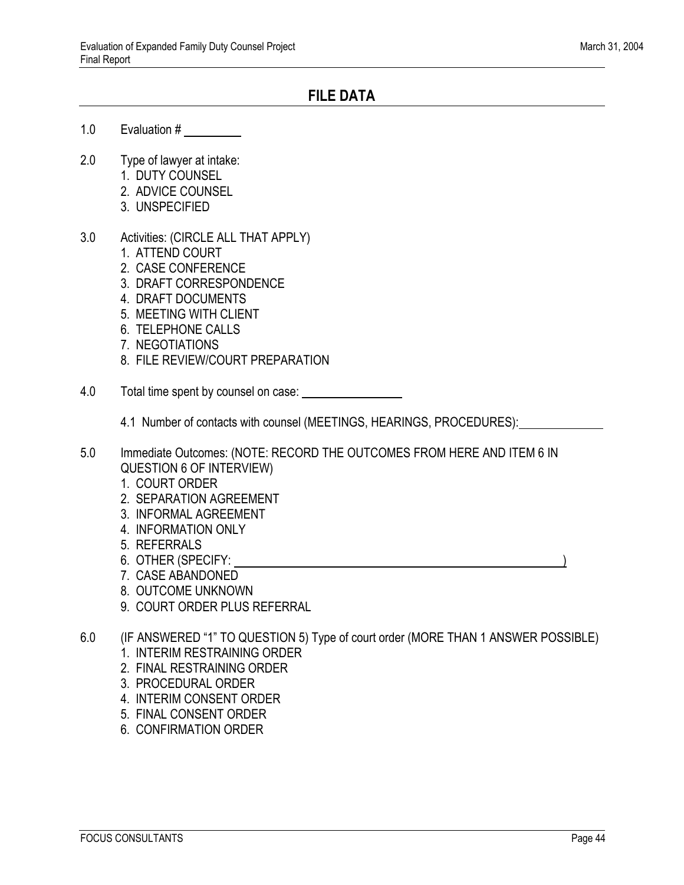## FILE DATA

1.0 Evaluation # \_\_\_\_\_\_\_\_\_

2.0 Type of lawyer at intake:
   1. DUTY COUNSEL
   2. ADVICE COUNSEL
   3. UNSPECIFIED

3.0 Activities: (CIRCLE ALL THAT APPLY)
   1. ATTEND COURT
   2. CASE CONFERENCE
   3. DRAFT CORRESPONDENCE
   4. DRAFT DOCUMENTS
   5. MEETING WITH CLIENT
   6. TELEPHONE CALLS
   7. NEGOTIATIONS
   8. FILE REVIEW/COURT PREPARATION

4.0 Total time spent by counsel on case: \_\_\_\_\_\_\_\_\_\_\_\_\_\_\_\_

   4.1 Number of contacts with counsel (MEETINGS, HEARINGS, PROCEDURES): \_\_\_\_\_\_\_\_\_\_\_\_\_

5.0 Immediate Outcomes: (NOTE: RECORD THE OUTCOMES FROM HERE AND ITEM 6 IN QUESTION 6 OF INTERVIEW)
   1. COURT ORDER
   2. SEPARATION AGREEMENT
   3. INFORMAL AGREEMENT
   4. INFORMATION ONLY
   5. REFERRALS
   6. OTHER (SPECIFY: \_\_\_\_\_\_\_\_\_\_\_\_\_\_\_\_\_\_\_\_\_\_\_\_\_\_\_\_\_\_\_\_\_\_\_\_\_\_\_\_\_\_\_\_\_\_\_\_\_\_)
   7. CASE ABANDONED
   8. OUTCOME UNKNOWN
   9. COURT ORDER PLUS REFERRAL

6.0 (IF ANSWERED "1" TO QUESTION 5) Type of court order (MORE THAN 1 ANSWER POSSIBLE)
   1. INTERIM RESTRAINING ORDER
   2. FINAL RESTRAINING ORDER
   3. PROCEDURAL ORDER
   4. INTERIM CONSENT ORDER
   5. FINAL CONSENT ORDER
   6. CONFIRMATION ORDER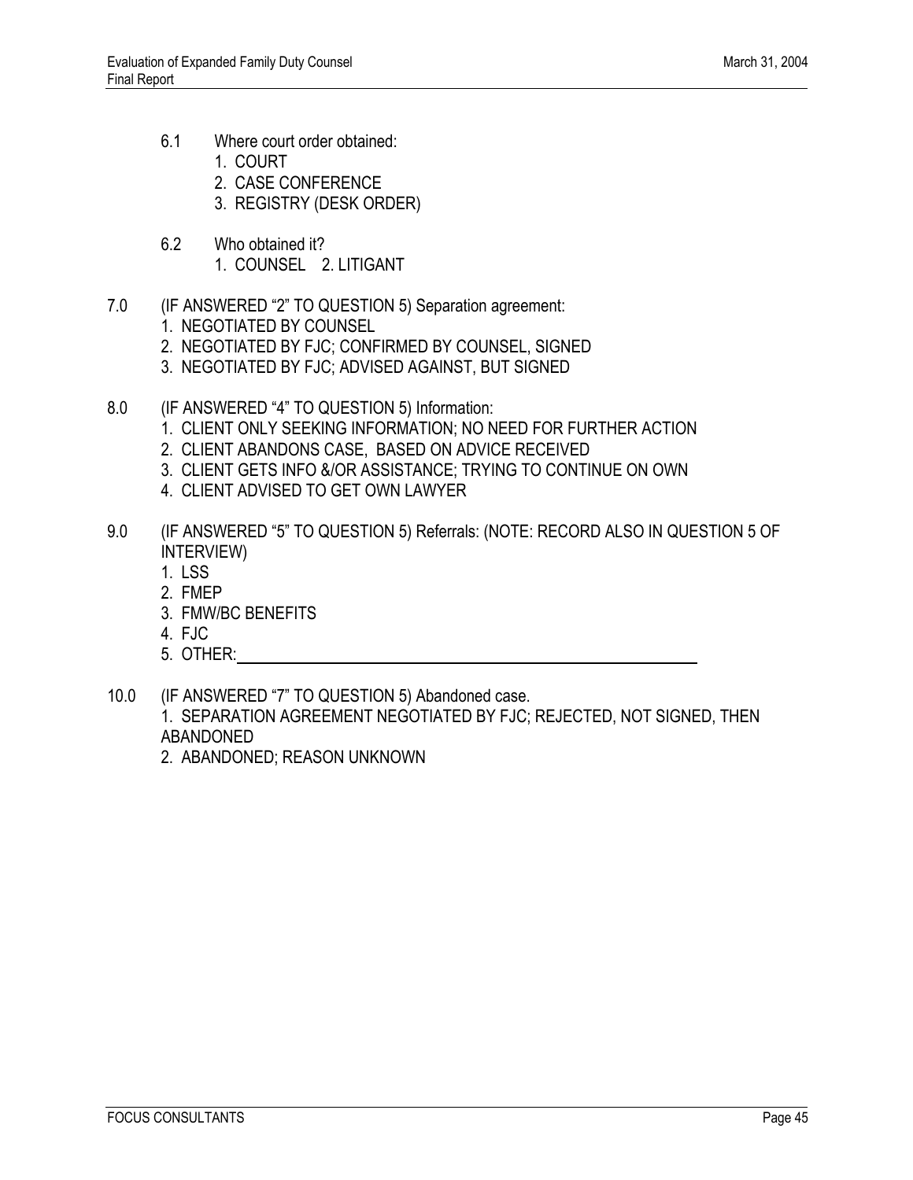6.1 Where court order obtained:

   1. COURT
   2. CASE CONFERENCE
   3. REGISTRY (DESK ORDER)

6.2 Who obtained it?

   1. COUNSEL 2. LITIGANT

7.0 (IF ANSWERED "2" TO QUESTION 5) Separation agreement:

   1. NEGOTIATED BY COUNSEL
   2. NEGOTIATED BY FJC; CONFIRMED BY COUNSEL, SIGNED
   3. NEGOTIATED BY FJC; ADVISED AGAINST, BUT SIGNED

8.0 (IF ANSWERED "4" TO QUESTION 5) Information:

   1. CLIENT ONLY SEEKING INFORMATION; NO NEED FOR FURTHER ACTION
   2. CLIENT ABANDONS CASE, BASED ON ADVICE RECEIVED
   3. CLIENT GETS INFO &/OR ASSISTANCE; TRYING TO CONTINUE ON OWN
   4. CLIENT ADVISED TO GET OWN LAWYER

9.0 (IF ANSWERED "5" TO QUESTION 5) Referrals: (NOTE: RECORD ALSO IN QUESTION 5 OF INTERVIEW)

   1. LSS
   2. FMEP
   3. FMW/BC BENEFITS
   4. FJC
   5. OTHER:\_\_\_\_\_\_\_\_\_\_\_\_\_\_\_\_\_\_\_\_\_\_\_\_\_\_\_\_\_\_\_\_\_\_\_\_\_\_\_\_

10.0 (IF ANSWERED "7" TO QUESTION 5) Abandoned case.

   1. SEPARATION AGREEMENT NEGOTIATED BY FJC; REJECTED, NOT SIGNED, THEN ABANDONED
   2. ABANDONED; REASON UNKNOWN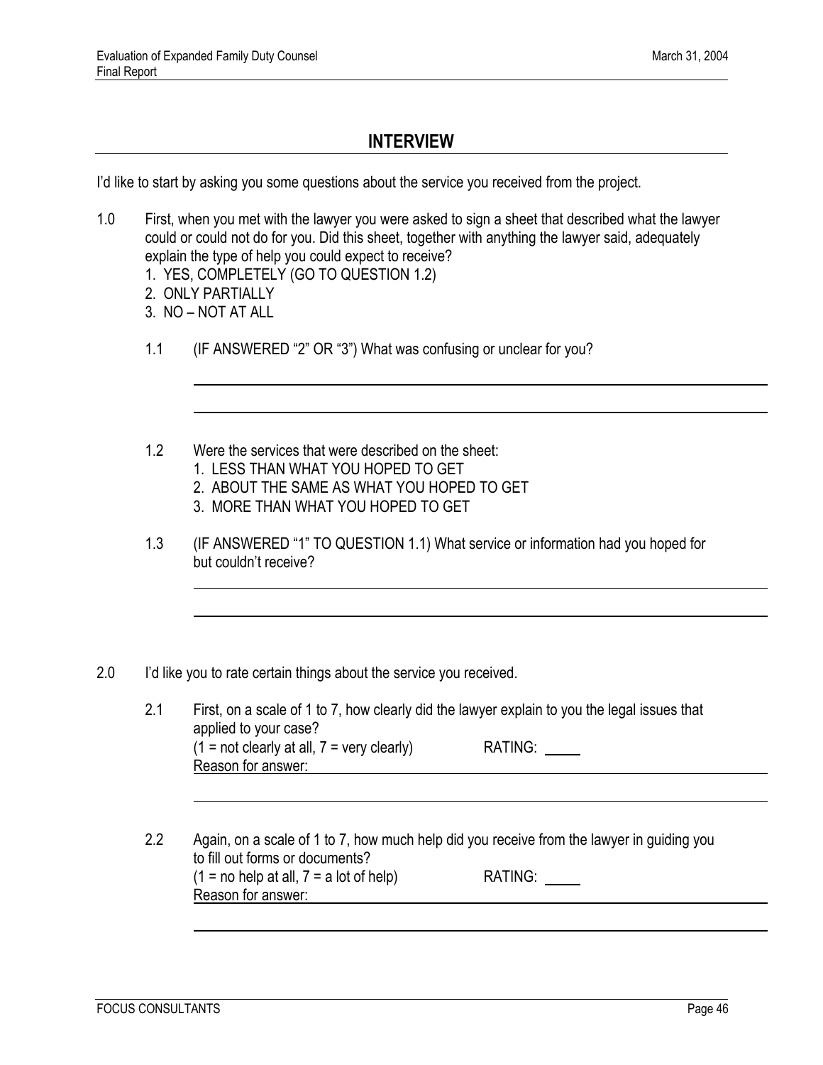## INTERVIEW

I'd like to start by asking you some questions about the service you received from the project.

1.0 First, when you met with the lawyer you were asked to sign a sheet that described what the lawyer could or could not do for you. Did this sheet, together with anything the lawyer said, adequately explain the type of help you could expect to receive?

1. YES, COMPLETELY (GO TO QUESTION 1.2)
2. ONLY PARTIALLY
3. NO – NOT AT ALL

1.1 (IF ANSWERED "2" OR "3") What was confusing or unclear for you?

______________________________________________

______________________________________________

1.2 Were the services that were described on the sheet:

1. LESS THAN WHAT YOU HOPED TO GET
2. ABOUT THE SAME AS WHAT YOU HOPED TO GET
3. MORE THAN WHAT YOU HOPED TO GET

1.3 (IF ANSWERED "1" TO QUESTION 1.1) What service or information had you hoped for but couldn't receive?

______________________________________________

______________________________________________

2.0 I'd like you to rate certain things about the service you received.

2.1 First, on a scale of 1 to 7, how clearly did the lawyer explain to you the legal issues that applied to your case?
(1 = not clearly at all, 7 = very clearly) RATING: _____
Reason for answer: ______________________________________________

______________________________________________

2.2 Again, on a scale of 1 to 7, how much help did you receive from the lawyer in guiding you to fill out forms or documents?
(1 = no help at all, 7 = a lot of help) RATING: _____
Reason for answer: ______________________________________________

______________________________________________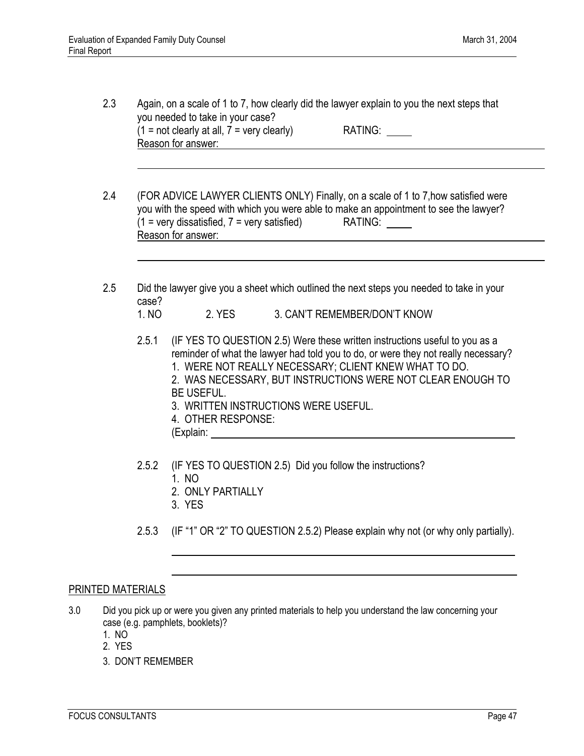2.3 Again, on a scale of 1 to 7, how clearly did the lawyer explain to you the next steps that you needed to take in your case?
(1 = not clearly at all, 7 = very clearly) RATING: _____
Reason for answer: ______________________________________________

______________________________________________

2.4 (FOR ADVICE LAWYER CLIENTS ONLY) Finally, on a scale of 1 to 7,how satisfied were you with the speed with which you were able to make an appointment to see the lawyer?
(1 = very dissatisfied, 7 = very satisfied) RATING: _____
Reason for answer: ______________________________________________

______________________________________________

2.5 Did the lawyer give you a sheet which outlined the next steps you needed to take in your case?
1. NO 2. YES 3. CAN'T REMEMBER/DON'T KNOW

2.5.1 (IF YES TO QUESTION 2.5) Were these written instructions useful to you as a reminder of what the lawyer had told you to do, or were they not really necessary?
1. WERE NOT REALLY NECESSARY; CLIENT KNEW WHAT TO DO.
2. WAS NECESSARY, BUT INSTRUCTIONS WERE NOT CLEAR ENOUGH TO BE USEFUL.
3. WRITTEN INSTRUCTIONS WERE USEFUL.
4. OTHER RESPONSE:
(Explain: ______________________________________________

2.5.2 (IF YES TO QUESTION 2.5) Did you follow the instructions?
1. NO
2. ONLY PARTIALLY
3. YES

2.5.3 (IF "1" OR "2" TO QUESTION 2.5.2) Please explain why not (or why only partially).

______________________________________________

______________________________________________

## PRINTED MATERIALS

3.0 Did you pick up or were you given any printed materials to help you understand the law concerning your case (e.g. pamphlets, booklets)?
1. NO
2. YES
3. DON'T REMEMBER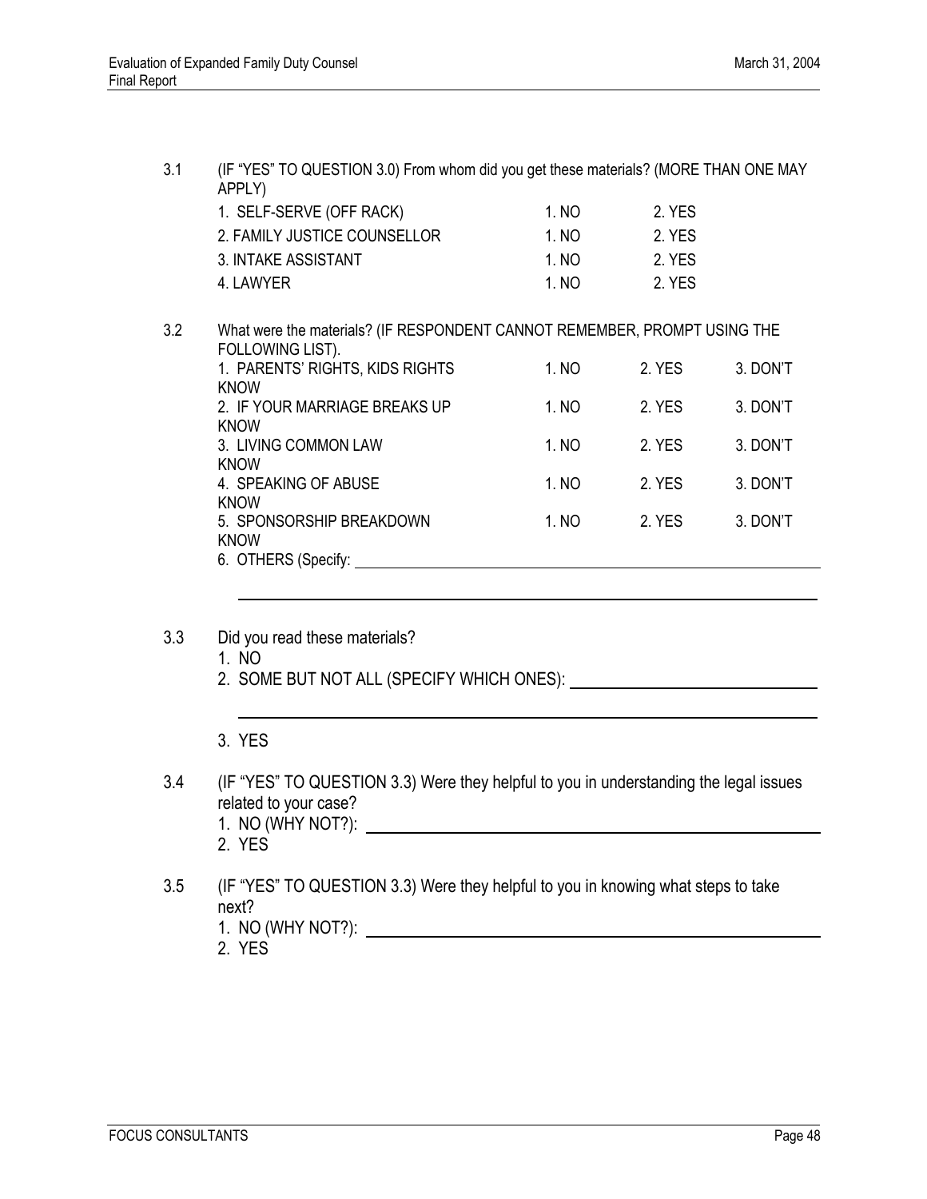3.1 (IF "YES" TO QUESTION 3.0) From whom did you get these materials? (MORE THAN ONE MAY APPLY)

| | | |
|---|---|---|
| 1. SELF-SERVE (OFF RACK) | 1. NO | 2. YES |
| 2. FAMILY JUSTICE COUNSELLOR | 1. NO | 2. YES |
| 3. INTAKE ASSISTANT | 1. NO | 2. YES |
| 4. LAWYER | 1. NO | 2. YES |

3.2 What were the materials? (IF RESPONDENT CANNOT REMEMBER, PROMPT USING THE FOLLOWING LIST).

| | | | |
|---|---|---|---|
| 1. PARENTS' RIGHTS, KIDS RIGHTS | 1. NO | 2. YES | 3. DON'T KNOW |
| 2. IF YOUR MARRIAGE BREAKS UP | 1. NO | 2. YES | 3. DON'T KNOW |
| 3. LIVING COMMON LAW | 1. NO | 2. YES | 3. DON'T KNOW |
| 4. SPEAKING OF ABUSE | 1. NO | 2. YES | 3. DON'T KNOW |
| 5. SPONSORSHIP BREAKDOWN | 1. NO | 2. YES | 3. DON'T KNOW |

6. OTHERS (Specify: ______________________________

______________________________

3.3 Did you read these materials?

1. NO
2. SOME BUT NOT ALL (SPECIFY WHICH ONES): ______________________________

______________________________

3. YES

3.4 (IF "YES" TO QUESTION 3.3) Were they helpful to you in understanding the legal issues related to your case?

1. NO (WHY NOT?): ______________________________
2. YES

3.5 (IF "YES" TO QUESTION 3.3) Were they helpful to you in knowing what steps to take next?

1. NO (WHY NOT?): ______________________________
2. YES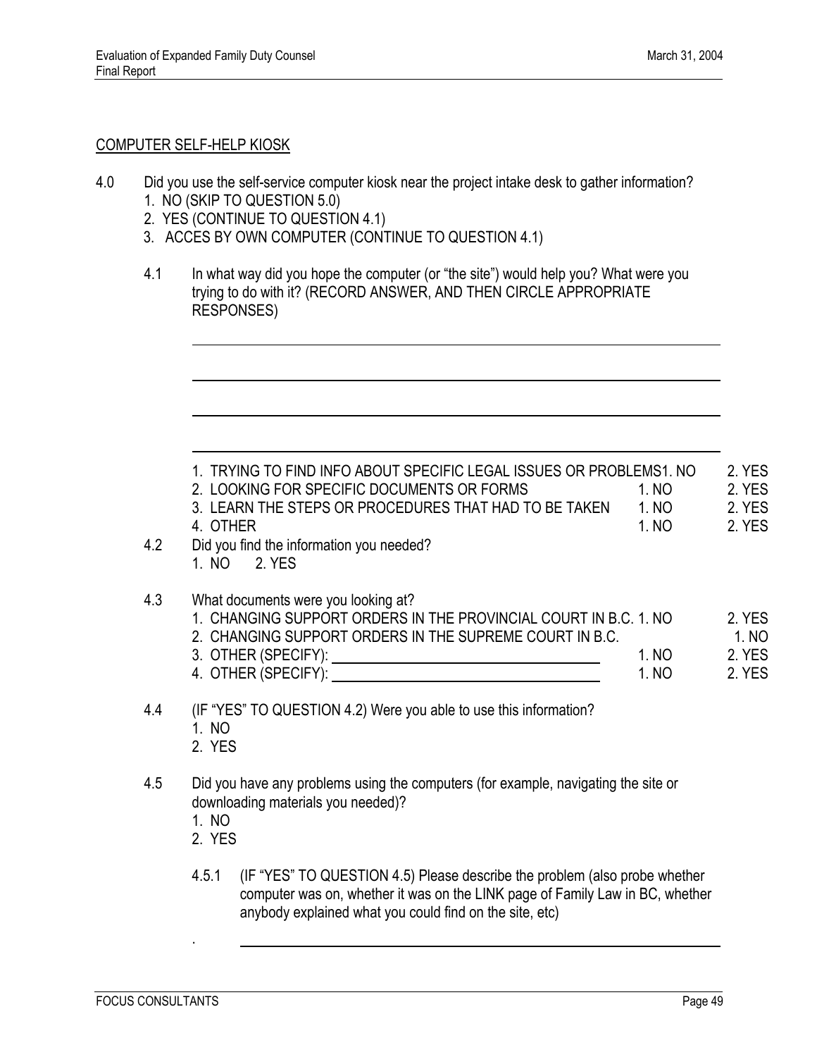COMPUTER SELF-HELP KIOSK

4.0 Did you use the self-service computer kiosk near the project intake desk to gather information?
1. NO (SKIP TO QUESTION 5.0)
2. YES (CONTINUE TO QUESTION 4.1)
3. ACCES BY OWN COMPUTER (CONTINUE TO QUESTION 4.1)

4.1 In what way did you hope the computer (or "the site") would help you? What were you trying to do with it? (RECORD ANSWER, AND THEN CIRCLE APPROPRIATE RESPONSES)

\_\_\_\_\_\_\_\_\_\_\_\_\_\_\_\_\_\_\_\_\_\_\_\_\_\_\_\_\_\_\_\_\_\_\_\_\_\_\_\_\_\_\_\_\_\_\_\_\_\_\_\_\_\_\_\_\_\_\_\_

\_\_\_\_\_\_\_\_\_\_\_\_\_\_\_\_\_\_\_\_\_\_\_\_\_\_\_\_\_\_\_\_\_\_\_\_\_\_\_\_\_\_\_\_\_\_\_\_\_\_\_\_\_\_\_\_\_\_\_\_

\_\_\_\_\_\_\_\_\_\_\_\_\_\_\_\_\_\_\_\_\_\_\_\_\_\_\_\_\_\_\_\_\_\_\_\_\_\_\_\_\_\_\_\_\_\_\_\_\_\_\_\_\_\_\_\_\_\_\_\_

\_\_\_\_\_\_\_\_\_\_\_\_\_\_\_\_\_\_\_\_\_\_\_\_\_\_\_\_\_\_\_\_\_\_\_\_\_\_\_\_\_\_\_\_\_\_\_\_\_\_\_\_\_\_\_\_\_\_\_\_

| | | |
|---|---|---|
| 1. TRYING TO FIND INFO ABOUT SPECIFIC LEGAL ISSUES OR PROBLEMS | 1. NO | 2. YES |
| 2. LOOKING FOR SPECIFIC DOCUMENTS OR FORMS | 1. NO | 2. YES |
| 3. LEARN THE STEPS OR PROCEDURES THAT HAD TO BE TAKEN | 1. NO | 2. YES |
| 4. OTHER | 1. NO | 2. YES |

4.2 Did you find the information you needed?
1. NO 2. YES

4.3 What documents were you looking at?

| | | |
|---|---|---|
| 1. CHANGING SUPPORT ORDERS IN THE PROVINCIAL COURT IN B.C. | 1. NO | 2. YES |
| 2. CHANGING SUPPORT ORDERS IN THE SUPREME COURT IN B.C. | | 1. NO |
| 3. OTHER (SPECIFY): \_\_\_\_\_\_\_\_\_\_\_\_\_\_\_\_\_\_\_\_ | 1. NO | 2. YES |
| 4. OTHER (SPECIFY): \_\_\_\_\_\_\_\_\_\_\_\_\_\_\_\_\_\_\_\_ | 1. NO | 2. YES |

4.4 (IF "YES" TO QUESTION 4.2) Were you able to use this information?
1. NO
2. YES

4.5 Did you have any problems using the computers (for example, navigating the site or downloading materials you needed)?
1. NO
2. YES

4.5.1 (IF "YES" TO QUESTION 4.5) Please describe the problem (also probe whether computer was on, whether it was on the LINK page of Family Law in BC, whether anybody explained what you could find on the site, etc)

\_\_\_\_\_\_\_\_\_\_\_\_\_\_\_\_\_\_\_\_\_\_\_\_\_\_\_\_\_\_\_\_\_\_\_\_\_\_\_\_\_\_\_\_\_\_\_\_\_\_\_\_\_\_\_\_\_\_\_\_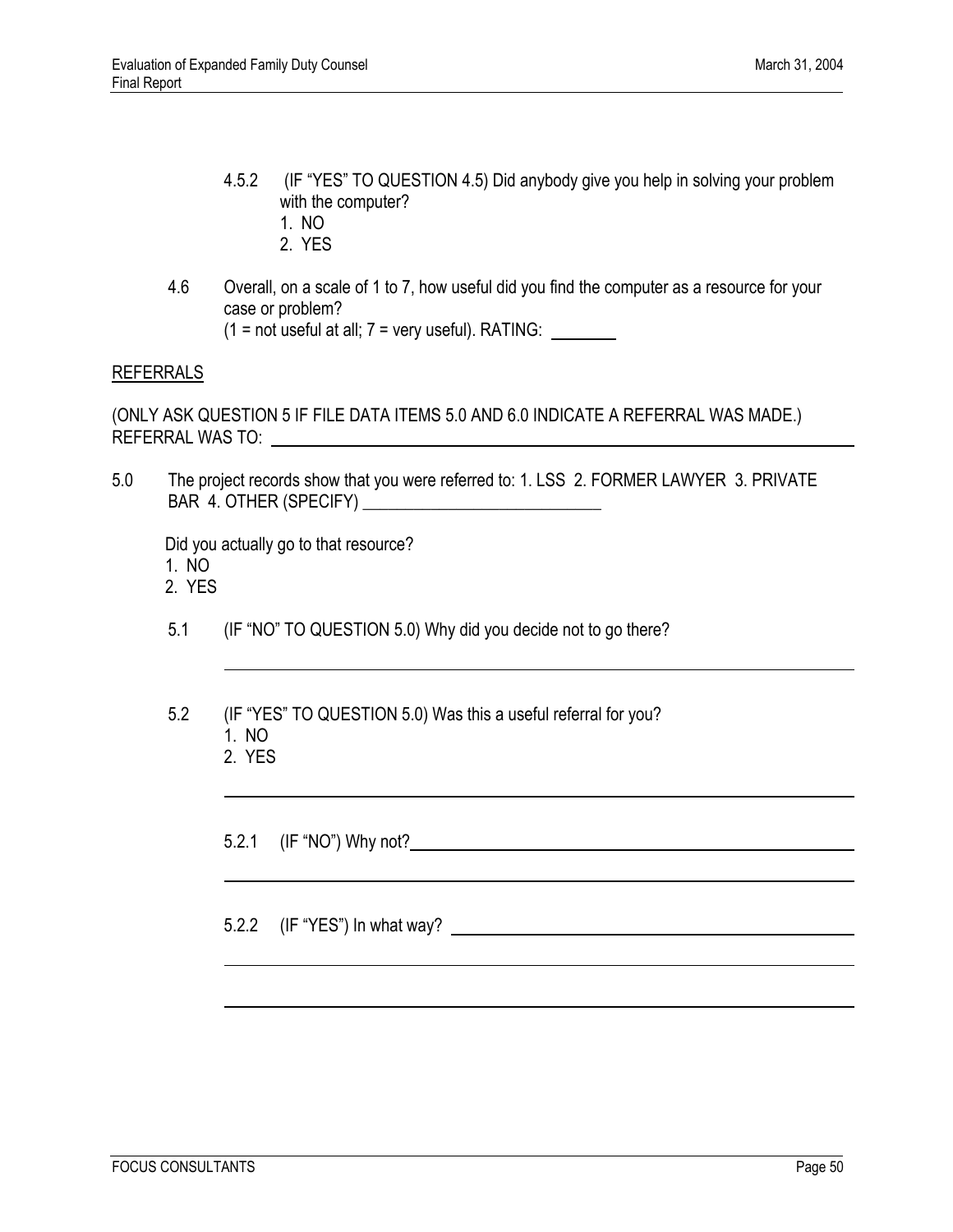4.5.2 (IF "YES" TO QUESTION 4.5) Did anybody give you help in solving your problem with the computer?
1. NO
2. YES

4.6 Overall, on a scale of 1 to 7, how useful did you find the computer as a resource for your case or problem?
(1 = not useful at all; 7 = very useful). RATING: ________

REFERRALS

(ONLY ASK QUESTION 5 IF FILE DATA ITEMS 5.0 AND 6.0 INDICATE A REFERRAL WAS MADE.)
REFERRAL WAS TO: ____________________________________________

5.0 The project records show that you were referred to: 1. LSS 2. FORMER LAWYER 3. PRIVATE BAR 4. OTHER (SPECIFY) ___________________________

Did you actually go to that resource?
1. NO
2. YES

5.1 (IF "NO" TO QUESTION 5.0) Why did you decide not to go there?

____________________________________________

5.2 (IF "YES" TO QUESTION 5.0) Was this a useful referral for you?
1. NO
2. YES

____________________________________________

5.2.1 (IF "NO") Why not? ____________________________________________

____________________________________________

5.2.2 (IF "YES") In what way? ____________________________________________

____________________________________________

____________________________________________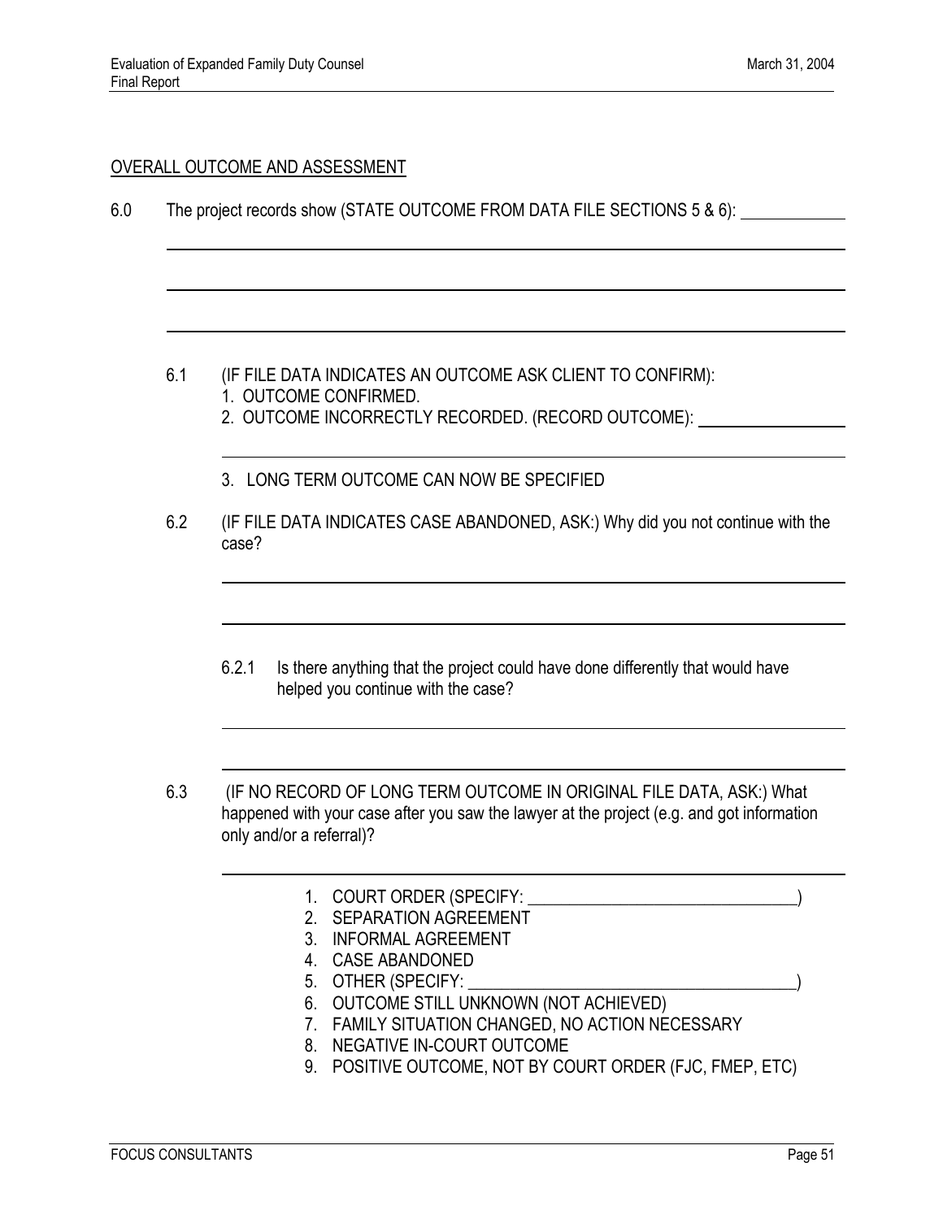OVERALL OUTCOME AND ASSESSMENT

6.0 The project records show (STATE OUTCOME FROM DATA FILE SECTIONS 5 & 6): ____________

______________________________________________________________________

______________________________________________________________________

______________________________________________________________________

6.1 (IF FILE DATA INDICATES AN OUTCOME ASK CLIENT TO CONFIRM):

1. OUTCOME CONFIRMED.
2. OUTCOME INCORRECTLY RECORDED. (RECORD OUTCOME): ________________

______________________________________________________________________

3. LONG TERM OUTCOME CAN NOW BE SPECIFIED

6.2 (IF FILE DATA INDICATES CASE ABANDONED, ASK:) Why did you not continue with the case?

______________________________________________________________________

______________________________________________________________________

6.2.1 Is there anything that the project could have done differently that would have helped you continue with the case?

______________________________________________________________________

______________________________________________________________________

6.3 (IF NO RECORD OF LONG TERM OUTCOME IN ORIGINAL FILE DATA, ASK:) What happened with your case after you saw the lawyer at the project (e.g. and got information only and/or a referral)?

______________________________________________________________________

1. COURT ORDER (SPECIFY: ________________________________)
2. SEPARATION AGREEMENT
3. INFORMAL AGREEMENT
4. CASE ABANDONED
5. OTHER (SPECIFY: ______________________________________)
6. OUTCOME STILL UNKNOWN (NOT ACHIEVED)
7. FAMILY SITUATION CHANGED, NO ACTION NECESSARY
8. NEGATIVE IN-COURT OUTCOME
9. POSITIVE OUTCOME, NOT BY COURT ORDER (FJC, FMEP, ETC)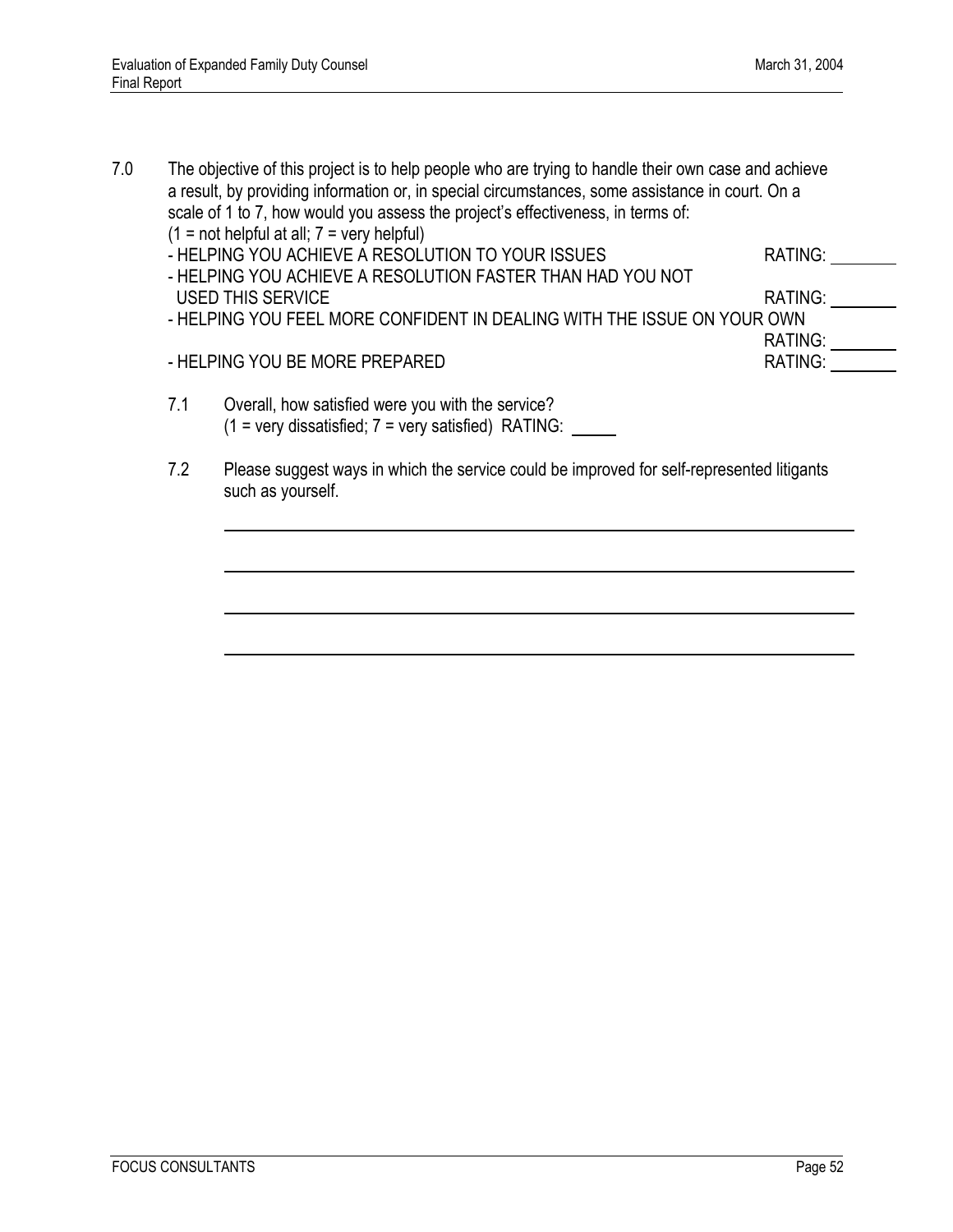7.0 The objective of this project is to help people who are trying to handle their own case and achieve a result, by providing information or, in special circumstances, some assistance in court. On a scale of 1 to 7, how would you assess the project's effectiveness, in terms of:
(1 = not helpful at all; 7 = very helpful)

- HELPING YOU ACHIEVE A RESOLUTION TO YOUR ISSUES RATING: ________
- HELPING YOU ACHIEVE A RESOLUTION FASTER THAN HAD YOU NOT USED THIS SERVICE RATING: ________
- HELPING YOU FEEL MORE CONFIDENT IN DEALING WITH THE ISSUE ON YOUR OWN RATING: ________
- HELPING YOU BE MORE PREPARED RATING: ________

7.1 Overall, how satisfied were you with the service?
(1 = very dissatisfied; 7 = very satisfied) RATING: _____

7.2 Please suggest ways in which the service could be improved for self-represented litigants such as yourself.

______________________________________________________________________

______________________________________________________________________

______________________________________________________________________

______________________________________________________________________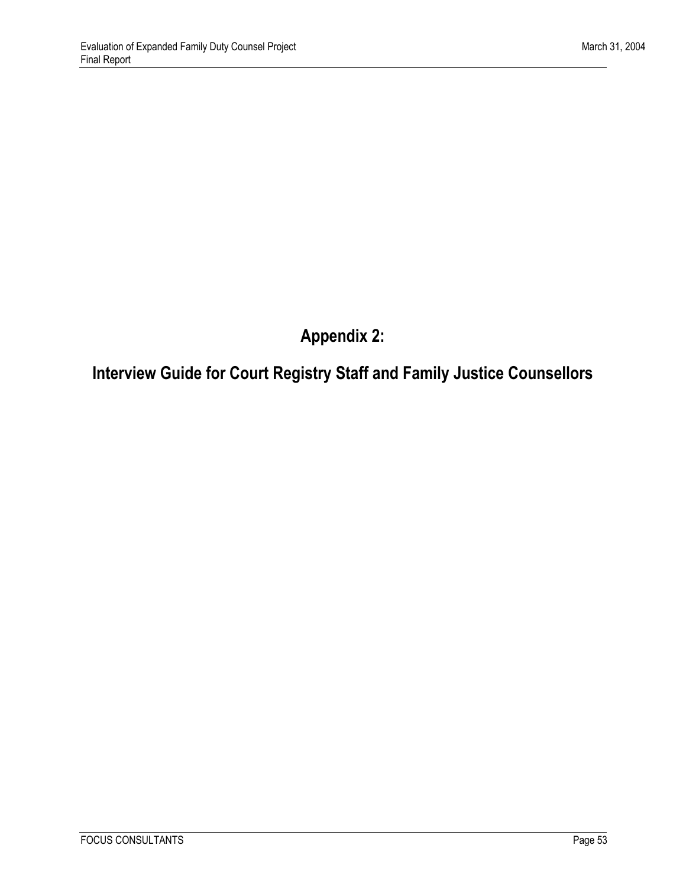# Appendix 2:

# Interview Guide for Court Registry Staff and Family Justice Counsellors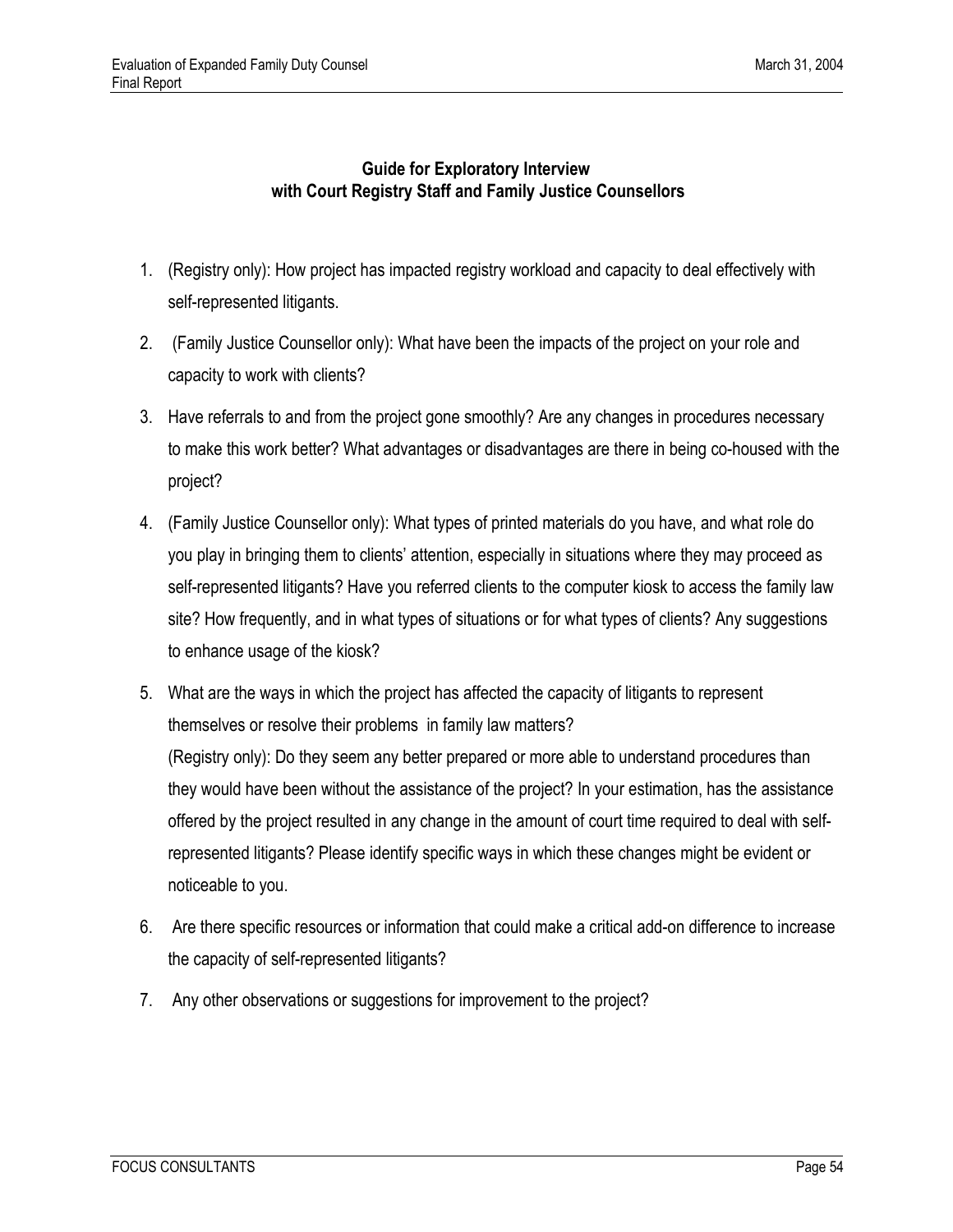**Guide for Exploratory Interview with Court Registry Staff and Family Justice Counsellors**

1. (Registry only): How project has impacted registry workload and capacity to deal effectively with self-represented litigants.

2. (Family Justice Counsellor only): What have been the impacts of the project on your role and capacity to work with clients?

3. Have referrals to and from the project gone smoothly? Are any changes in procedures necessary to make this work better? What advantages or disadvantages are there in being co-housed with the project?

4. (Family Justice Counsellor only): What types of printed materials do you have, and what role do you play in bringing them to clients' attention, especially in situations where they may proceed as self-represented litigants? Have you referred clients to the computer kiosk to access the family law site? How frequently, and in what types of situations or for what types of clients? Any suggestions to enhance usage of the kiosk?

5. What are the ways in which the project has affected the capacity of litigants to represent themselves or resolve their problems in family law matters?
   (Registry only): Do they seem any better prepared or more able to understand procedures than they would have been without the assistance of the project? In your estimation, has the assistance offered by the project resulted in any change in the amount of court time required to deal with self-represented litigants? Please identify specific ways in which these changes might be evident or noticeable to you.

6. Are there specific resources or information that could make a critical add-on difference to increase the capacity of self-represented litigants?

7. Any other observations or suggestions for improvement to the project?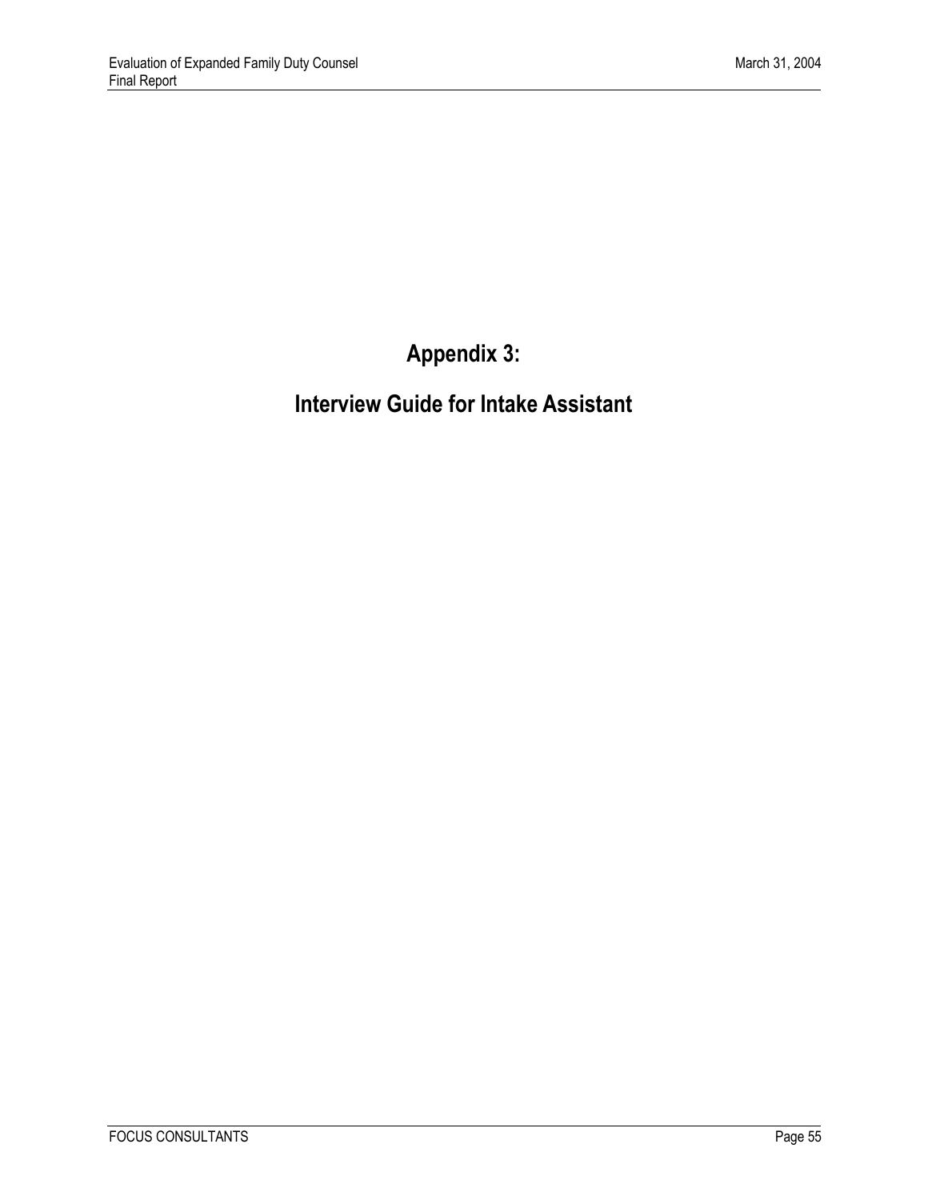# Appendix 3:

# Interview Guide for Intake Assistant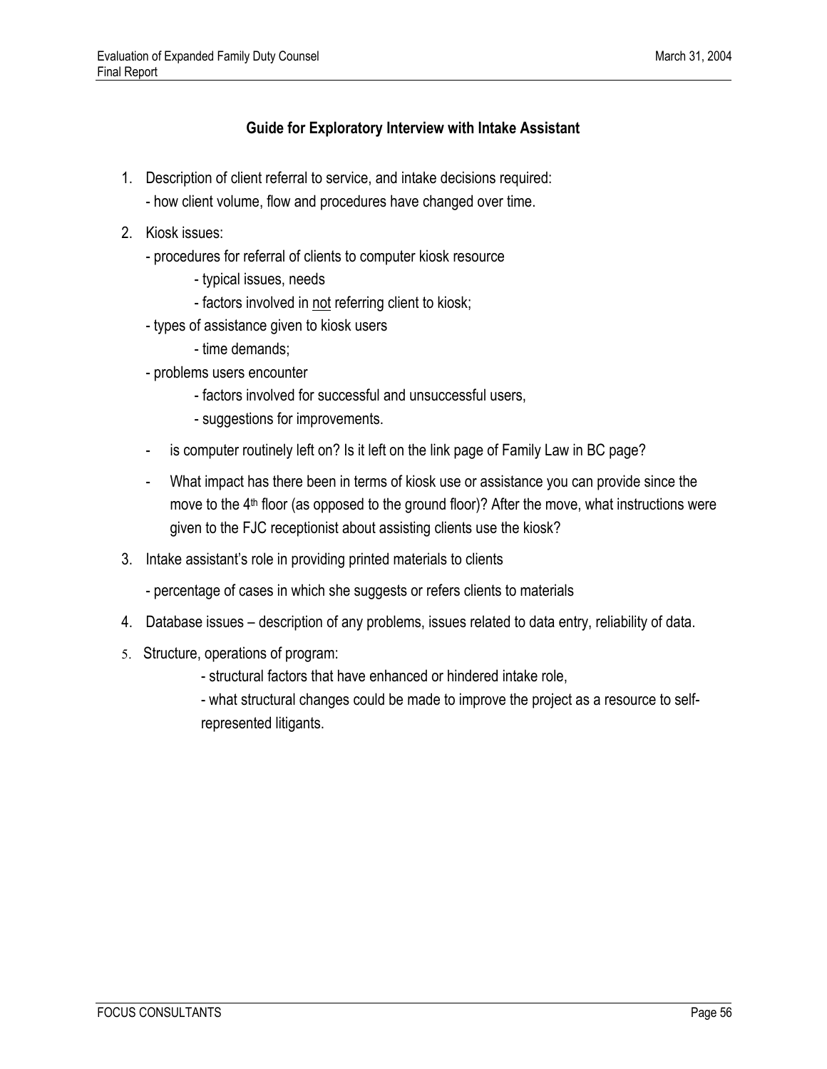### Guide for Exploratory Interview with Intake Assistant

1. Description of client referral to service, and intake decisions required:
   - how client volume, flow and procedures have changed over time.
2. Kiosk issues:
   - procedures for referral of clients to computer kiosk resource
     - typical issues, needs
     - factors involved in <u>not</u> referring client to kiosk;
   - types of assistance given to kiosk users
     - time demands;
   - problems users encounter
     - factors involved for successful and unsuccessful users,
     - suggestions for improvements.
   - is computer routinely left on? Is it left on the link page of Family Law in BC page?
   - What impact has there been in terms of kiosk use or assistance you can provide since the move to the 4th floor (as opposed to the ground floor)? After the move, what instructions were given to the FJC receptionist about assisting clients use the kiosk?
3. Intake assistant's role in providing printed materials to clients
   - percentage of cases in which she suggests or refers clients to materials
4. Database issues – description of any problems, issues related to data entry, reliability of data.
5. Structure, operations of program:
   - structural factors that have enhanced or hindered intake role,
   - what structural changes could be made to improve the project as a resource to self-represented litigants.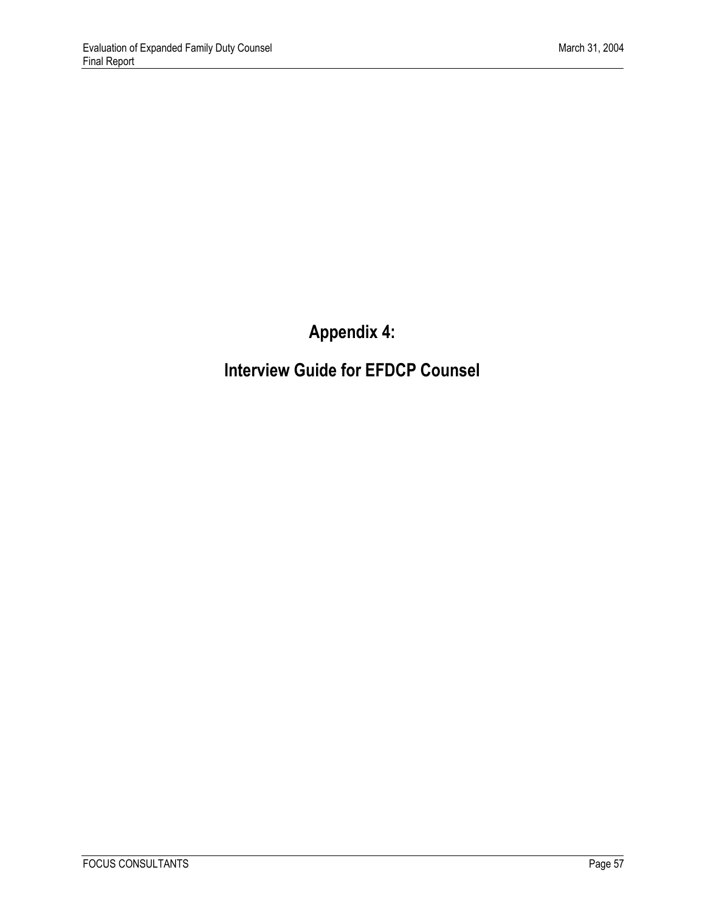# Appendix 4:

# Interview Guide for EFDCP Counsel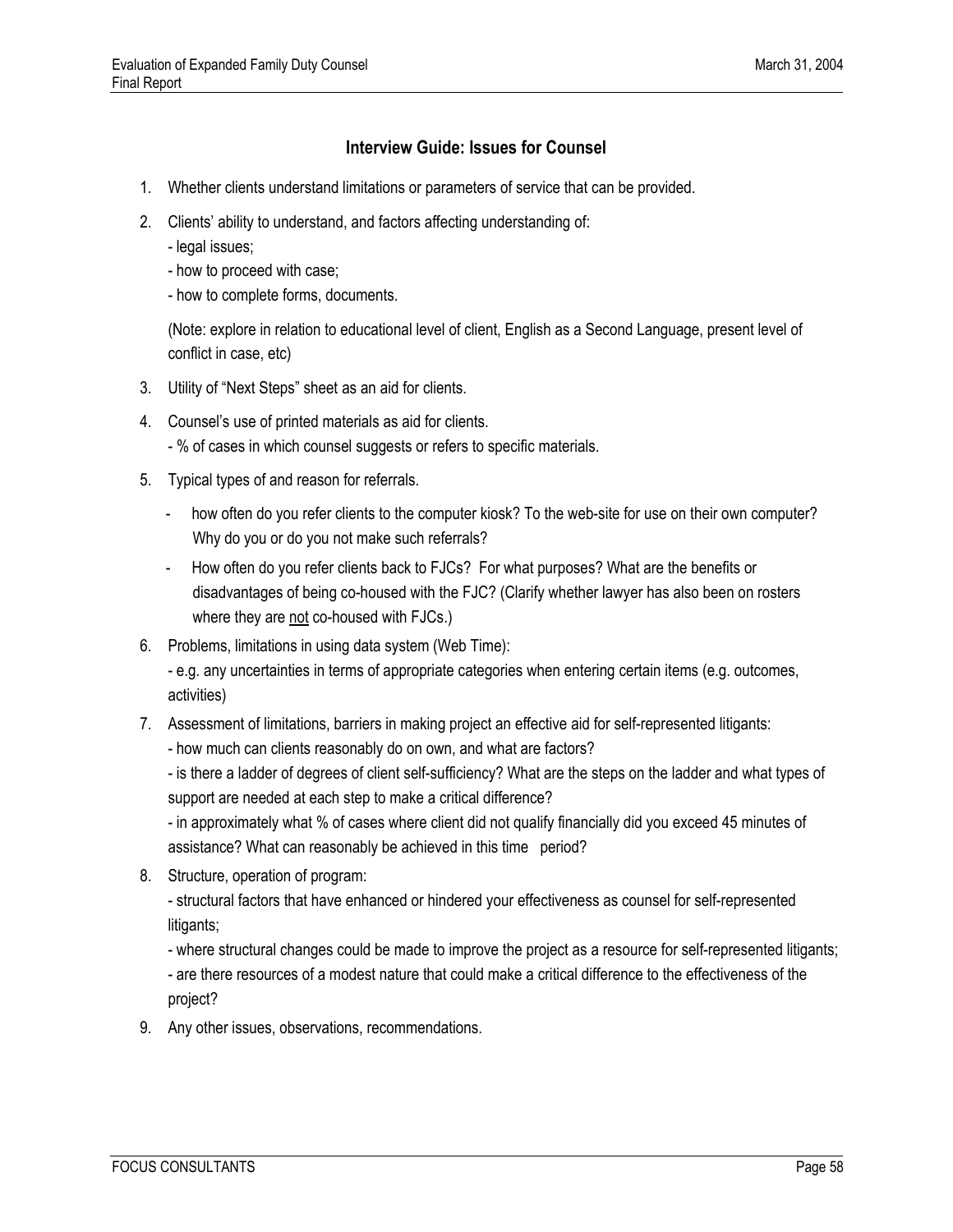### Interview Guide: Issues for Counsel

1. Whether clients understand limitations or parameters of service that can be provided.
2. Clients' ability to understand, and factors affecting understanding of:
   - legal issues;
   - how to proceed with case;
   - how to complete forms, documents.

   (Note: explore in relation to educational level of client, English as a Second Language, present level of conflict in case, etc)
3. Utility of "Next Steps" sheet as an aid for clients.
4. Counsel's use of printed materials as aid for clients.
   - % of cases in which counsel suggests or refers to specific materials.
5. Typical types of and reason for referrals.
   - how often do you refer clients to the computer kiosk? To the web-site for use on their own computer? Why do you or do you not make such referrals?
   - How often do you refer clients back to FJCs? For what purposes? What are the benefits or disadvantages of being co-housed with the FJC? (Clarify whether lawyer has also been on rosters where they are <u>not</u> co-housed with FJCs.)
6. Problems, limitations in using data system (Web Time):
   - e.g. any uncertainties in terms of appropriate categories when entering certain items (e.g. outcomes, activities)
7. Assessment of limitations, barriers in making project an effective aid for self-represented litigants:
   - how much can clients reasonably do on own, and what are factors?
   - is there a ladder of degrees of client self-sufficiency? What are the steps on the ladder and what types of support are needed at each step to make a critical difference?
   - in approximately what % of cases where client did not qualify financially did you exceed 45 minutes of assistance? What can reasonably be achieved in this time period?
8. Structure, operation of program:
   - structural factors that have enhanced or hindered your effectiveness as counsel for self-represented litigants;
   - where structural changes could be made to improve the project as a resource for self-represented litigants;
   - are there resources of a modest nature that could make a critical difference to the effectiveness of the project?
9. Any other issues, observations, recommendations.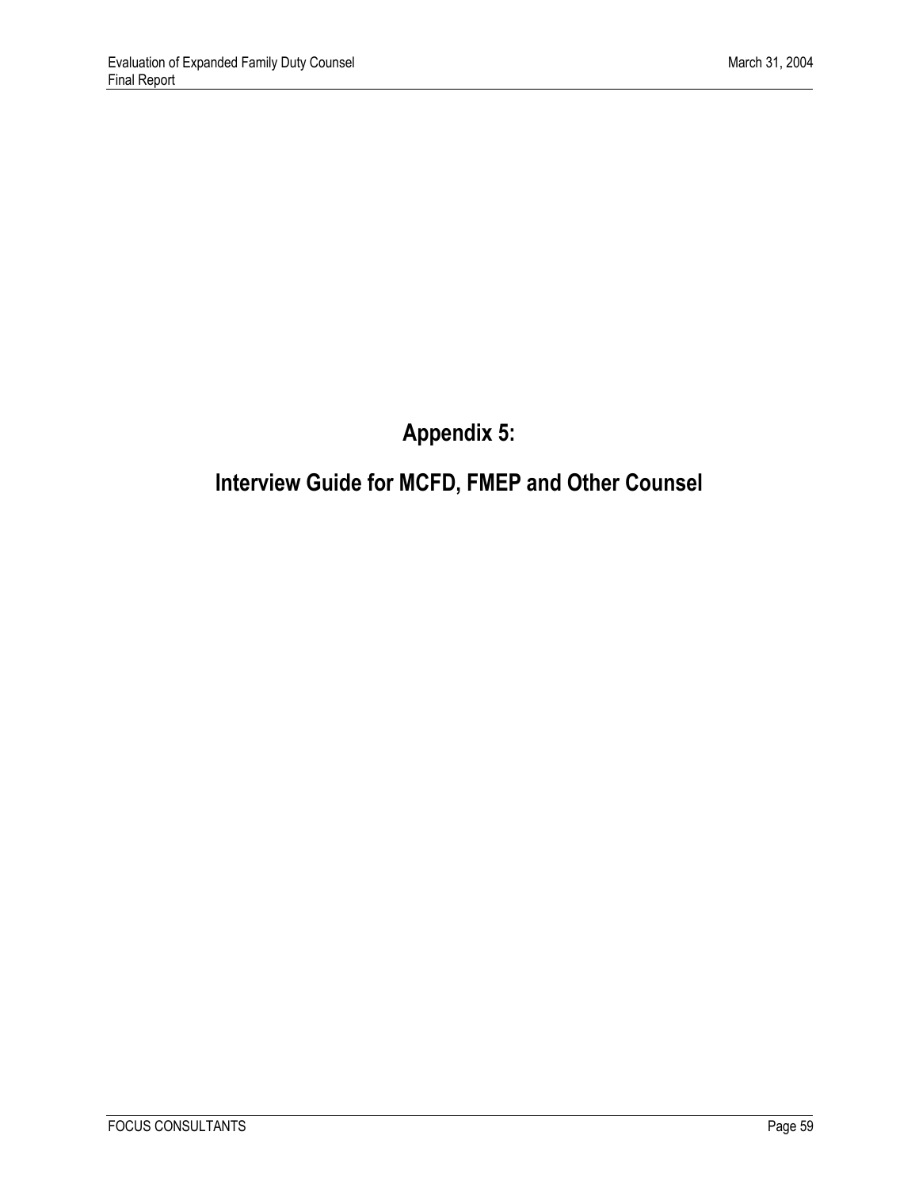# Appendix 5:

# Interview Guide for MCFD, FMEP and Other Counsel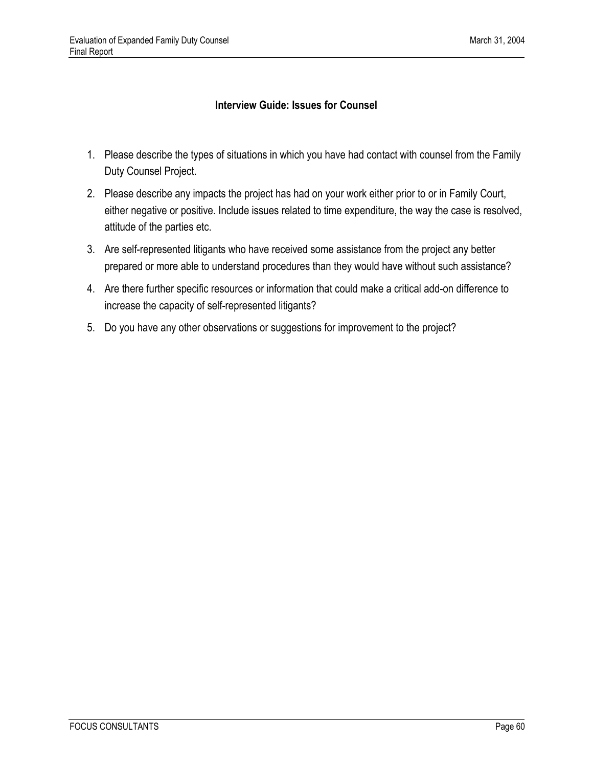## Interview Guide: Issues for Counsel

1. Please describe the types of situations in which you have had contact with counsel from the Family Duty Counsel Project.
2. Please describe any impacts the project has had on your work either prior to or in Family Court, either negative or positive. Include issues related to time expenditure, the way the case is resolved, attitude of the parties etc.
3. Are self-represented litigants who have received some assistance from the project any better prepared or more able to understand procedures than they would have without such assistance?
4. Are there further specific resources or information that could make a critical add-on difference to increase the capacity of self-represented litigants?
5. Do you have any other observations or suggestions for improvement to the project?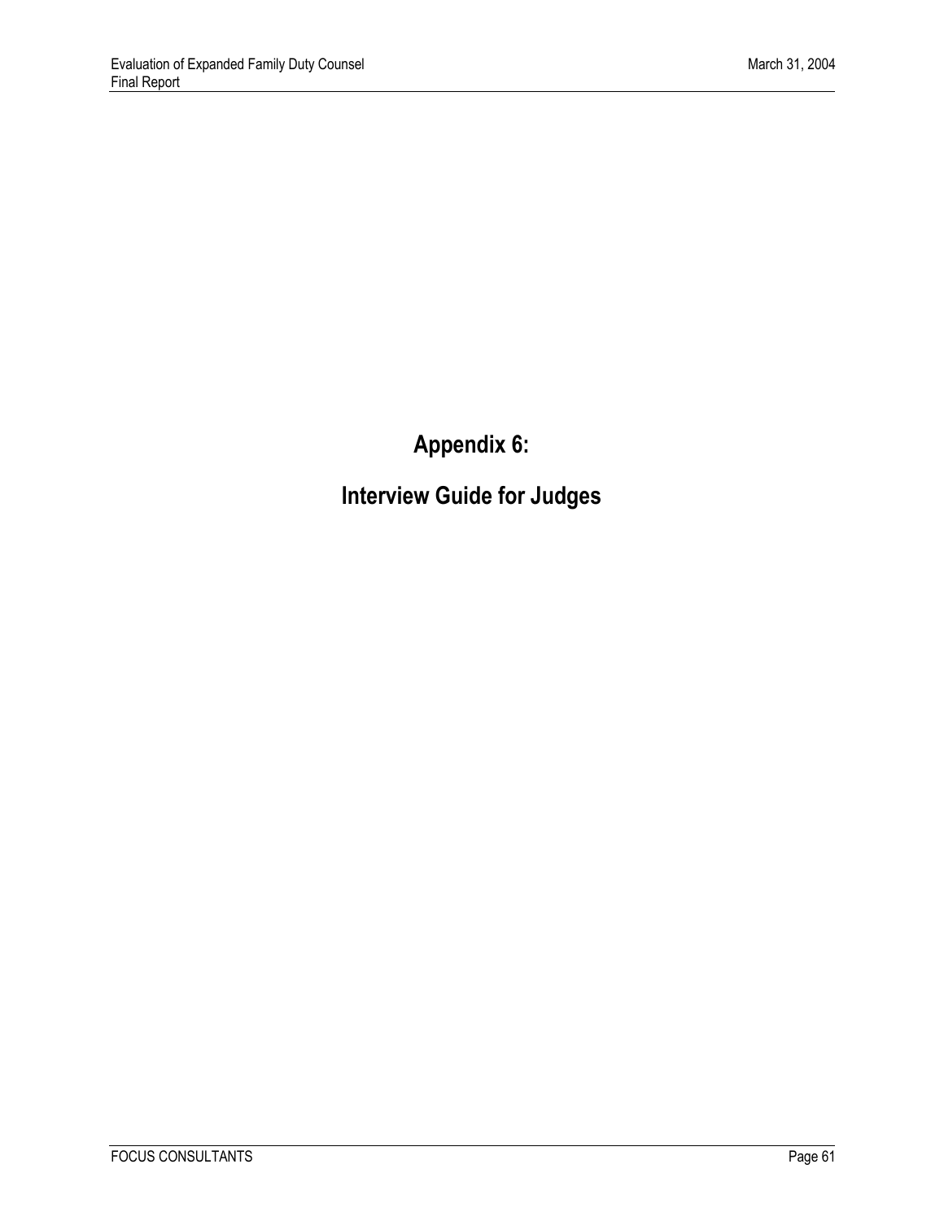# Appendix 6:

# Interview Guide for Judges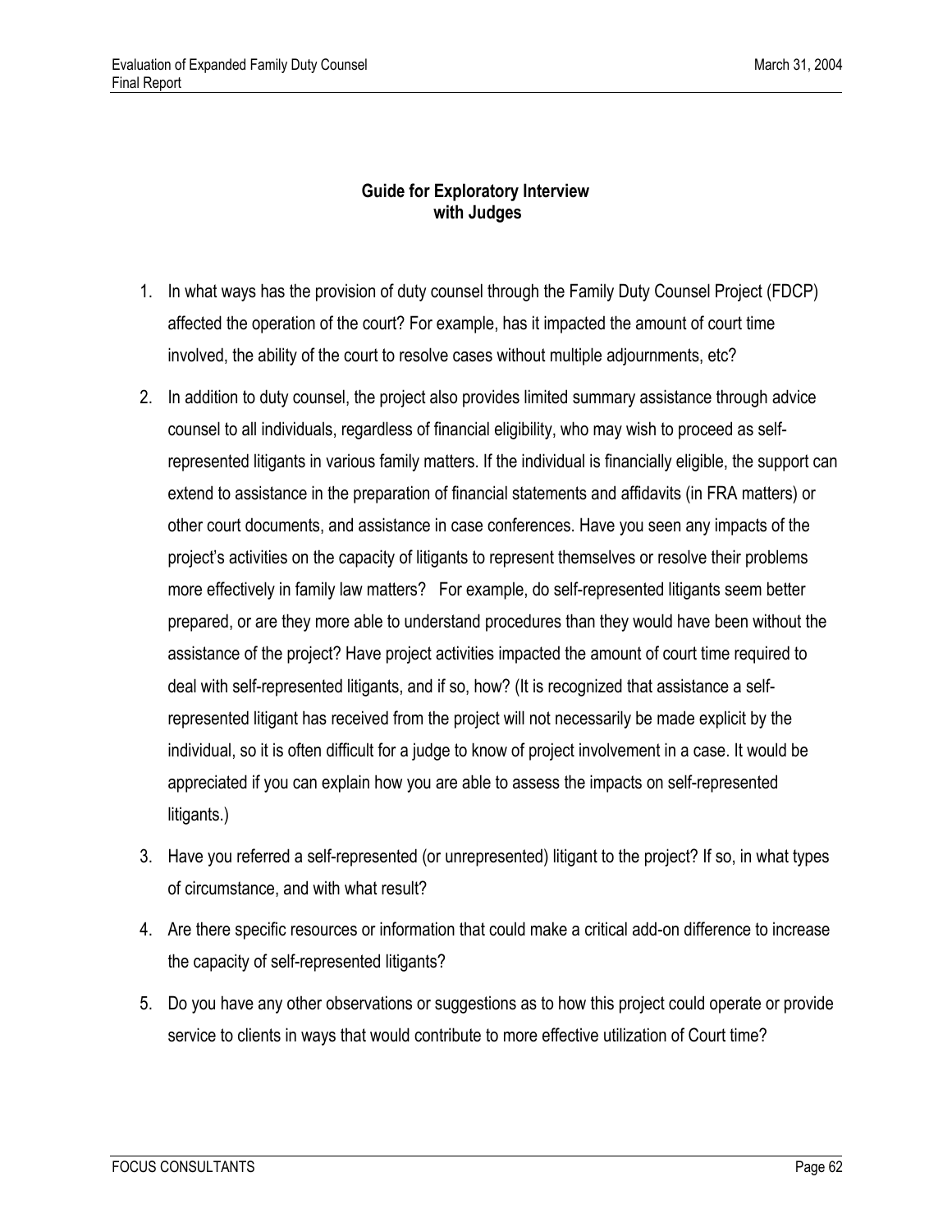## Guide for Exploratory Interview with Judges

1. In what ways has the provision of duty counsel through the Family Duty Counsel Project (FDCP) affected the operation of the court? For example, has it impacted the amount of court time involved, the ability of the court to resolve cases without multiple adjournments, etc?
2. In addition to duty counsel, the project also provides limited summary assistance through advice counsel to all individuals, regardless of financial eligibility, who may wish to proceed as self-represented litigants in various family matters. If the individual is financially eligible, the support can extend to assistance in the preparation of financial statements and affidavits (in FRA matters) or other court documents, and assistance in case conferences. Have you seen any impacts of the project's activities on the capacity of litigants to represent themselves or resolve their problems more effectively in family law matters? For example, do self-represented litigants seem better prepared, or are they more able to understand procedures than they would have been without the assistance of the project? Have project activities impacted the amount of court time required to deal with self-represented litigants, and if so, how? (It is recognized that assistance a self-represented litigant has received from the project will not necessarily be made explicit by the individual, so it is often difficult for a judge to know of project involvement in a case. It would be appreciated if you can explain how you are able to assess the impacts on self-represented litigants.)
3. Have you referred a self-represented (or unrepresented) litigant to the project? If so, in what types of circumstance, and with what result?
4. Are there specific resources or information that could make a critical add-on difference to increase the capacity of self-represented litigants?
5. Do you have any other observations or suggestions as to how this project could operate or provide service to clients in ways that would contribute to more effective utilization of Court time?